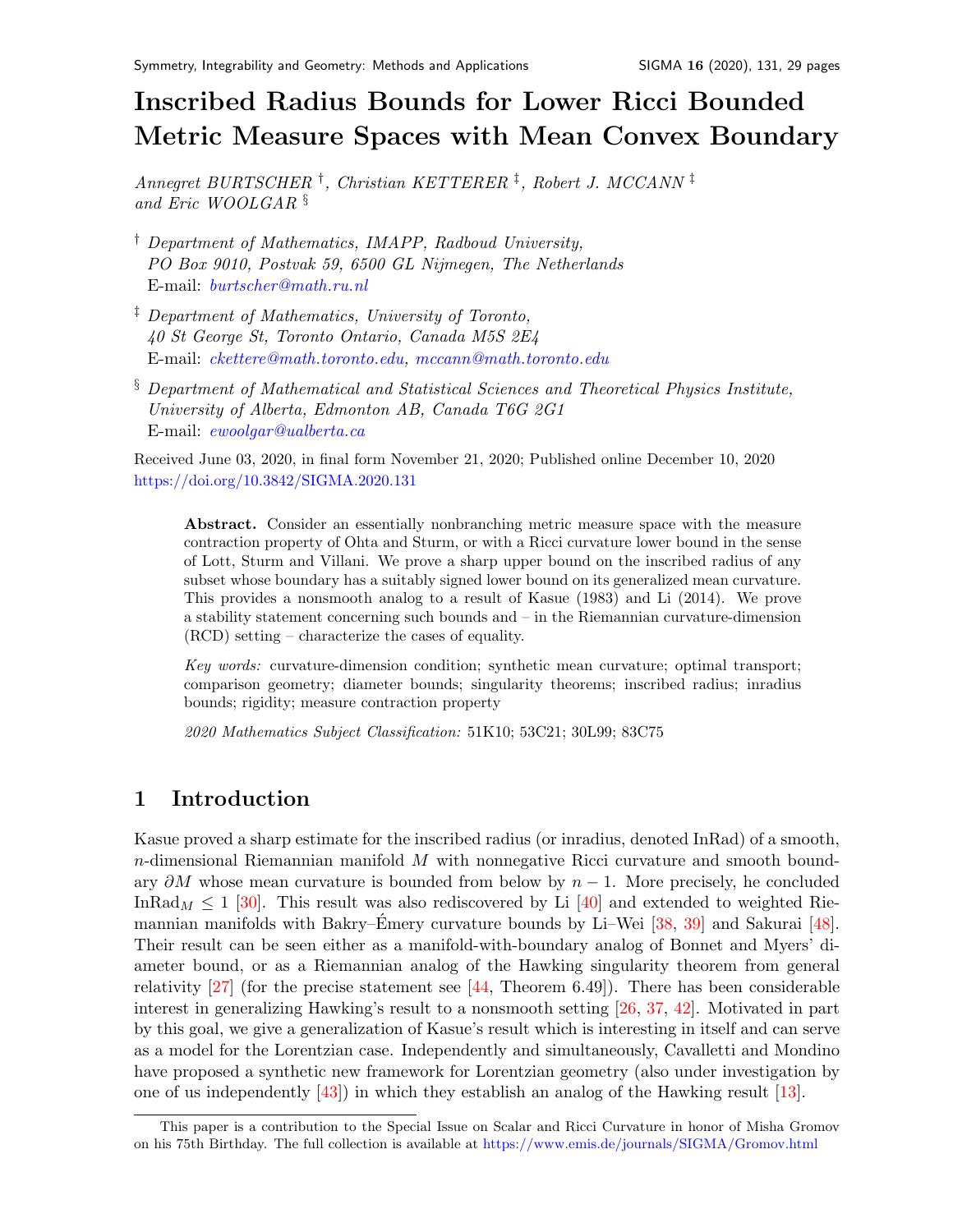# Inscribed Radius Bounds for Lower Ricci Bounded Metric Measure Spaces with Mean Convex Boundary

*Annegret BURTSCHER* [†], *Christian KETTERER* [‡], *Robert J. MCCANN* [‡] *and Eric WOOLGAR* [§]

[†] *Department of Mathematics, IMAPP, Radboud University, PO Box 9010, Postvak 59, 6500 GL Nijmegen, The Netherlands*
E-mail: burtscher@math.ru.nl

[‡] *Department of Mathematics, University of Toronto, 40 St George St, Toronto Ontario, Canada M5S 2E4*
E-mail: ckettere@math.toronto.edu, mccann@math.toronto.edu

[§] *Department of Mathematical and Statistical Sciences and Theoretical Physics Institute, University of Alberta, Edmonton AB, Canada T6G 2G1*
E-mail: ewoolgar@ualberta.ca

Received June 03, 2020, in final form November 21, 2020; Published online December 10, 2020
https://doi.org/10.3842/SIGMA.2020.131

**Abstract.** Consider an essentially nonbranching metric measure space with the measure contraction property of Ohta and Sturm, or with a Ricci curvature lower bound in the sense of Lott, Sturm and Villani. We prove a sharp upper bound on the inscribed radius of any subset whose boundary has a suitably signed lower bound on its generalized mean curvature. This provides a nonsmooth analog to a result of Kasue (1983) and Li (2014). We prove a stability statement concerning such bounds and – in the Riemannian curvature-dimension (RCD) setting – characterize the cases of equality.

*Key words:* curvature-dimension condition; synthetic mean curvature; optimal transport; comparison geometry; diameter bounds; singularity theorems; inscribed radius; inradius bounds; rigidity; measure contraction property

*2020 Mathematics Subject Classification:* 51K10; 53C21; 30L99; 83C75

## 1 Introduction

Kasue proved a sharp estimate for the inscribed radius (or inradius, denoted InRad) of a smooth, $n$-dimensional Riemannian manifold $M$ with nonnegative Ricci curvature and smooth boundary $\partial M$ whose mean curvature is bounded from below by $n-1$. More precisely, he concluded $\mathrm{InRad}_M \leq 1$ [30]. This result was also rediscovered by Li [40] and extended to weighted Riemannian manifolds with Bakry–Émery curvature bounds by Li–Wei [38, 39] and Sakurai [48]. Their result can be seen either as a manifold-with-boundary analog of Bonnet and Myers' diameter bound, or as a Riemannian analog of the Hawking singularity theorem from general relativity [27] (for the precise statement see [44, Theorem 6.49]). There has been considerable interest in generalizing Hawking's result to a nonsmooth setting [26, 37, 42]. Motivated in part by this goal, we give a generalization of Kasue's result which is interesting in itself and can serve as a model for the Lorentzian case. Independently and simultaneously, Cavalletti and Mondino have proposed a synthetic new framework for Lorentzian geometry (also under investigation by one of us independently [43]) in which they establish an analog of the Hawking result [13].

This paper is a contribution to the Special Issue on Scalar and Ricci Curvature in honor of Misha Gromov on his 75th Birthday. The full collection is available at https://www.emis.de/journals/SIGMA/Gromov.html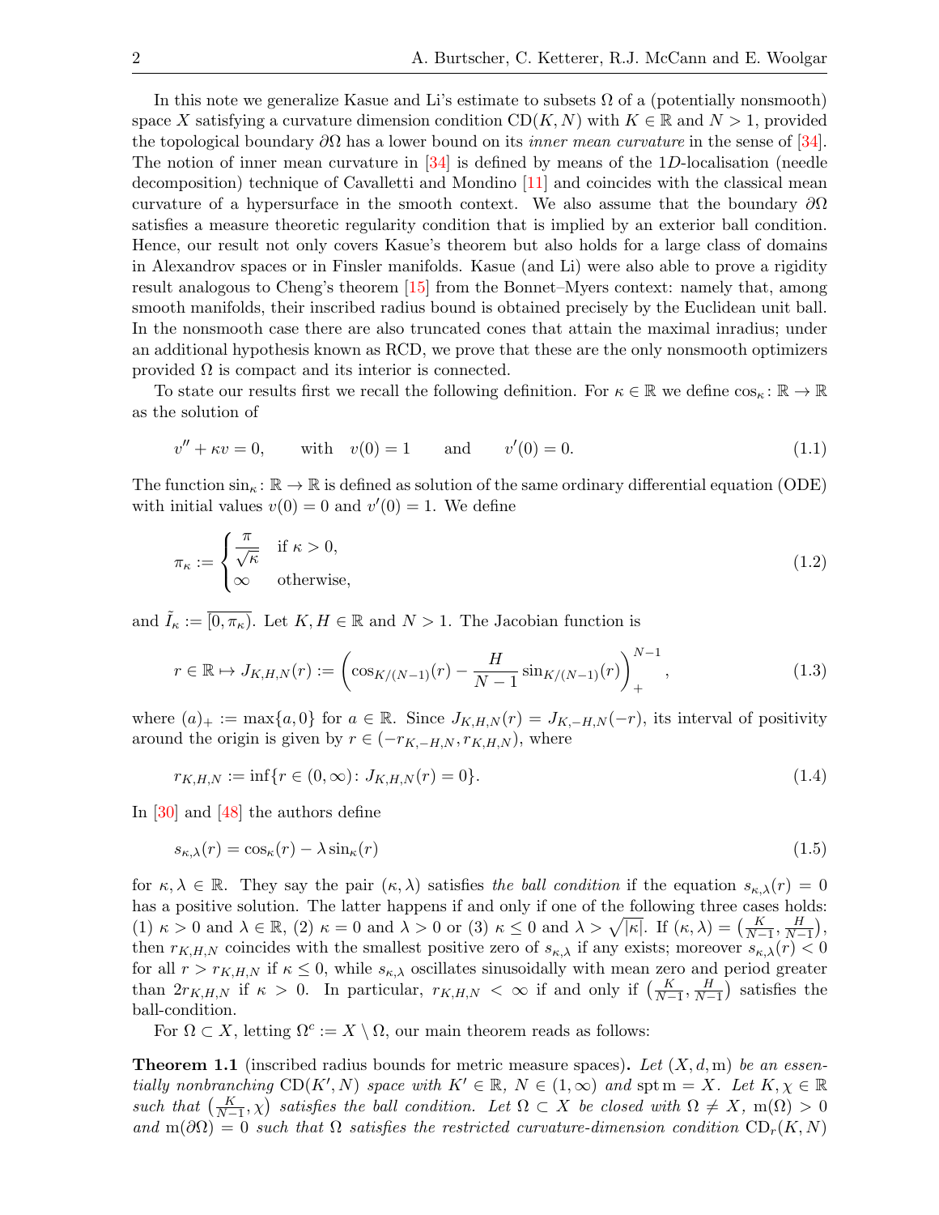In this note we generalize Kasue and Li's estimate to subsets $\Omega$ of a (potentially nonsmooth) space $X$ satisfying a curvature dimension condition $\mathrm{CD}(K,N)$ with $K \in \mathbb{R}$ and $N > 1$, provided the topological boundary $\partial\Omega$ has a lower bound on its *inner mean curvature* in the sense of [34]. The notion of inner mean curvature in [34] is defined by means of the 1$D$-localisation (needle decomposition) technique of Cavalletti and Mondino [11] and coincides with the classical mean curvature of a hypersurface in the smooth context. We also assume that the boundary $\partial\Omega$ satisfies a measure theoretic regularity condition that is implied by an exterior ball condition. Hence, our result not only covers Kasue's theorem but also holds for a large class of domains in Alexandrov spaces or in Finsler manifolds. Kasue (and Li) were also able to prove a rigidity result analogous to Cheng's theorem [15] from the Bonnet–Myers context: namely that, among smooth manifolds, their inscribed radius bound is obtained precisely by the Euclidean unit ball. In the nonsmooth case there are also truncated cones that attain the maximal inradius; under an additional hypothesis known as RCD, we prove that these are the only nonsmooth optimizers provided $\Omega$ is compact and its interior is connected.

To state our results first we recall the following definition. For $\kappa \in \mathbb{R}$ we define $\cos_\kappa \colon \mathbb{R} \to \mathbb{R}$ as the solution of

$$v'' + \kappa v = 0, \qquad \text{with} \quad v(0) = 1 \qquad \text{and} \qquad v'(0) = 0. \tag{1.1}$$

The function $\sin_\kappa \colon \mathbb{R} \to \mathbb{R}$ is defined as solution of the same ordinary differential equation (ODE) with initial values $v(0) = 0$ and $v'(0) = 1$. We define

$$\pi_\kappa := \begin{cases} \dfrac{\pi}{\sqrt{\kappa}} & \text{if } \kappa > 0, \\ \infty & \text{otherwise,} \end{cases} \tag{1.2}$$

and $\tilde{I}_\kappa := \overline{[0, \pi_\kappa)}$. Let $K, H \in \mathbb{R}$ and $N > 1$. The Jacobian function is

$$r \in \mathbb{R} \mapsto J_{K,H,N}(r) := \left( \cos_{K/(N-1)}(r) - \frac{H}{N-1} \sin_{K/(N-1)}(r) \right)_+^{N-1}, \tag{1.3}$$

where $(a)_+ := \max\{a, 0\}$ for $a \in \mathbb{R}$. Since $J_{K,H,N}(r) = J_{K,-H,N}(-r)$, its interval of positivity around the origin is given by $r \in (-r_{K,-H,N}, r_{K,H,N})$, where

$$r_{K,H,N} := \inf\{r \in (0,\infty) \colon J_{K,H,N}(r) = 0\}. \tag{1.4}$$

In [30] and [48] the authors define

$$s_{\kappa,\lambda}(r) = \cos_\kappa(r) - \lambda \sin_\kappa(r) \tag{1.5}$$

for $\kappa, \lambda \in \mathbb{R}$. They say the pair $(\kappa, \lambda)$ satisfies *the ball condition* if the equation $s_{\kappa,\lambda}(r) = 0$ has a positive solution. The latter happens if and only if one of the following three cases holds: (1) $\kappa > 0$ and $\lambda \in \mathbb{R}$, (2) $\kappa = 0$ and $\lambda > 0$ or (3) $\kappa \leq 0$ and $\lambda > \sqrt{|\kappa|}$. If $(\kappa, \lambda) = \left(\frac{K}{N-1}, \frac{H}{N-1}\right)$, then $r_{K,H,N}$ coincides with the smallest positive zero of $s_{\kappa,\lambda}$ if any exists; moreover $s_{\kappa,\lambda}(r) < 0$ for all $r > r_{K,H,N}$ if $\kappa \leq 0$, while $s_{\kappa,\lambda}$ oscillates sinusoidally with mean zero and period greater than $2r_{K,H,N}$ if $\kappa > 0$. In particular, $r_{K,H,N} < \infty$ if and only if $\left(\frac{K}{N-1}, \frac{H}{N-1}\right)$ satisfies the ball-condition.

For $\Omega \subset X$, letting $\Omega^c := X \setminus \Omega$, our main theorem reads as follows:

**Theorem 1.1** (inscribed radius bounds for metric measure spaces)**.** *Let $(X, d, \mathrm{m})$ be an essentially nonbranching $\mathrm{CD}(K', N)$ space with $K' \in \mathbb{R}$, $N \in (1, \infty)$ and $\operatorname{spt} \mathrm{m} = X$. Let $K, \chi \in \mathbb{R}$ such that $\left(\frac{K}{N-1}, \chi\right)$ satisfies the ball condition. Let $\Omega \subset X$ be closed with $\Omega \neq X$, $\mathrm{m}(\Omega) > 0$ and $\mathrm{m}(\partial\Omega) = 0$ such that $\Omega$ satisfies the restricted curvature-dimension condition $\mathrm{CD}_r(K, N)$*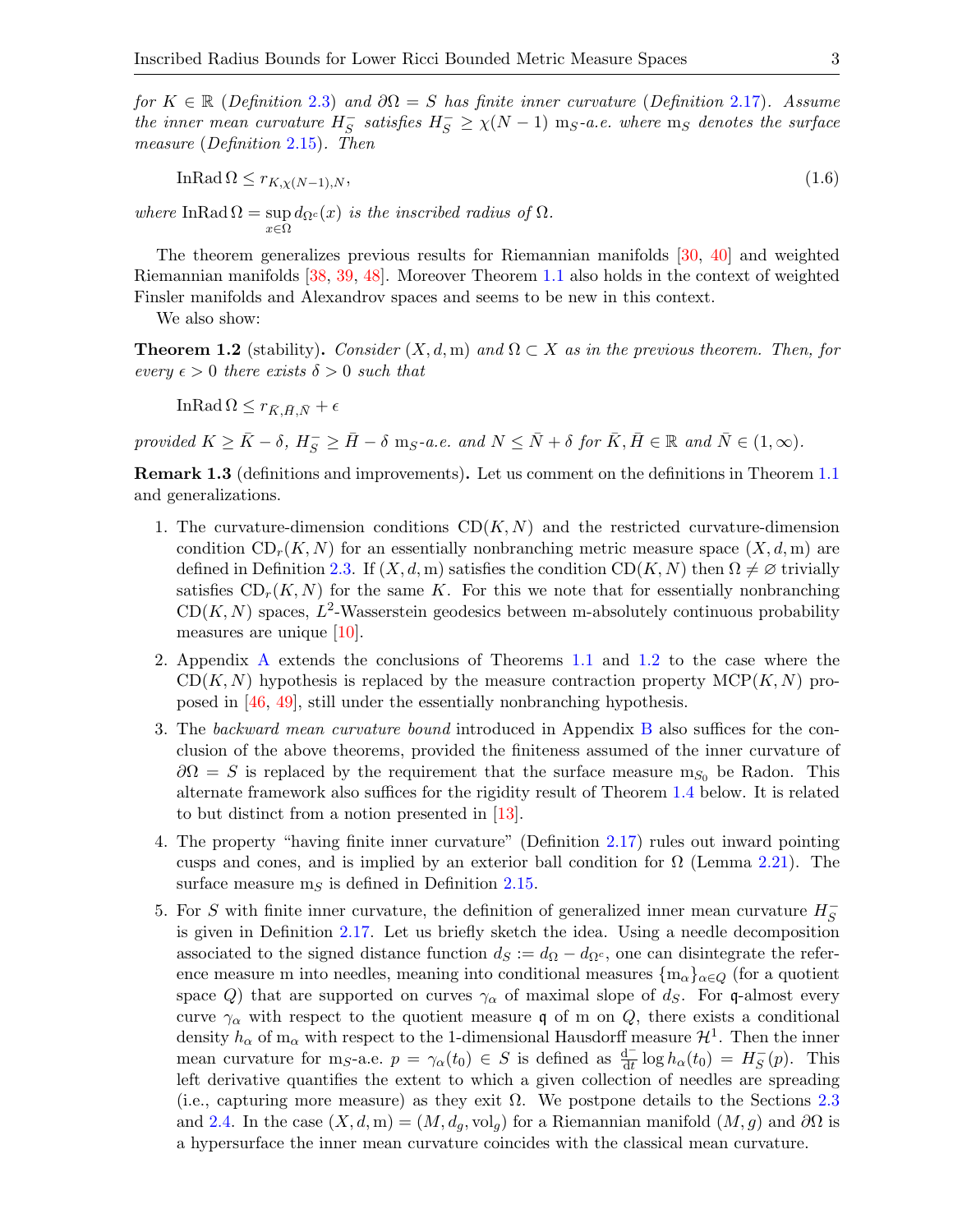*for $K \in \mathbb{R}$ (Definition 2.3) and $\partial\Omega = S$ has finite inner curvature (Definition 2.17). Assume the inner mean curvature $H_S^-$ satisfies $H_S^- \geq \chi(N-1)$ $\mathrm{m}_S$-a.e. where $\mathrm{m}_S$ denotes the surface measure (Definition 2.15). Then*

$$\operatorname{InRad}\Omega \leq r_{K,\chi(N-1),N}, \tag{1.6}$$

*where* $\operatorname{InRad}\Omega = \sup_{x\in\Omega} d_{\Omega^c}(x)$ *is the inscribed radius of* $\Omega$*.*

The theorem generalizes previous results for Riemannian manifolds [30, 40] and weighted Riemannian manifolds [38, 39, 48]. Moreover Theorem 1.1 also holds in the context of weighted Finsler manifolds and Alexandrov spaces and seems to be new in this context.

We also show:

**Theorem 1.2** (stability)**.** *Consider $(X, d, \mathrm{m})$ and $\Omega \subset X$ as in the previous theorem. Then, for every $\epsilon > 0$ there exists $\delta > 0$ such that*

$$\operatorname{InRad}\Omega \leq r_{\bar{K},\bar{H},\bar{N}} + \epsilon$$

*provided $K \geq \bar{K} - \delta$, $H_S^- \geq \bar{H} - \delta$ $\mathrm{m}_S$-a.e. and $N \leq \bar{N} + \delta$ for $\bar{K}, \bar{H} \in \mathbb{R}$ and $\bar{N} \in (1, \infty)$.*

**Remark 1.3** (definitions and improvements)**.** Let us comment on the definitions in Theorem 1.1 and generalizations.

1. The curvature-dimension conditions $\mathrm{CD}(K, N)$ and the restricted curvature-dimension condition $\mathrm{CD}_r(K, N)$ for an essentially nonbranching metric measure space $(X, d, \mathrm{m})$ are defined in Definition 2.3. If $(X, d, \mathrm{m})$ satisfies the condition $\mathrm{CD}(K, N)$ then $\Omega \neq \varnothing$ trivially satisfies $\mathrm{CD}_r(K, N)$ for the same $K$. For this we note that for essentially nonbranching $\mathrm{CD}(K, N)$ spaces, $L^2$-Wasserstein geodesics between m-absolutely continuous probability measures are unique [10].
2. Appendix A extends the conclusions of Theorems 1.1 and 1.2 to the case where the $\mathrm{CD}(K, N)$ hypothesis is replaced by the measure contraction property $\mathrm{MCP}(K, N)$ proposed in [46, 49], still under the essentially nonbranching hypothesis.
3. The *backward mean curvature bound* introduced in Appendix B also suffices for the conclusion of the above theorems, provided the finiteness assumed of the inner curvature of $\partial\Omega = S$ is replaced by the requirement that the surface measure $\mathrm{m}_{S_0}$ be Radon. This alternate framework also suffices for the rigidity result of Theorem 1.4 below. It is related to but distinct from a notion presented in [13].
4. The property "having finite inner curvature" (Definition 2.17) rules out inward pointing cusps and cones, and is implied by an exterior ball condition for $\Omega$ (Lemma 2.21). The surface measure $\mathrm{m}_S$ is defined in Definition 2.15.
5. For $S$ with finite inner curvature, the definition of generalized inner mean curvature $H_S^-$ is given in Definition 2.17. Let us briefly sketch the idea. Using a needle decomposition associated to the signed distance function $d_S := d_\Omega - d_{\Omega^c}$, one can disintegrate the reference measure m into needles, meaning into conditional measures $\{\mathrm{m}_\alpha\}_{\alpha\in Q}$ (for a quotient space $Q$) that are supported on curves $\gamma_\alpha$ of maximal slope of $d_S$. For $\mathfrak{q}$-almost every curve $\gamma_\alpha$ with respect to the quotient measure $\mathfrak{q}$ of m on $Q$, there exists a conditional density $h_\alpha$ of $\mathrm{m}_\alpha$ with respect to the 1-dimensional Hausdorff measure $\mathcal{H}^1$. Then the inner mean curvature for $\mathrm{m}_S$-a.e. $p = \gamma_\alpha(t_0) \in S$ is defined as $\frac{\mathrm{d}^-}{\mathrm{d}t}\log h_\alpha(t_0) = H_S^-(p)$. This left derivative quantifies the extent to which a given collection of needles are spreading (i.e., capturing more measure) as they exit $\Omega$. We postpone details to the Sections 2.3 and 2.4. In the case $(X, d, \mathrm{m}) = (M, d_g, \mathrm{vol}_g)$ for a Riemannian manifold $(M, g)$ and $\partial\Omega$ is a hypersurface the inner mean curvature coincides with the classical mean curvature.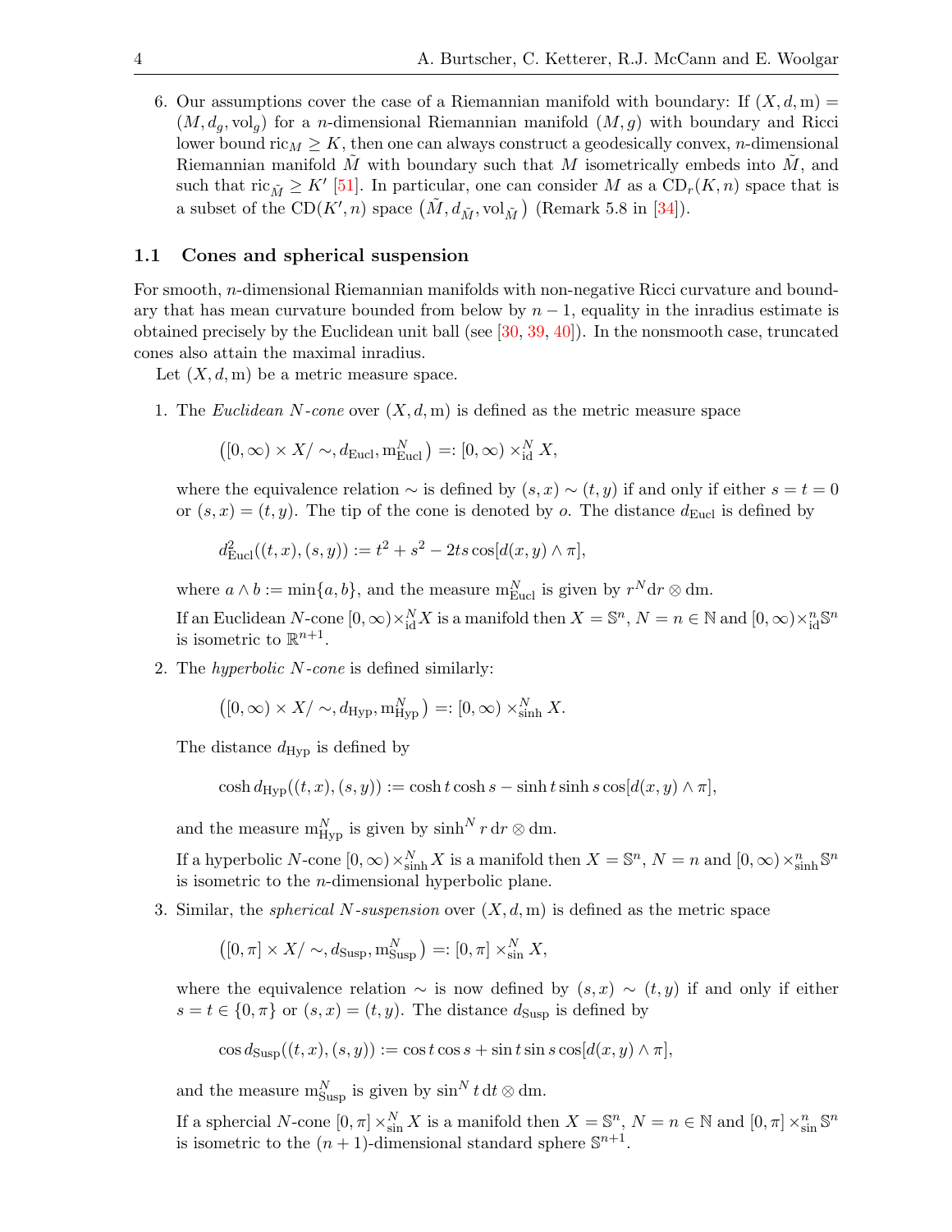6. Our assumptions cover the case of a Riemannian manifold with boundary: If $(X, d, \mathrm{m}) = (M, d_g, \mathrm{vol}_g)$ for a $n$-dimensional Riemannian manifold $(M, g)$ with boundary and Ricci lower bound $\mathrm{ric}_M \geq K$, then one can always construct a geodesically convex, $n$-dimensional Riemannian manifold $\tilde{M}$ with boundary such that $M$ isometrically embeds into $\tilde{M}$, and such that $\mathrm{ric}_{\tilde{M}} \geq K'$ [51]. In particular, one can consider $M$ as a $\mathrm{CD}_r(K, n)$ space that is a subset of the $\mathrm{CD}(K', n)$ space $\left(\tilde{M}, d_{\tilde{M}}, \mathrm{vol}_{\tilde{M}}\right)$ (Remark 5.8 in [34]).

### 1.1 Cones and spherical suspension

For smooth, $n$-dimensional Riemannian manifolds with non-negative Ricci curvature and boundary that has mean curvature bounded from below by $n-1$, equality in the inradius estimate is obtained precisely by the Euclidean unit ball (see [30, 39, 40]). In the nonsmooth case, truncated cones also attain the maximal inradius.

Let $(X, d, \mathrm{m})$ be a metric measure space.

1. The *Euclidean $N$-cone* over $(X, d, \mathrm{m})$ is defined as the metric measure space

$$\left([0, \infty) \times X/\sim, d_{\mathrm{Eucl}}, \mathrm{m}^N_{\mathrm{Eucl}}\right) =: [0, \infty) \times^N_{\mathrm{id}} X,$$

where the equivalence relation $\sim$ is defined by $(s, x) \sim (t, y)$ if and only if either $s = t = 0$ or $(s, x) = (t, y)$. The tip of the cone is denoted by $o$. The distance $d_{\mathrm{Eucl}}$ is defined by

$$d^2_{\mathrm{Eucl}}((t, x), (s, y)) := t^2 + s^2 - 2ts \cos[d(x, y) \wedge \pi],$$

where $a \wedge b := \min\{a, b\}$, and the measure $\mathrm{m}^N_{\mathrm{Eucl}}$ is given by $r^N dr \otimes d\mathrm{m}$.

If an Euclidean $N$-cone $[0, \infty) \times^N_{\mathrm{id}} X$ is a manifold then $X = \mathbb{S}^n$, $N = n \in \mathbb{N}$ and $[0, \infty) \times^n_{\mathrm{id}} \mathbb{S}^n$ is isometric to $\mathbb{R}^{n+1}$.

2. The *hyperbolic $N$-cone* is defined similarly:

$$\left([0, \infty) \times X/\sim, d_{\mathrm{Hyp}}, \mathrm{m}^N_{\mathrm{Hyp}}\right) =: [0, \infty) \times^N_{\sinh} X.$$

The distance $d_{\mathrm{Hyp}}$ is defined by

$$\cosh d_{\mathrm{Hyp}}((t, x), (s, y)) := \cosh t \cosh s - \sinh t \sinh s \cos[d(x, y) \wedge \pi],$$

and the measure $\mathrm{m}^N_{\mathrm{Hyp}}$ is given by $\sinh^N r \, dr \otimes d\mathrm{m}$.

If a hyperbolic $N$-cone $[0, \infty) \times^N_{\sinh} X$ is a manifold then $X = \mathbb{S}^n$, $N = n$ and $[0, \infty) \times^n_{\sinh} \mathbb{S}^n$ is isometric to the $n$-dimensional hyperbolic plane.

3. Similar, the *spherical $N$-suspension* over $(X, d, \mathrm{m})$ is defined as the metric space

$$\left([0, \pi] \times X/\sim, d_{\mathrm{Susp}}, \mathrm{m}^N_{\mathrm{Susp}}\right) =: [0, \pi] \times^N_{\sin} X,$$

where the equivalence relation $\sim$ is now defined by $(s, x) \sim (t, y)$ if and only if either $s = t \in \{0, \pi\}$ or $(s, x) = (t, y)$. The distance $d_{\mathrm{Susp}}$ is defined by

$$\cos d_{\mathrm{Susp}}((t, x), (s, y)) := \cos t \cos s + \sin t \sin s \cos[d(x, y) \wedge \pi],$$

and the measure $\mathrm{m}^N_{\mathrm{Susp}}$ is given by $\sin^N t \, dt \otimes d\mathrm{m}$.

If a sphercial $N$-cone $[0, \pi] \times^N_{\sin} X$ is a manifold then $X = \mathbb{S}^n$, $N = n \in \mathbb{N}$ and $[0, \pi] \times^n_{\sin} \mathbb{S}^n$ is isometric to the $(n+1)$-dimensional standard sphere $\mathbb{S}^{n+1}$.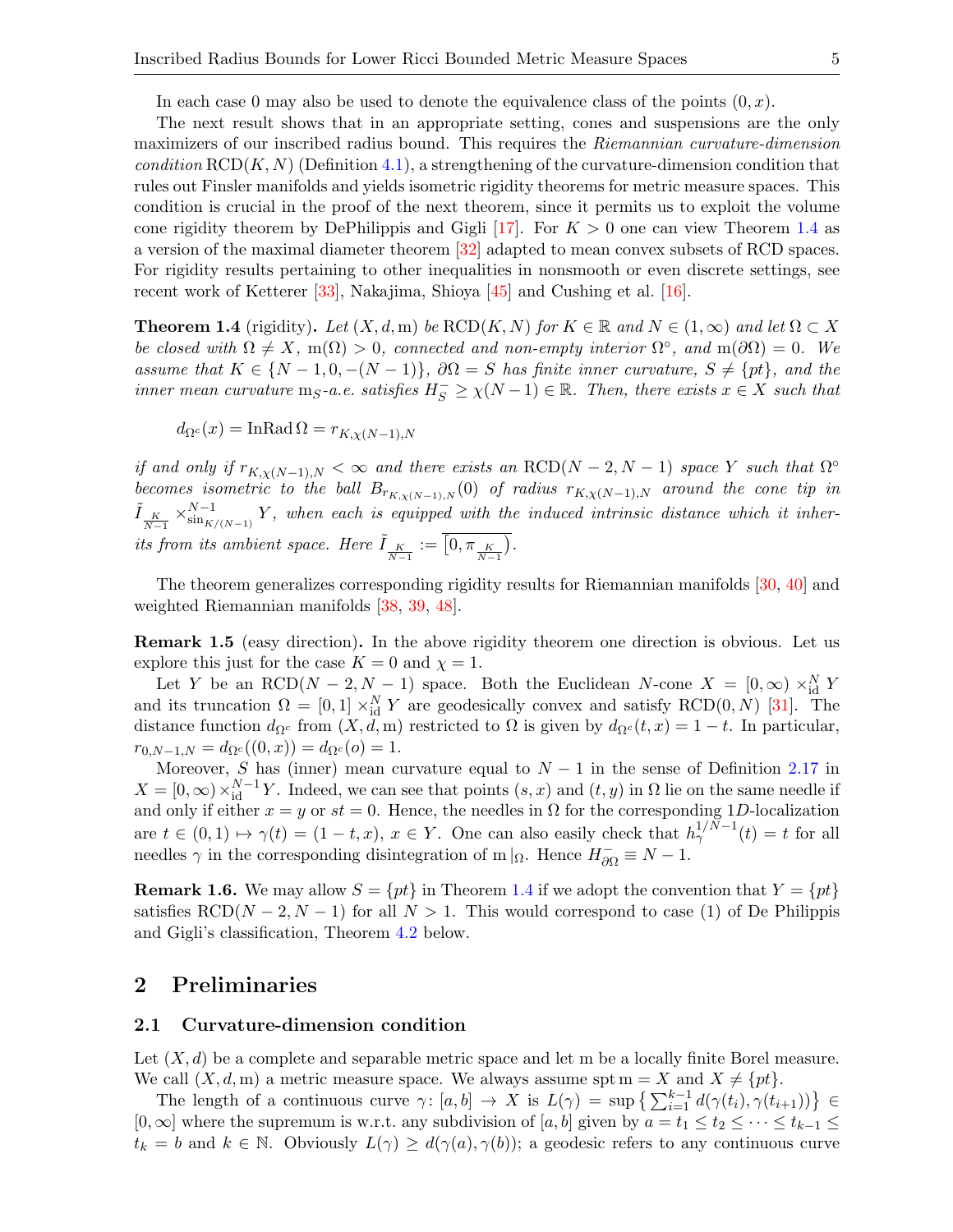In each case 0 may also be used to denote the equivalence class of the points $(0, x)$.

The next result shows that in an appropriate setting, cones and suspensions are the only maximizers of our inscribed radius bound. This requires the *Riemannian curvature-dimension condition* $\mathrm{RCD}(K,N)$ (Definition 4.1), a strengthening of the curvature-dimension condition that rules out Finsler manifolds and yields isometric rigidity theorems for metric measure spaces. This condition is crucial in the proof of the next theorem, since it permits us to exploit the volume cone rigidity theorem by DePhilippis and Gigli [17]. For $K > 0$ one can view Theorem 1.4 as a version of the maximal diameter theorem [32] adapted to mean convex subsets of RCD spaces. For rigidity results pertaining to other inequalities in nonsmooth or even discrete settings, see recent work of Ketterer [33], Nakajima, Shioya [45] and Cushing et al. [16].

**Theorem 1.4** (rigidity)**.** *Let $(X, d, \mathrm{m})$ be $\mathrm{RCD}(K,N)$ for $K \in \mathbb{R}$ and $N \in (1, \infty)$ and let $\Omega \subset X$ be closed with $\Omega \neq X$, $\mathrm{m}(\Omega) > 0$, connected and non-empty interior $\Omega^\circ$, and $\mathrm{m}(\partial\Omega) = 0$. We assume that $K \in \{N-1, 0, -(N-1)\}$, $\partial\Omega = S$ has finite inner curvature, $S \neq \{pt\}$, and the inner mean curvature $\mathrm{m}_S$-a.e. satisfies $H_S^- \geq \chi(N-1) \in \mathbb{R}$. Then, there exists $x \in X$ such that*

$$d_{\Omega^c}(x) = \mathrm{InRad}\,\Omega = r_{K,\chi(N-1),N}$$

*if and only if $r_{K,\chi(N-1),N} < \infty$ and there exists an $\mathrm{RCD}(N-2, N-1)$ space $Y$ such that $\Omega^\circ$ becomes isometric to the ball $B_{r_{K,\chi(N-1),N}}(0)$ of radius $r_{K,\chi(N-1),N}$ around the cone tip in $\tilde{I}_{\frac{K}{N-1}} \times^{N-1}_{\sin_{K/(N-1)}} Y$, when each is equipped with the induced intrinsic distance which it inherits from its ambient space. Here $\tilde{I}_{\frac{K}{N-1}} := \overline{[0, \pi_{\frac{K}{N-1}})}$.*

The theorem generalizes corresponding rigidity results for Riemannian manifolds [30, 40] and weighted Riemannian manifolds [38, 39, 48].

**Remark 1.5** (easy direction)**.** In the above rigidity theorem one direction is obvious. Let us explore this just for the case $K = 0$ and $\chi = 1$.

Let $Y$ be an $\mathrm{RCD}(N-2, N-1)$ space. Both the Euclidean $N$-cone $X = [0, \infty) \times^N_{\mathrm{id}} Y$ and its truncation $\Omega = [0, 1] \times^N_{\mathrm{id}} Y$ are geodesically convex and satisfy $\mathrm{RCD}(0, N)$ [31]. The distance function $d_{\Omega^c}$ from $(X, d, \mathrm{m})$ restricted to $\Omega$ is given by $d_{\Omega^c}(t, x) = 1 - t$. In particular, $r_{0,N-1,N} = d_{\Omega^c}((0, x)) = d_{\Omega^c}(o) = 1$.

Moreover, $S$ has (inner) mean curvature equal to $N-1$ in the sense of Definition 2.17 in $X = [0, \infty) \times^{N-1}_{\mathrm{id}} Y$. Indeed, we can see that points $(s, x)$ and $(t, y)$ in $\Omega$ lie on the same needle if and only if either $x = y$ or $st = 0$. Hence, the needles in $\Omega$ for the corresponding $1D$-localization are $t \in (0, 1) \mapsto \gamma(t) = (1 - t, x)$, $x \in Y$. One can also easily check that $h_\gamma^{1/N-1}(t) = t$ for all needles $\gamma$ in the corresponding disintegration of $\mathrm{m}|_\Omega$. Hence $H^-_{\partial\Omega} \equiv N - 1$.

**Remark 1.6.** We may allow $S = \{pt\}$ in Theorem 1.4 if we adopt the convention that $Y = \{pt\}$ satisfies $\mathrm{RCD}(N-2, N-1)$ for all $N > 1$. This would correspond to case (1) of De Philippis and Gigli's classification, Theorem 4.2 below.

## 2 Preliminaries

### 2.1 Curvature-dimension condition

Let $(X, d)$ be a complete and separable metric space and let m be a locally finite Borel measure. We call $(X, d, \mathrm{m})$ a metric measure space. We always assume $\mathrm{spt}\,\mathrm{m} = X$ and $X \neq \{pt\}$.

The length of a continuous curve $\gamma \colon [a, b] \to X$ is $L(\gamma) = \sup\left\{\sum_{i=1}^{k-1} d(\gamma(t_i), \gamma(t_{i+1}))\right\} \in [0, \infty]$ where the supremum is w.r.t. any subdivision of $[a, b]$ given by $a = t_1 \leq t_2 \leq \cdots \leq t_{k-1} \leq t_k = b$ and $k \in \mathbb{N}$. Obviously $L(\gamma) \geq d(\gamma(a), \gamma(b))$; a geodesic refers to any continuous curve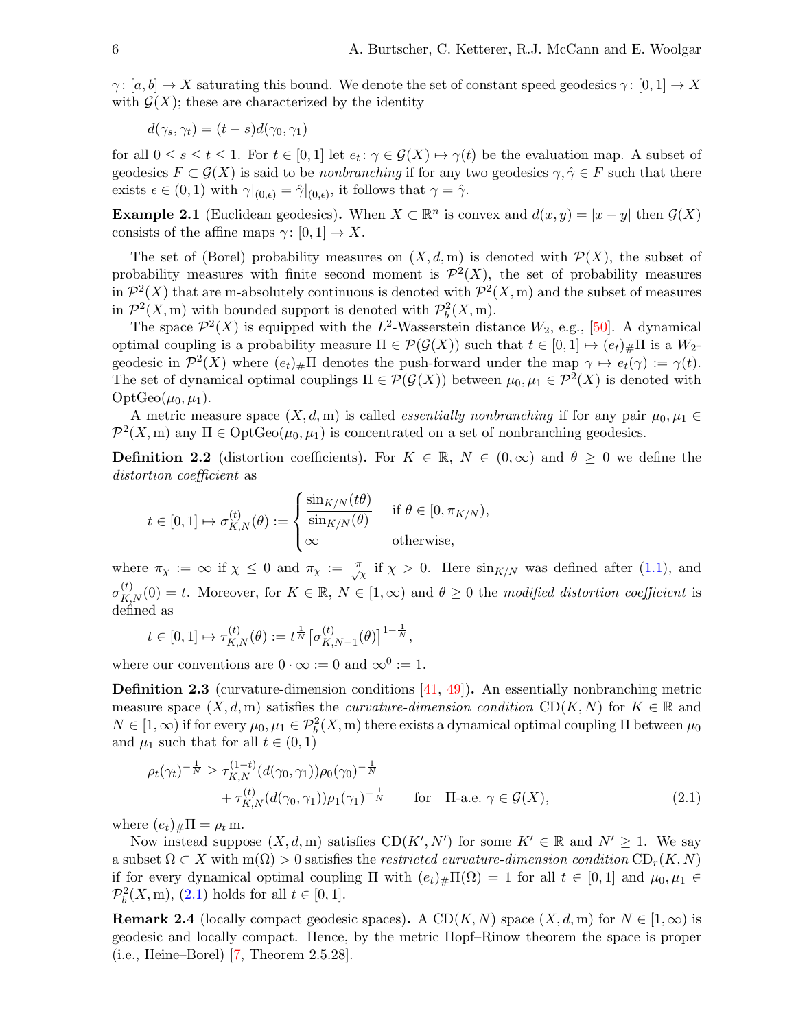$\gamma\colon [a,b] \to X$ saturating this bound. We denote the set of constant speed geodesics $\gamma\colon [0,1] \to X$ with $\mathcal{G}(X)$; these are characterized by the identity

$$d(\gamma_s, \gamma_t) = (t-s)d(\gamma_0, \gamma_1)$$

for all $0 \le s \le t \le 1$. For $t \in [0,1]$ let $e_t\colon \gamma \in \mathcal{G}(X) \mapsto \gamma(t)$ be the evaluation map. A subset of geodesics $F \subset \mathcal{G}(X)$ is said to be *nonbranching* if for any two geodesics $\gamma, \hat\gamma \in F$ such that there exists $\epsilon \in (0,1)$ with $\gamma|_{(0,\epsilon)} = \hat\gamma|_{(0,\epsilon)}$, it follows that $\gamma = \hat\gamma$.

**Example 2.1** (Euclidean geodesics)**.** When $X \subset \mathbb{R}^n$ is convex and $d(x,y) = |x-y|$ then $\mathcal{G}(X)$ consists of the affine maps $\gamma\colon [0,1] \to X$.

The set of (Borel) probability measures on $(X, d, \mathrm{m})$ is denoted with $\mathcal{P}(X)$, the subset of probability measures with finite second moment is $\mathcal{P}^2(X)$, the set of probability measures in $\mathcal{P}^2(X)$ that are m-absolutely continuous is denoted with $\mathcal{P}^2(X, \mathrm{m})$ and the subset of measures in $\mathcal{P}^2(X, \mathrm{m})$ with bounded support is denoted with $\mathcal{P}^2_b(X, \mathrm{m})$.

The space $\mathcal{P}^2(X)$ is equipped with the $L^2$-Wasserstein distance $W_2$, e.g., [50]. A dynamical optimal coupling is a probability measure $\Pi \in \mathcal{P}(\mathcal{G}(X))$ such that $t \in [0,1] \mapsto (e_t)_\# \Pi$ is a $W_2$-geodesic in $\mathcal{P}^2(X)$ where $(e_t)_\#\Pi$ denotes the push-forward under the map $\gamma \mapsto e_t(\gamma) := \gamma(t)$. The set of dynamical optimal couplings $\Pi \in \mathcal{P}(\mathcal{G}(X))$ between $\mu_0, \mu_1 \in \mathcal{P}^2(X)$ is denoted with $\mathrm{OptGeo}(\mu_0, \mu_1)$.

A metric measure space $(X, d, \mathrm{m})$ is called *essentially nonbranching* if for any pair $\mu_0, \mu_1 \in \mathcal{P}^2(X, \mathrm{m})$ any $\Pi \in \mathrm{OptGeo}(\mu_0, \mu_1)$ is concentrated on a set of nonbranching geodesics.

**Definition 2.2** (distortion coefficients)**.** For $K \in \mathbb{R}$, $N \in (0, \infty)$ and $\theta \ge 0$ we define the *distortion coefficient* as

$$t \in [0,1] \mapsto \sigma^{(t)}_{K,N}(\theta) := \begin{cases} \dfrac{\sin_{K/N}(t\theta)}{\sin_{K/N}(\theta)} & \text{if } \theta \in [0, \pi_{K/N}), \\ \infty & \text{otherwise,} \end{cases}$$

where $\pi_\chi := \infty$ if $\chi \le 0$ and $\pi_\chi := \frac{\pi}{\sqrt{\chi}}$ if $\chi > 0$. Here $\sin_{K/N}$ was defined after (1.1), and $\sigma^{(t)}_{K,N}(0) = t$. Moreover, for $K \in \mathbb{R}$, $N \in [1, \infty)$ and $\theta \ge 0$ the *modified distortion coefficient* is defined as

$$t \in [0,1] \mapsto \tau^{(t)}_{K,N}(\theta) := t^{\frac{1}{N}} \big[\sigma^{(t)}_{K,N-1}(\theta)\big]^{1-\frac{1}{N}},$$

where our conventions are $0 \cdot \infty := 0$ and $\infty^0 := 1$.

**Definition 2.3** (curvature-dimension conditions [41, 49])**.** An essentially nonbranching metric measure space $(X, d, \mathrm{m})$ satisfies the *curvature-dimension condition* $\mathrm{CD}(K,N)$ for $K \in \mathbb{R}$ and $N \in [1, \infty)$ if for every $\mu_0, \mu_1 \in \mathcal{P}^2_b(X, \mathrm{m})$ there exists a dynamical optimal coupling $\Pi$ between $\mu_0$ and $\mu_1$ such that for all $t \in (0,1)$

$$\rho_t(\gamma_t)^{-\frac{1}{N}} \ge \tau^{(1-t)}_{K,N}(d(\gamma_0, \gamma_1))\rho_0(\gamma_0)^{-\frac{1}{N}} + \tau^{(t)}_{K,N}(d(\gamma_0,\gamma_1))\rho_1(\gamma_1)^{-\frac{1}{N}} \qquad \text{for} \quad \Pi\text{-a.e. } \gamma \in \mathcal{G}(X), \tag{2.1}$$

where $(e_t)_\#\Pi = \rho_t \,\mathrm{m}$.

Now instead suppose $(X, d, \mathrm{m})$ satisfies $\mathrm{CD}(K', N')$ for some $K' \in \mathbb{R}$ and $N' \ge 1$. We say a subset $\Omega \subset X$ with $\mathrm{m}(\Omega) > 0$ satisfies the *restricted curvature-dimension condition* $\mathrm{CD}_r(K,N)$ if for every dynamical optimal coupling $\Pi$ with $(e_t)_\#\Pi(\Omega) = 1$ for all $t \in [0,1]$ and $\mu_0, \mu_1 \in \mathcal{P}^2_b(X, \mathrm{m})$, (2.1) holds for all $t \in [0,1]$.

**Remark 2.4** (locally compact geodesic spaces)**.** A $\mathrm{CD}(K,N)$ space $(X, d, \mathrm{m})$ for $N \in [1, \infty)$ is geodesic and locally compact. Hence, by the metric Hopf–Rinow theorem the space is proper (i.e., Heine–Borel) [7, Theorem 2.5.28].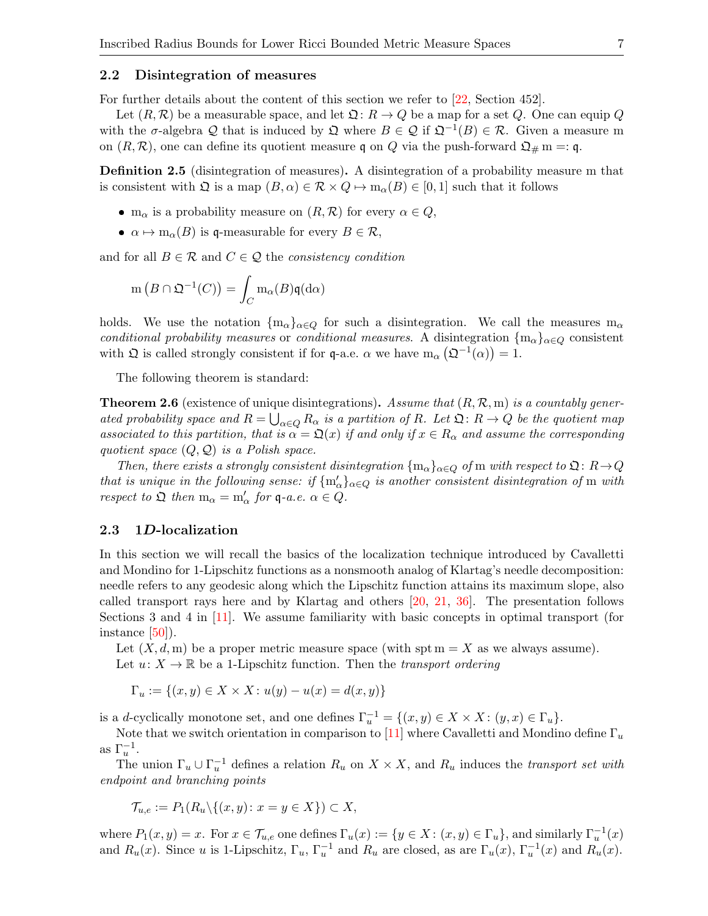### 2.2 Disintegration of measures

For further details about the content of this section we refer to [22, Section 452].

Let $(R, \mathcal{R})$ be a measurable space, and let $\mathfrak{Q}\colon R \to Q$ be a map for a set $Q$. One can equip $Q$ with the $\sigma$-algebra $\mathcal{Q}$ that is induced by $\mathfrak{Q}$ where $B \in \mathcal{Q}$ if $\mathfrak{Q}^{-1}(B) \in \mathcal{R}$. Given a measure $\mathrm{m}$ on $(R, \mathcal{R})$, one can define its quotient measure $\mathfrak{q}$ on $Q$ via the push-forward $\mathfrak{Q}_\# \mathrm{m} =: \mathfrak{q}$.

**Definition 2.5** (disintegration of measures)**.** A disintegration of a probability measure m that is consistent with $\mathfrak{Q}$ is a map $(B, \alpha) \in \mathcal{R} \times Q \mapsto \mathrm{m}_\alpha(B) \in [0, 1]$ such that it follows

- $\mathrm{m}_\alpha$ is a probability measure on $(R, \mathcal{R})$ for every $\alpha \in Q$,
- $\alpha \mapsto \mathrm{m}_\alpha(B)$ is $\mathfrak{q}$-measurable for every $B \in \mathcal{R}$,

and for all $B \in \mathcal{R}$ and $C \in \mathcal{Q}$ the *consistency condition*

$$\mathrm{m}\left(B \cap \mathfrak{Q}^{-1}(C)\right) = \int_C \mathrm{m}_\alpha(B)\mathfrak{q}(\mathrm{d}\alpha)$$

holds. We use the notation $\{\mathrm{m}_\alpha\}_{\alpha\in Q}$ for such a disintegration. We call the measures $\mathrm{m}_\alpha$ *conditional probability measures* or *conditional measures*. A disintegration $\{\mathrm{m}_\alpha\}_{\alpha\in Q}$ consistent with $\mathfrak{Q}$ is called strongly consistent if for $\mathfrak{q}$-a.e. $\alpha$ we have $\mathrm{m}_\alpha\left(\mathfrak{Q}^{-1}(\alpha)\right) = 1$.

The following theorem is standard:

**Theorem 2.6** (existence of unique disintegrations)**.** *Assume that $(R, \mathcal{R}, \mathrm{m})$ is a countably generated probability space and $R = \bigcup_{\alpha\in Q} R_\alpha$ is a partition of $R$. Let $\mathfrak{Q}\colon R \to Q$ be the quotient map associated to this partition, that is $\alpha = \mathfrak{Q}(x)$ if and only if $x \in R_\alpha$ and assume the corresponding quotient space $(Q, \mathcal{Q})$ is a Polish space.*

*Then, there exists a strongly consistent disintegration $\{\mathrm{m}_\alpha\}_{\alpha\in Q}$ of m with respect to $\mathfrak{Q}\colon R \to Q$ that is unique in the following sense: if $\{\mathrm{m}'_\alpha\}_{\alpha\in Q}$ is another consistent disintegration of m with respect to $\mathfrak{Q}$ then $\mathrm{m}_\alpha = \mathrm{m}'_\alpha$ for $\mathfrak{q}$-a.e. $\alpha \in Q$.*

### 2.3 1*D*-localization

In this section we will recall the basics of the localization technique introduced by Cavalletti and Mondino for 1-Lipschitz functions as a nonsmooth analog of Klartag's needle decomposition: needle refers to any geodesic along which the Lipschitz function attains its maximum slope, also called transport rays here and by Klartag and others [20, 21, 36]. The presentation follows Sections 3 and 4 in [11]. We assume familiarity with basic concepts in optimal transport (for instance [50]).

Let $(X, d, \mathrm{m})$ be a proper metric measure space (with $\operatorname{spt} \mathrm{m} = X$ as we always assume).

Let $u\colon X \to \mathbb{R}$ be a 1-Lipschitz function. Then the *transport ordering*

$$\Gamma_u := \{(x, y) \in X \times X : u(y) - u(x) = d(x, y)\}$$

is a $d$-cyclically monotone set, and one defines $\Gamma_u^{-1} = \{(x, y) \in X \times X : (y, x) \in \Gamma_u\}$.

Note that we switch orientation in comparison to [11] where Cavalletti and Mondino define $\Gamma_u$ as $\Gamma_u^{-1}$.

The union $\Gamma_u \cup \Gamma_u^{-1}$ defines a relation $R_u$ on $X \times X$, and $R_u$ induces the *transport set with endpoint and branching points*

$$\mathcal{T}_{u,e} := P_1(R_u \backslash \{(x, y) : x = y \in X\}) \subset X,$$

where $P_1(x, y) = x$. For $x \in \mathcal{T}_{u,e}$ one defines $\Gamma_u(x) := \{y \in X : (x, y) \in \Gamma_u\}$, and similarly $\Gamma_u^{-1}(x)$ and $R_u(x)$. Since $u$ is 1-Lipschitz, $\Gamma_u$, $\Gamma_u^{-1}$ and $R_u$ are closed, as are $\Gamma_u(x)$, $\Gamma_u^{-1}(x)$ and $R_u(x)$.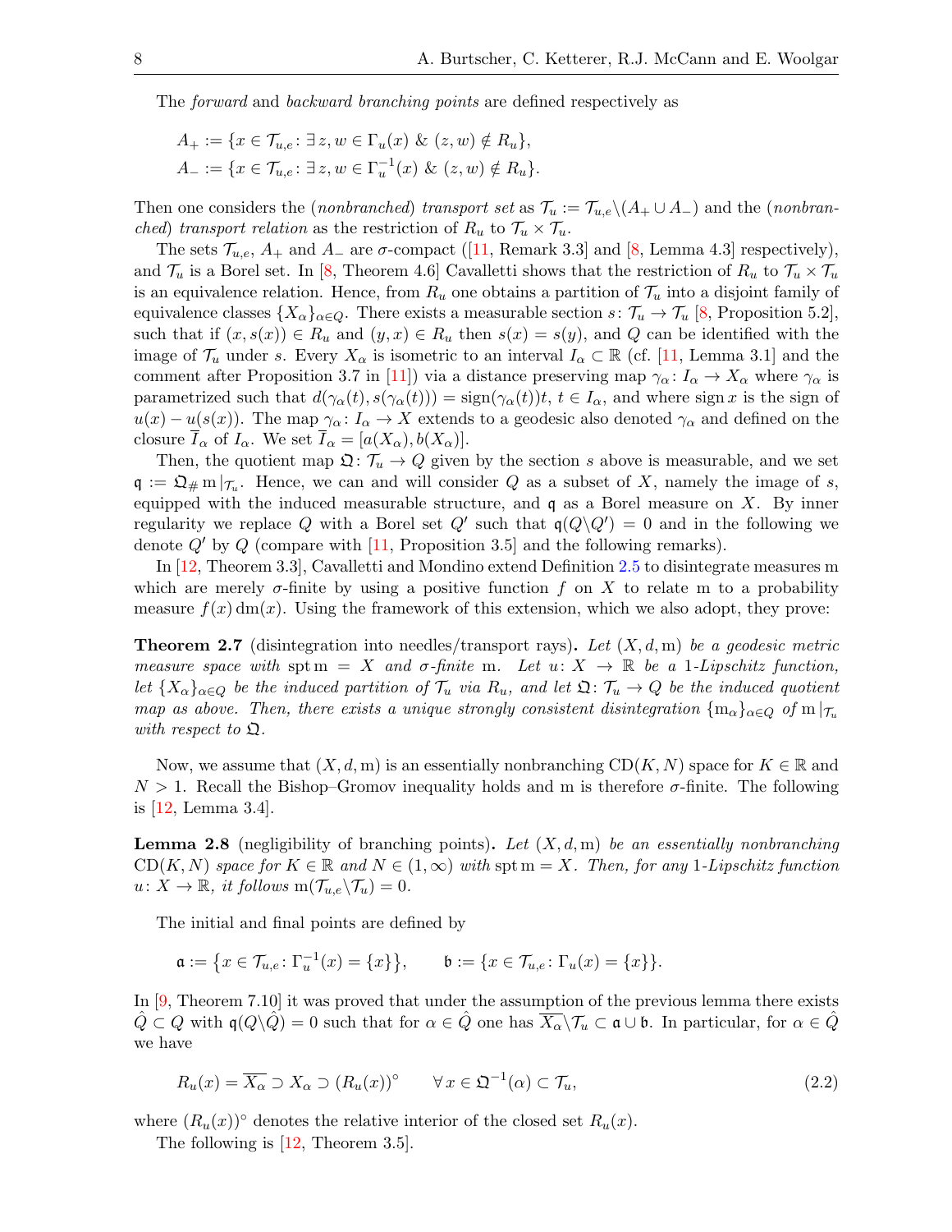The *forward* and *backward branching points* are defined respectively as

$$A_+ := \{x \in \mathcal{T}_{u,e} \colon \exists\, z, w \in \Gamma_u(x) \ \&\ (z,w) \notin R_u\},$$
$$A_- := \{x \in \mathcal{T}_{u,e} \colon \exists\, z, w \in \Gamma_u^{-1}(x) \ \&\ (z,w) \notin R_u\}.$$

Then one considers the (*nonbranched*) *transport set* as $\mathcal{T}_u := \mathcal{T}_{u,e} \backslash (A_+ \cup A_-)$ and the (*nonbranched*) *transport relation* as the restriction of $R_u$ to $\mathcal{T}_u \times \mathcal{T}_u$.

The sets $\mathcal{T}_{u,e}$, $A_+$ and $A_-$ are $\sigma$-compact ([11, Remark 3.3] and [8, Lemma 4.3] respectively), and $\mathcal{T}_u$ is a Borel set. In [8, Theorem 4.6] Cavalletti shows that the restriction of $R_u$ to $\mathcal{T}_u \times \mathcal{T}_u$ is an equivalence relation. Hence, from $R_u$ one obtains a partition of $\mathcal{T}_u$ into a disjoint family of equivalence classes $\{X_\alpha\}_{\alpha \in Q}$. There exists a measurable section $s \colon \mathcal{T}_u \to \mathcal{T}_u$ [8, Proposition 5.2], such that if $(x, s(x)) \in R_u$ and $(y, x) \in R_u$ then $s(x) = s(y)$, and $Q$ can be identified with the image of $\mathcal{T}_u$ under $s$. Every $X_\alpha$ is isometric to an interval $I_\alpha \subset \mathbb{R}$ (cf. [11, Lemma 3.1] and the comment after Proposition 3.7 in [11]) via a distance preserving map $\gamma_\alpha \colon I_\alpha \to X_\alpha$ where $\gamma_\alpha$ is parametrized such that $d(\gamma_\alpha(t), s(\gamma_\alpha(t))) = \operatorname{sign}(\gamma_\alpha(t))t$, $t \in I_\alpha$, and where $\operatorname{sign} x$ is the sign of $u(x) - u(s(x))$. The map $\gamma_\alpha \colon I_\alpha \to X$ extends to a geodesic also denoted $\gamma_\alpha$ and defined on the closure $\overline{I}_\alpha$ of $I_\alpha$. We set $\overline{I}_\alpha = [a(X_\alpha), b(X_\alpha)]$.

Then, the quotient map $\mathfrak{Q} \colon \mathcal{T}_u \to Q$ given by the section $s$ above is measurable, and we set $\mathfrak{q} := \mathfrak{Q}_\# \mathrm{m}|_{\mathcal{T}_u}$. Hence, we can and will consider $Q$ as a subset of $X$, namely the image of $s$, equipped with the induced measurable structure, and $\mathfrak{q}$ as a Borel measure on $X$. By inner regularity we replace $Q$ with a Borel set $Q'$ such that $\mathfrak{q}(Q \backslash Q') = 0$ and in the following we denote $Q'$ by $Q$ (compare with [11, Proposition 3.5] and the following remarks).

In [12, Theorem 3.3], Cavalletti and Mondino extend Definition 2.5 to disintegrate measures m which are merely $\sigma$-finite by using a positive function $f$ on $X$ to relate m to a probability measure $f(x)\, \mathrm{dm}(x)$. Using the framework of this extension, which we also adopt, they prove:

**Theorem 2.7** (disintegration into needles/transport rays)**.** *Let $(X, d, \mathrm{m})$ be a geodesic metric measure space with $\operatorname{spt} \mathrm{m} = X$ and $\sigma$-finite m. Let $u \colon X \to \mathbb{R}$ be a 1-Lipschitz function, let $\{X_\alpha\}_{\alpha \in Q}$ be the induced partition of $\mathcal{T}_u$ via $R_u$, and let $\mathfrak{Q} \colon \mathcal{T}_u \to Q$ be the induced quotient map as above. Then, there exists a unique strongly consistent disintegration $\{\mathrm{m}_\alpha\}_{\alpha \in Q}$ of $\mathrm{m}|_{\mathcal{T}_u}$ with respect to $\mathfrak{Q}$.*

Now, we assume that $(X, d, \mathrm{m})$ is an essentially nonbranching $\mathrm{CD}(K, N)$ space for $K \in \mathbb{R}$ and $N > 1$. Recall the Bishop–Gromov inequality holds and m is therefore $\sigma$-finite. The following is [12, Lemma 3.4].

**Lemma 2.8** (negligibility of branching points)**.** *Let $(X, d, \mathrm{m})$ be an essentially nonbranching $\mathrm{CD}(K, N)$ space for $K \in \mathbb{R}$ and $N \in (1, \infty)$ with $\operatorname{spt} \mathrm{m} = X$. Then, for any 1-Lipschitz function $u \colon X \to \mathbb{R}$, it follows $\mathrm{m}(\mathcal{T}_{u,e} \backslash \mathcal{T}_u) = 0$.*

The initial and final points are defined by

$$\mathfrak{a} := \{x \in \mathcal{T}_{u,e} \colon \Gamma_u^{-1}(x) = \{x\}\}, \qquad \mathfrak{b} := \{x \in \mathcal{T}_{u,e} \colon \Gamma_u(x) = \{x\}\}.$$

In [9, Theorem 7.10] it was proved that under the assumption of the previous lemma there exists $\hat{Q} \subset Q$ with $\mathfrak{q}(Q \backslash \hat{Q}) = 0$ such that for $\alpha \in \hat{Q}$ one has $\overline{X_\alpha} \backslash \mathcal{T}_u \subset \mathfrak{a} \cup \mathfrak{b}$. In particular, for $\alpha \in \hat{Q}$ we have

$$R_u(x) = \overline{X_\alpha} \supset X_\alpha \supset (R_u(x))^\circ \qquad \forall\, x \in \mathfrak{Q}^{-1}(\alpha) \subset \mathcal{T}_u, \tag{2.2}$$

where $(R_u(x))^\circ$ denotes the relative interior of the closed set $R_u(x)$.

The following is [12, Theorem 3.5].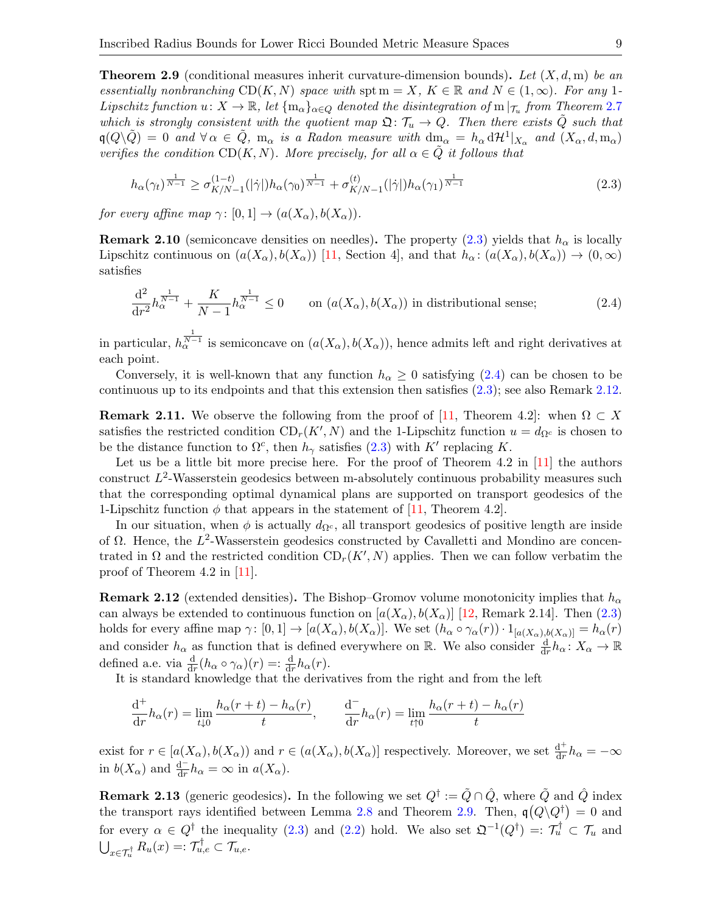**Theorem 2.9** (conditional measures inherit curvature-dimension bounds)**.** *Let $(X, d, \mathrm{m})$ be an essentially nonbranching $\mathrm{CD}(K, N)$ space with $\operatorname{spt} \mathrm{m} = X$, $K \in \mathbb{R}$ and $N \in (1, \infty)$. For any 1-Lipschitz function $u \colon X \to \mathbb{R}$, let $\{\mathrm{m}_\alpha\}_{\alpha \in Q}$ denoted the disintegration of $\mathrm{m}\,|_{\mathcal{T}_u}$ from Theorem 2.7 which is strongly consistent with the quotient map $\mathfrak{Q} \colon \mathcal{T}_u \to Q$. Then there exists $\tilde{Q}$ such that $\mathfrak{q}(Q \backslash \tilde{Q}) = 0$ and $\forall\, \alpha \in \tilde{Q}$, $\mathrm{m}_\alpha$ is a Radon measure with $\mathrm{dm}_\alpha = h_\alpha \, \mathrm{d}\mathcal{H}^1|_{X_\alpha}$ and $(X_\alpha, d, \mathrm{m}_\alpha)$ verifies the condition $\mathrm{CD}(K, N)$. More precisely, for all $\alpha \in \tilde{Q}$ it follows that*

$$h_\alpha(\gamma_t)^{\frac{1}{N-1}} \geq \sigma^{(1-t)}_{K/N-1}(|\dot{\gamma}|) h_\alpha(\gamma_0)^{\frac{1}{N-1}} + \sigma^{(t)}_{K/N-1}(|\dot{\gamma}|) h_\alpha(\gamma_1)^{\frac{1}{N-1}} \tag{2.3}$$

*for every affine map $\gamma \colon [0,1] \to (a(X_\alpha), b(X_\alpha))$.*

**Remark 2.10** (semiconcave densities on needles)**.** The property (2.3) yields that $h_\alpha$ is locally Lipschitz continuous on $(a(X_\alpha), b(X_\alpha))$ [11, Section 4], and that $h_\alpha \colon (a(X_\alpha), b(X_\alpha)) \to (0, \infty)$ satisfies

$$\frac{\mathrm{d}^2}{\mathrm{d}r^2} h_\alpha^{\frac{1}{N-1}} + \frac{K}{N-1} h_\alpha^{\frac{1}{N-1}} \leq 0 \qquad \text{on } (a(X_\alpha), b(X_\alpha)) \text{ in distributional sense;} \tag{2.4}$$

in particular, $h_\alpha^{\frac{1}{N-1}}$ is semiconcave on $(a(X_\alpha), b(X_\alpha))$, hence admits left and right derivatives at each point.

Conversely, it is well-known that any function $h_\alpha \geq 0$ satisfying (2.4) can be chosen to be continuous up to its endpoints and that this extension then satisfies (2.3); see also Remark 2.12.

**Remark 2.11.** We observe the following from the proof of [11, Theorem 4.2]: when $\Omega \subset X$ satisfies the restricted condition $\mathrm{CD}_r(K', N)$ and the 1-Lipschitz function $u = d_{\Omega^c}$ is chosen to be the distance function to $\Omega^c$, then $h_\gamma$ satisfies (2.3) with $K'$ replacing $K$.

Let us be a little bit more precise here. For the proof of Theorem 4.2 in [11] the authors construct $L^2$-Wasserstein geodesics between m-absolutely continuous probability measures such that the corresponding optimal dynamical plans are supported on transport geodesics of the 1-Lipschitz function $\phi$ that appears in the statement of [11, Theorem 4.2].

In our situation, when $\phi$ is actually $d_{\Omega^c}$, all transport geodesics of positive length are inside of $\Omega$. Hence, the $L^2$-Wasserstein geodesics constructed by Cavalletti and Mondino are concentrated in $\Omega$ and the restricted condition $\mathrm{CD}_r(K', N)$ applies. Then we can follow verbatim the proof of Theorem 4.2 in [11].

**Remark 2.12** (extended densities)**.** The Bishop–Gromov volume monotonicity implies that $h_\alpha$ can always be extended to continuous function on $[a(X_\alpha), b(X_\alpha)]$ [12, Remark 2.14]. Then (2.3) holds for every affine map $\gamma \colon [0,1] \to [a(X_\alpha), b(X_\alpha)]$. We set $(h_\alpha \circ \gamma_\alpha(r)) \cdot 1_{[a(X_\alpha), b(X_\alpha)]} = h_\alpha(r)$ and consider $h_\alpha$ as function that is defined everywhere on $\mathbb{R}$. We also consider $\frac{\mathrm{d}}{\mathrm{d}r} h_\alpha \colon X_\alpha \to \mathbb{R}$ defined a.e. via $\frac{\mathrm{d}}{\mathrm{d}r}(h_\alpha \circ \gamma_\alpha)(r) =: \frac{\mathrm{d}}{\mathrm{d}r} h_\alpha(r)$.

It is standard knowledge that the derivatives from the right and from the left

$$\frac{\mathrm{d}^+}{\mathrm{d}r} h_\alpha(r) = \lim_{t \downarrow 0} \frac{h_\alpha(r+t) - h_\alpha(r)}{t}, \qquad \frac{\mathrm{d}^-}{\mathrm{d}r} h_\alpha(r) = \lim_{t \uparrow 0} \frac{h_\alpha(r+t) - h_\alpha(r)}{t}$$

exist for $r \in [a(X_\alpha), b(X_\alpha))$ and $r \in (a(X_\alpha), b(X_\alpha)]$ respectively. Moreover, we set $\frac{\mathrm{d}^+}{\mathrm{d}r} h_\alpha = -\infty$ in $b(X_\alpha)$ and $\frac{\mathrm{d}^-}{\mathrm{d}r} h_\alpha = \infty$ in $a(X_\alpha)$.

**Remark 2.13** (generic geodesics)**.** In the following we set $Q^\dagger := \tilde{Q} \cap \hat{Q}$, where $\tilde{Q}$ and $\hat{Q}$ index the transport rays identified between Lemma 2.8 and Theorem 2.9. Then, $\mathfrak{q}(Q \backslash Q^\dagger) = 0$ and for every $\alpha \in Q^\dagger$ the inequality (2.3) and (2.2) hold. We also set $\mathfrak{Q}^{-1}(Q^\dagger) =: \mathcal{T}_u^\dagger \subset \mathcal{T}_u$ and $\bigcup_{x \in \mathcal{T}_u^\dagger} R_u(x) =: \mathcal{T}_{u,e}^\dagger \subset \mathcal{T}_{u,e}$.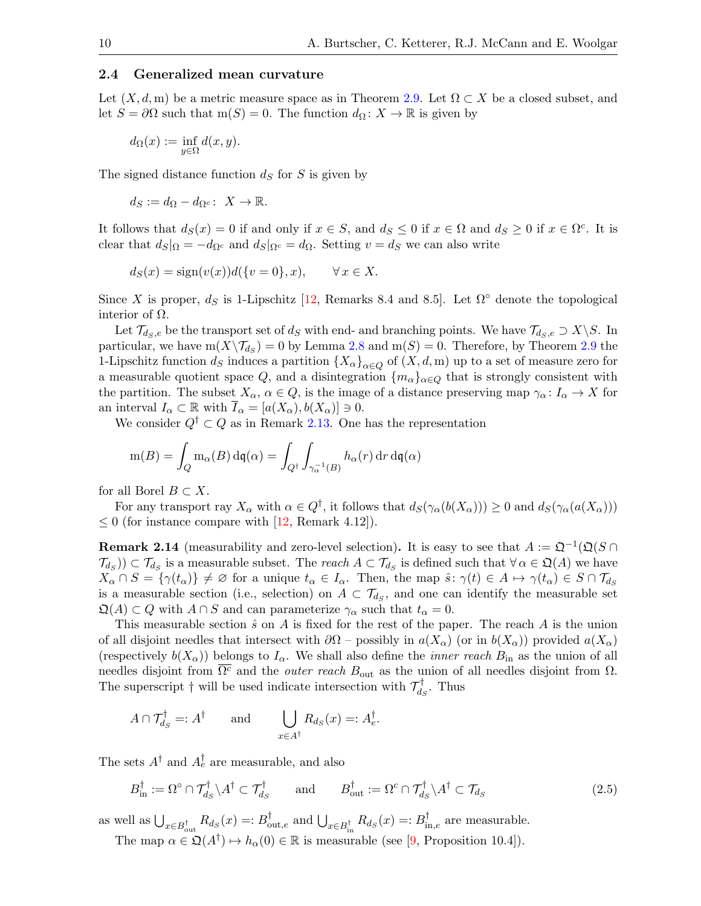## 2.4 Generalized mean curvature

Let $(X, d, \mathrm{m})$ be a metric measure space as in Theorem 2.9. Let $\Omega \subset X$ be a closed subset, and let $S = \partial\Omega$ such that $\mathrm{m}(S) = 0$. The function $d_\Omega \colon X \to \mathbb{R}$ is given by

$$d_\Omega(x) := \inf_{y \in \Omega} d(x, y).$$

The signed distance function $d_S$ for $S$ is given by

$$d_S := d_\Omega - d_{\Omega^c} \colon \; X \to \mathbb{R}.$$

It follows that $d_S(x) = 0$ if and only if $x \in S$, and $d_S \leq 0$ if $x \in \Omega$ and $d_S \geq 0$ if $x \in \Omega^c$. It is clear that $d_S|_\Omega = -d_{\Omega^c}$ and $d_S|_{\Omega^c} = d_\Omega$. Setting $v = d_S$ we can also write

$$d_S(x) = \operatorname{sign}(v(x)) d(\{v = 0\}, x), \qquad \forall\, x \in X.$$

Since $X$ is proper, $d_S$ is 1-Lipschitz [12, Remarks 8.4 and 8.5]. Let $\Omega^\circ$ denote the topological interior of $\Omega$.

Let $\mathcal{T}_{d_S,e}$ be the transport set of $d_S$ with end- and branching points. We have $\mathcal{T}_{d_S,e} \supset X \backslash S$. In particular, we have $\mathrm{m}(X \backslash \mathcal{T}_{d_S}) = 0$ by Lemma 2.8 and $\mathrm{m}(S) = 0$. Therefore, by Theorem 2.9 the 1-Lipschitz function $d_S$ induces a partition $\{X_\alpha\}_{\alpha \in Q}$ of $(X, d, \mathrm{m})$ up to a set of measure zero for a measurable quotient space $Q$, and a disintegration $\{m_\alpha\}_{\alpha \in Q}$ that is strongly consistent with the partition. The subset $X_\alpha$, $\alpha \in Q$, is the image of a distance preserving map $\gamma_\alpha \colon I_\alpha \to X$ for an interval $I_\alpha \subset \mathbb{R}$ with $\overline{I}_\alpha = [a(X_\alpha), b(X_\alpha)] \ni 0$.

We consider $Q^\dagger \subset Q$ as in Remark 2.13. One has the representation

$$\mathrm{m}(B) = \int_Q \mathrm{m}_\alpha(B)\, \mathrm{d}\mathfrak{q}(\alpha) = \int_{Q^\dagger} \int_{\gamma_\alpha^{-1}(B)} h_\alpha(r)\, \mathrm{d}r\, \mathrm{d}\mathfrak{q}(\alpha)$$

for all Borel $B \subset X$.

For any transport ray $X_\alpha$ with $\alpha \in Q^\dagger$, it follows that $d_S(\gamma_\alpha(b(X_\alpha))) \geq 0$ and $d_S(\gamma_\alpha(a(X_\alpha))) \leq 0$ (for instance compare with [12, Remark 4.12]).

**Remark 2.14** (measurability and zero-level selection)**.** It is easy to see that $A := \mathfrak{Q}^{-1}(\mathfrak{Q}(S \cap \mathcal{T}_{d_S})) \subset \mathcal{T}_{d_S}$ is a measurable subset. The *reach* $A \subset \mathcal{T}_{d_S}$ is defined such that $\forall\, \alpha \in \mathfrak{Q}(A)$ we have $X_\alpha \cap S = \{\gamma(t_\alpha)\} \neq \varnothing$ for a unique $t_\alpha \in I_\alpha$. Then, the map $\hat{s} \colon \gamma(t) \in A \mapsto \gamma(t_\alpha) \in S \cap \mathcal{T}_{d_S}$ is a measurable section (i.e., selection) on $A \subset \mathcal{T}_{d_S}$, and one can identify the measurable set $\mathfrak{Q}(A) \subset Q$ with $A \cap S$ and can parameterize $\gamma_\alpha$ such that $t_\alpha = 0$.

This measurable section $\hat{s}$ on $A$ is fixed for the rest of the paper. The reach $A$ is the union of all disjoint needles that intersect with $\partial\Omega$ – possibly in $a(X_\alpha)$ (or in $b(X_\alpha)$) provided $a(X_\alpha)$ (respectively $b(X_\alpha)$) belongs to $I_\alpha$. We shall also define the *inner reach* $B_{\mathrm{in}}$ as the union of all needles disjoint from $\overline{\Omega^c}$ and the *outer reach* $B_{\mathrm{out}}$ as the union of all needles disjoint from $\Omega$. The superscript $\dagger$ will be used indicate intersection with $\mathcal{T}^\dagger_{d_S}$. Thus

$$A \cap \mathcal{T}^\dagger_{d_S} =: A^\dagger \qquad \text{and} \qquad \bigcup_{x \in A^\dagger} R_{d_S}(x) =: A^\dagger_e.$$

The sets $A^\dagger$ and $A^\dagger_e$ are measurable, and also

$$B^\dagger_{\mathrm{in}} := \Omega^\circ \cap \mathcal{T}^\dagger_{d_S} \backslash A^\dagger \subset \mathcal{T}^\dagger_{d_S} \qquad \text{and} \qquad B^\dagger_{\mathrm{out}} := \Omega^c \cap \mathcal{T}^\dagger_{d_S} \backslash A^\dagger \subset \mathcal{T}_{d_S} \tag{2.5}$$

as well as $\bigcup_{x \in B^\dagger_{\mathrm{out}}} R_{d_S}(x) =: B^\dagger_{\mathrm{out},e}$ and $\bigcup_{x \in B^\dagger_{\mathrm{in}}} R_{d_S}(x) =: B^\dagger_{\mathrm{in},e}$ are measurable.

The map $\alpha \in \mathfrak{Q}(A^\dagger) \mapsto h_\alpha(0) \in \mathbb{R}$ is measurable (see [9, Proposition 10.4]).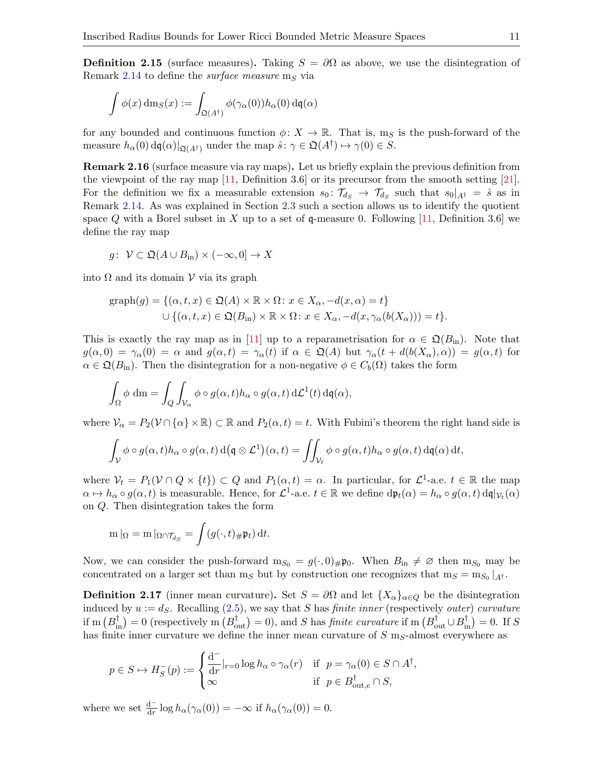**Definition 2.15** (surface measures)**.** Taking $S = \partial\Omega$ as above, we use the disintegration of Remark 2.14 to define the *surface measure* $\mathrm{m}_S$ via

$$\int \phi(x)\,\mathrm{dm}_S(x) := \int_{\mathfrak{Q}(A^\dagger)} \phi(\gamma_\alpha(0))h_\alpha(0)\,\mathrm{d}\mathfrak{q}(\alpha)$$

for any bounded and continuous function $\phi\colon X \to \mathbb{R}$. That is, $\mathrm{m}_S$ is the push-forward of the measure $h_\alpha(0)\,\mathrm{d}\mathfrak{q}(\alpha)|_{\mathfrak{Q}(A^\dagger)}$ under the map $\hat{s}\colon \gamma \in \mathfrak{Q}(A^\dagger) \mapsto \gamma(0) \in S$.

**Remark 2.16** (surface measure via ray maps)**.** Let us briefly explain the previous definition from the viewpoint of the ray map [11, Definition 3.6] or its precursor from the smooth setting [21]. For the definition we fix a measurable extension $s_0\colon \mathcal{T}_{d_S} \to \mathcal{T}_{d_S}$ such that $s_0|_{A^\dagger} = \hat{s}$ as in Remark 2.14. As was explained in Section 2.3 such a section allows us to identify the quotient space $Q$ with a Borel subset in $X$ up to a set of $\mathfrak{q}$-measure 0. Following [11, Definition 3.6] we define the ray map

$$g\colon\ \mathcal{V} \subset \mathfrak{Q}(A \cup B_{\mathrm{in}}) \times (-\infty, 0] \to X$$

into $\Omega$ and its domain $\mathcal{V}$ via its graph

$$\begin{aligned}\mathrm{graph}(g) = \{&(\alpha, t, x) \in \mathfrak{Q}(A) \times \mathbb{R} \times \Omega \colon x \in X_\alpha, -d(x, \alpha) = t\}\\ &\cup \{(\alpha, t, x) \in \mathfrak{Q}(B_{\mathrm{in}}) \times \mathbb{R} \times \Omega \colon x \in X_\alpha, -d(x, \gamma_\alpha(b(X_\alpha))) = t\}.\end{aligned}$$

This is exactly the ray map as in [11] up to a reparametrisation for $\alpha \in \mathfrak{Q}(B_{\mathrm{in}})$. Note that $g(\alpha, 0) = \gamma_\alpha(0) = \alpha$ and $g(\alpha, t) = \gamma_\alpha(t)$ if $\alpha \in \mathfrak{Q}(A)$ but $\gamma_\alpha(t + d(b(X_\alpha), \alpha)) = g(\alpha, t)$ for $\alpha \in \mathfrak{Q}(B_{\mathrm{in}})$. Then the disintegration for a non-negative $\phi \in C_b(\Omega)$ takes the form

$$\int_\Omega \phi\ \mathrm{dm} = \int_Q \int_{\mathcal{V}_\alpha} \phi \circ g(\alpha, t) h_\alpha \circ g(\alpha, t)\,\mathrm{d}\mathcal{L}^1(t)\,\mathrm{d}\mathfrak{q}(\alpha),$$

where $\mathcal{V}_\alpha = P_2(\mathcal{V} \cap \{\alpha\} \times \mathbb{R}) \subset \mathbb{R}$ and $P_2(\alpha, t) = t$. With Fubini's theorem the right hand side is

$$\int_{\mathcal{V}} \phi \circ g(\alpha, t) h_\alpha \circ g(\alpha, t)\,\mathrm{d}\big(\mathfrak{q} \otimes \mathcal{L}^1\big)(\alpha, t) = \iint_{\mathcal{V}_t} \phi \circ g(\alpha, t) h_\alpha \circ g(\alpha, t)\,\mathrm{d}\mathfrak{q}(\alpha)\,\mathrm{d}t,$$

where $\mathcal{V}_t = P_1(\mathcal{V} \cap Q \times \{t\}) \subset Q$ and $P_1(\alpha, t) = \alpha$. In particular, for $\mathcal{L}^1$-a.e. $t \in \mathbb{R}$ the map $\alpha \mapsto h_\alpha \circ g(\alpha, t)$ is measurable. Hence, for $\mathcal{L}^1$-a.e. $t \in \mathbb{R}$ we define $\mathrm{d}\mathfrak{p}_t(\alpha) = h_\alpha \circ g(\alpha, t)\,\mathrm{d}\mathfrak{q}|_{\mathcal{V}_t}(\alpha)$ on $Q$. Then disintegration takes the form

$$\mathrm{m}\,|_\Omega = \mathrm{m}\,|_{\Omega \cap \mathcal{T}_{d_S}} = \int (g(\cdot, t)_\# \mathfrak{p}_t)\,\mathrm{d}t.$$

Now, we can consider the push-forward $\mathrm{m}_{S_0} = g(\cdot, 0)_\# \mathfrak{p}_0$. When $B_{\mathrm{in}} \neq \varnothing$ then $\mathrm{m}_{S_0}$ may be concentrated on a larger set than $\mathrm{m}_S$ but by construction one recognizes that $\mathrm{m}_S = \mathrm{m}_{S_0}|_{A^\dagger}$.

**Definition 2.17** (inner mean curvature)**.** Set $S = \partial\Omega$ and let $\{X_\alpha\}_{\alpha \in Q}$ be the disintegration induced by $u := d_S$. Recalling (2.5), we say that $S$ has *finite inner* (respectively *outer*) *curvature* if $\mathrm{m}\big(B^\dagger_{\mathrm{in}}\big) = 0$ (respectively $\mathrm{m}\big(B^\dagger_{\mathrm{out}}\big) = 0$), and $S$ has *finite curvature* if $\mathrm{m}\big(B^\dagger_{\mathrm{out}} \cup B^\dagger_{\mathrm{in}}\big) = 0$. If $S$ has finite inner curvature we define the inner mean curvature of $S$ $\mathrm{m}_S$-almost everywhere as

$$p \in S \mapsto H^-_S(p) := \begin{cases} \dfrac{\mathrm{d}^-}{\mathrm{d}r}\Big|_{r=0} \log h_\alpha \circ \gamma_\alpha(r) & \text{if } \ p = \gamma_\alpha(0) \in S \cap A^\dagger, \\ \infty & \text{if } \ p \in B^\dagger_{\mathrm{out},e} \cap S, \end{cases}$$

where we set $\frac{\mathrm{d}^-}{\mathrm{d}r} \log h_\alpha(\gamma_\alpha(0)) = -\infty$ if $h_\alpha(\gamma_\alpha(0)) = 0$.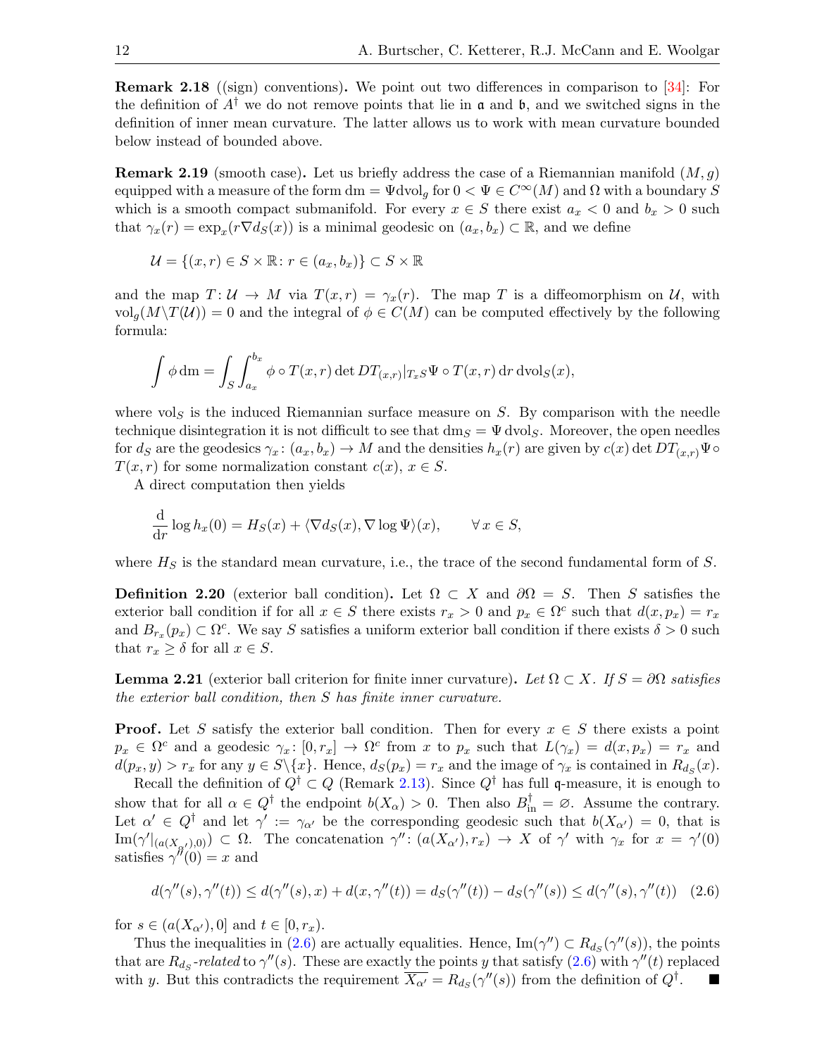**Remark 2.18** ((sign) conventions)**.** We point out two differences in comparison to [34]: For the definition of $A^\dagger$ we do not remove points that lie in $\mathfrak{a}$ and $\mathfrak{b}$, and we switched signs in the definition of inner mean curvature. The latter allows us to work with mean curvature bounded below instead of bounded above.

**Remark 2.19** (smooth case)**.** Let us briefly address the case of a Riemannian manifold $(M, g)$ equipped with a measure of the form $\mathrm{dm} = \Psi \mathrm{dvol}_g$ for $0 < \Psi \in C^\infty(M)$ and $\Omega$ with a boundary $S$ which is a smooth compact submanifold. For every $x \in S$ there exist $a_x < 0$ and $b_x > 0$ such that $\gamma_x(r) = \exp_x(r\nabla d_S(x))$ is a minimal geodesic on $(a_x, b_x) \subset \mathbb{R}$, and we define

$$\mathcal{U} = \{(x, r) \in S \times \mathbb{R} \colon r \in (a_x, b_x)\} \subset S \times \mathbb{R}$$

and the map $T \colon \mathcal{U} \to M$ via $T(x, r) = \gamma_x(r)$. The map $T$ is a diffeomorphism on $\mathcal{U}$, with $\mathrm{vol}_g(M \backslash T(\mathcal{U})) = 0$ and the integral of $\phi \in C(M)$ can be computed effectively by the following formula:

$$\int \phi \,\mathrm{dm} = \int_S \int_{a_x}^{b_x} \phi \circ T(x, r) \det DT_{(x,r)}|_{T_x S} \Psi \circ T(x, r) \,\mathrm{d}r \,\mathrm{dvol}_S(x),$$

where $\mathrm{vol}_S$ is the induced Riemannian surface measure on $S$. By comparison with the needle technique disintegration it is not difficult to see that $\mathrm{dm}_S = \Psi \,\mathrm{dvol}_S$. Moreover, the open needles for $d_S$ are the geodesics $\gamma_x \colon (a_x, b_x) \to M$ and the densities $h_x(r)$ are given by $c(x) \det DT_{(x,r)} \Psi \circ T(x, r)$ for some normalization constant $c(x)$, $x \in S$.

A direct computation then yields

$$\frac{\mathrm{d}}{\mathrm{d}r} \log h_x(0) = H_S(x) + \langle \nabla d_S(x), \nabla \log \Psi\rangle(x), \qquad \forall\, x \in S,$$

where $H_S$ is the standard mean curvature, i.e., the trace of the second fundamental form of $S$.

**Definition 2.20** (exterior ball condition)**.** Let $\Omega \subset X$ and $\partial\Omega = S$. Then $S$ satisfies the exterior ball condition if for all $x \in S$ there exists $r_x > 0$ and $p_x \in \Omega^c$ such that $d(x, p_x) = r_x$ and $B_{r_x}(p_x) \subset \Omega^c$. We say $S$ satisfies a uniform exterior ball condition if there exists $\delta > 0$ such that $r_x \geq \delta$ for all $x \in S$.

**Lemma 2.21** (exterior ball criterion for finite inner curvature)**.** *Let $\Omega \subset X$. If $S = \partial\Omega$ satisfies the exterior ball condition, then $S$ has finite inner curvature.*

**Proof.** Let $S$ satisfy the exterior ball condition. Then for every $x \in S$ there exists a point $p_x \in \Omega^c$ and a geodesic $\gamma_x \colon [0, r_x] \to \Omega^c$ from $x$ to $p_x$ such that $L(\gamma_x) = d(x, p_x) = r_x$ and $d(p_x, y) > r_x$ for any $y \in S\backslash\{x\}$. Hence, $d_S(p_x) = r_x$ and the image of $\gamma_x$ is contained in $R_{d_S}(x)$.

Recall the definition of $Q^\dagger \subset Q$ (Remark 2.13). Since $Q^\dagger$ has full $\mathfrak{q}$-measure, it is enough to show that for all $\alpha \in Q^\dagger$ the endpoint $b(X_\alpha) > 0$. Then also $B^\dagger_{\mathrm{in}} = \varnothing$. Assume the contrary. Let $\alpha' \in Q^\dagger$ and let $\gamma' := \gamma_{\alpha'}$ be the corresponding geodesic such that $b(X_{\alpha'}) = 0$, that is $\mathrm{Im}(\gamma'|_{(a(X_{\alpha'}),0)}) \subset \Omega$. The concatenation $\gamma'' \colon (a(X_{\alpha'}), r_x) \to X$ of $\gamma'$ with $\gamma_x$ for $x = \gamma'(0)$ satisfies $\gamma''(0) = x$ and

$$d(\gamma''(s), \gamma''(t)) \leq d(\gamma''(s), x) + d(x, \gamma''(t)) = d_S(\gamma''(t)) - d_S(\gamma''(s)) \leq d(\gamma''(s), \gamma''(t)) \quad (2.6)$$

for $s \in (a(X_{\alpha'}), 0]$ and $t \in [0, r_x)$.

Thus the inequalities in (2.6) are actually equalities. Hence, $\mathrm{Im}(\gamma'') \subset R_{d_S}(\gamma''(s))$, the points that are $R_{d_S}$*-related* to $\gamma''(s)$. These are exactly the points $y$ that satisfy (2.6) with $\gamma''(t)$ replaced with $y$. But this contradicts the requirement $\overline{X_{\alpha'}} = R_{d_S}(\gamma''(s))$ from the definition of $Q^\dagger$. ■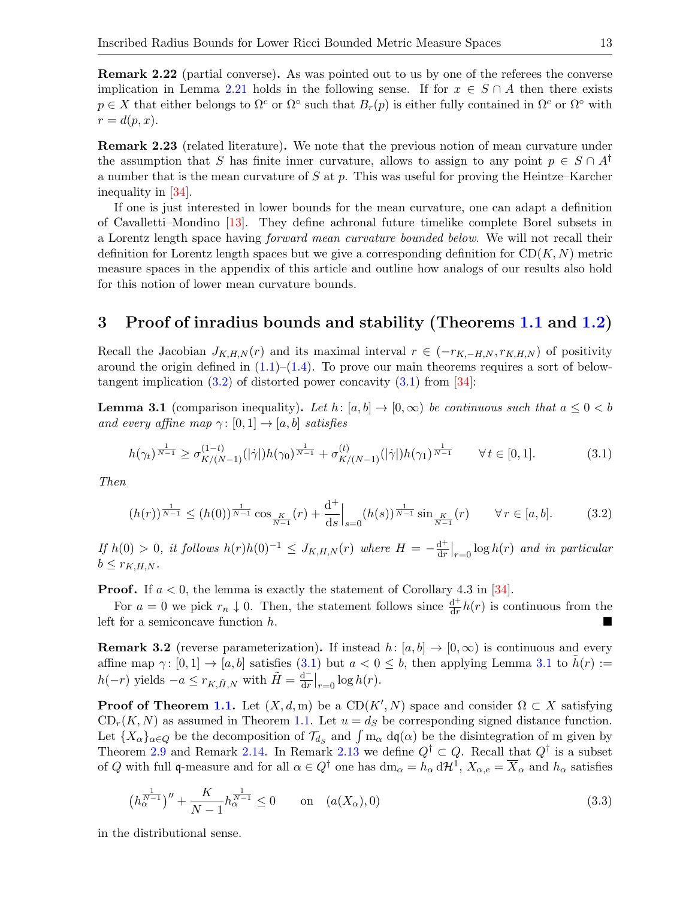**Remark 2.22** (partial converse)**.** As was pointed out to us by one of the referees the converse implication in Lemma 2.21 holds in the following sense. If for $x \in S \cap A$ then there exists $p \in X$ that either belongs to $\Omega^c$ or $\Omega^\circ$ such that $B_r(p)$ is either fully contained in $\Omega^c$ or $\Omega^\circ$ with $r = d(p, x)$.

**Remark 2.23** (related literature)**.** We note that the previous notion of mean curvature under the assumption that $S$ has finite inner curvature, allows to assign to any point $p \in S \cap A^\dagger$ a number that is the mean curvature of $S$ at $p$. This was useful for proving the Heintze–Karcher inequality in [34].

If one is just interested in lower bounds for the mean curvature, one can adapt a definition of Cavalletti–Mondino [13]. They define achronal future timelike complete Borel subsets in a Lorentz length space having *forward mean curvature bounded below*. We will not recall their definition for Lorentz length spaces but we give a corresponding definition for $\mathrm{CD}(K, N)$ metric measure spaces in the appendix of this article and outline how analogs of our results also hold for this notion of lower mean curvature bounds.

## 3 Proof of inradius bounds and stability (Theorems 1.1 and 1.2)

Recall the Jacobian $J_{K,H,N}(r)$ and its maximal interval $r \in (-r_{K,-H,N}, r_{K,H,N})$ of positivity around the origin defined in (1.1)–(1.4). To prove our main theorems requires a sort of below-tangent implication (3.2) of distorted power concavity (3.1) from [34]:

**Lemma 3.1** (comparison inequality)**.** *Let $h\colon [a, b] \to [0, \infty)$ be continuous such that $a \le 0 < b$ and every affine map $\gamma\colon [0, 1] \to [a, b]$ satisfies*

$$h(\gamma_t)^{\frac{1}{N-1}} \ge \sigma^{(1-t)}_{K/(N-1)}(|\dot\gamma|) h(\gamma_0)^{\frac{1}{N-1}} + \sigma^{(t)}_{K/(N-1)}(|\dot\gamma|) h(\gamma_1)^{\frac{1}{N-1}} \qquad \forall t \in [0, 1]. \tag{3.1}$$

*Then*

$$(h(r))^{\frac{1}{N-1}} \le (h(0))^{\frac{1}{N-1}} \cos_{\frac{K}{N-1}}(r) + \frac{\mathrm{d}^+}{\mathrm{d}s}\Big|_{s=0} (h(s))^{\frac{1}{N-1}} \sin_{\frac{K}{N-1}}(r) \qquad \forall r \in [a, b]. \tag{3.2}$$

*If $h(0) > 0$, it follows $h(r)h(0)^{-1} \le J_{K,H,N}(r)$ where $H = -\frac{\mathrm{d}^+}{\mathrm{d}r}\big|_{r=0} \log h(r)$ and in particular $b \le r_{K,H,N}$.*

**Proof.** If $a < 0$, the lemma is exactly the statement of Corollary 4.3 in [34].

For $a = 0$ we pick $r_n \downarrow 0$. Then, the statement follows since $\frac{\mathrm{d}^+}{\mathrm{d}r} h(r)$ is continuous from the left for a semiconcave function $h$. ∎

**Remark 3.2** (reverse parameterization)**.** If instead $h\colon [a, b] \to [0, \infty)$ is continuous and every affine map $\gamma\colon [0, 1] \to [a, b]$ satisfies (3.1) but $a < 0 \le b$, then applying Lemma 3.1 to $\tilde h(r) := h(-r)$ yields $-a \le r_{K,\tilde H,N}$ with $\tilde H = \frac{\mathrm{d}^-}{\mathrm{d}r}\big|_{r=0} \log h(r)$.

**Proof of Theorem 1.1.** Let $(X, d, \mathrm{m})$ be a $\mathrm{CD}(K', N)$ space and consider $\Omega \subset X$ satisfying $\mathrm{CD}_r(K, N)$ as assumed in Theorem 1.1. Let $u = d_S$ be corresponding signed distance function. Let $\{X_\alpha\}_{\alpha \in Q}$ be the decomposition of $\mathcal{T}_{d_S}$ and $\int \mathrm{m}_\alpha \, \mathrm{d}\mathfrak{q}(\alpha)$ be the disintegration of $\mathrm{m}$ given by Theorem 2.9 and Remark 2.14. In Remark 2.13 we define $Q^\dagger \subset Q$. Recall that $Q^\dagger$ is a subset of $Q$ with full $\mathfrak{q}$-measure and for all $\alpha \in Q^\dagger$ one has $\mathrm{dm}_\alpha = h_\alpha \, \mathrm{d}\mathcal{H}^1$, $X_{\alpha,e} = \overline{X}_\alpha$ and $h_\alpha$ satisfies

$$\big(h_\alpha^{\frac{1}{N-1}}\big)'' + \frac{K}{N-1} h_\alpha^{\frac{1}{N-1}} \le 0 \qquad \text{on} \quad (a(X_\alpha), 0) \tag{3.3}$$

in the distributional sense.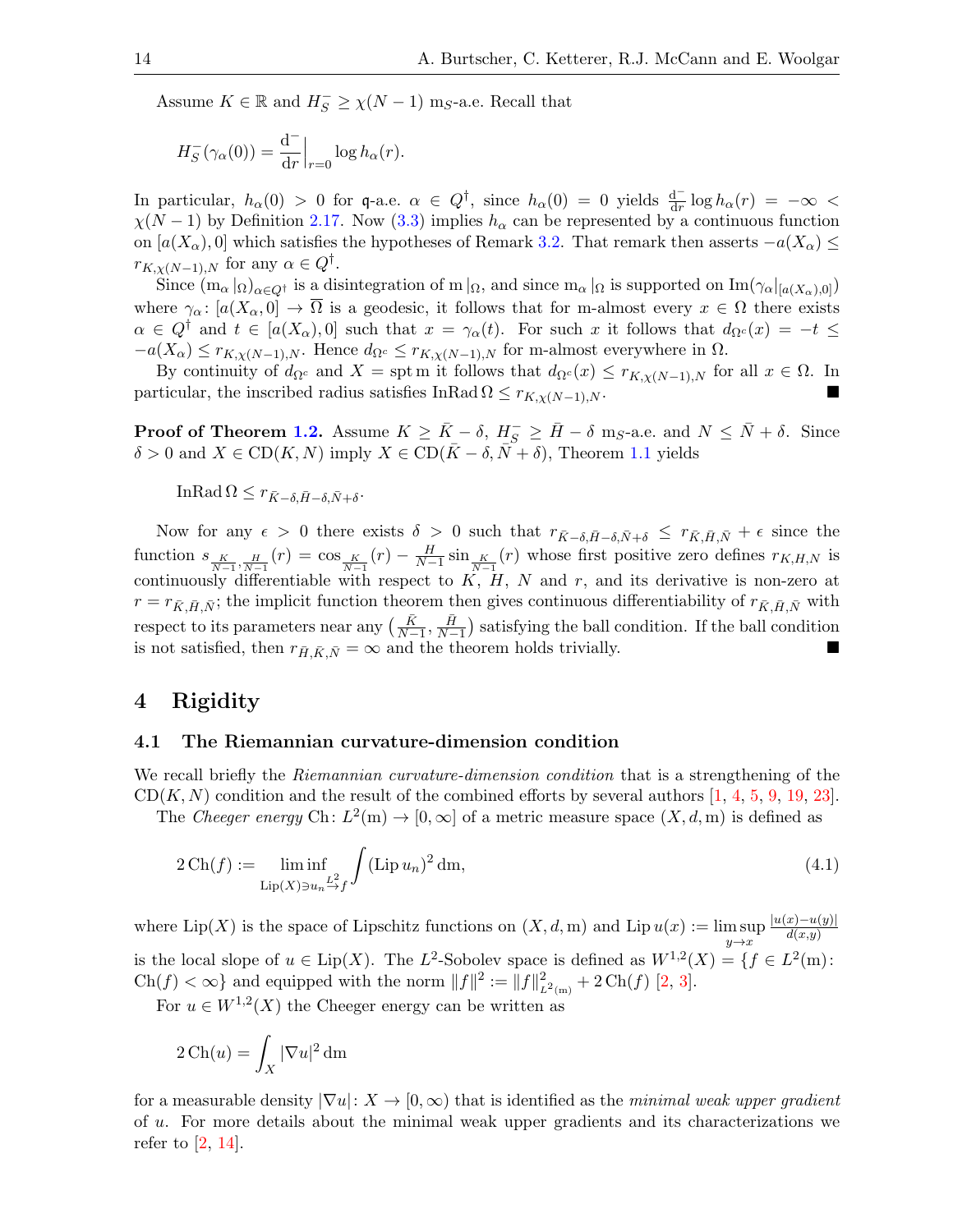Assume $K \in \mathbb{R}$ and $H_S^- \geq \chi(N-1)$ $\mathrm{m}_S$-a.e. Recall that

$$H_S^-(\gamma_\alpha(0)) = \frac{\mathrm{d}^-}{\mathrm{d}r}\Big|_{r=0} \log h_\alpha(r).$$

In particular, $h_\alpha(0) > 0$ for $\mathfrak{q}$-a.e. $\alpha \in Q^\dagger$, since $h_\alpha(0) = 0$ yields $\frac{\mathrm{d}^-}{\mathrm{d}r} \log h_\alpha(r) = -\infty < \chi(N-1)$ by Definition 2.17. Now (3.3) implies $h_\alpha$ can be represented by a continuous function on $[a(X_\alpha), 0]$ which satisfies the hypotheses of Remark 3.2. That remark then asserts $-a(X_\alpha) \leq r_{K,\chi(N-1),N}$ for any $\alpha \in Q^\dagger$.

Since $(\mathrm{m}_\alpha|_\Omega)_{\alpha \in Q^\dagger}$ is a disintegration of $\mathrm{m}|_\Omega$, and since $\mathrm{m}_\alpha|_\Omega$ is supported on $\mathrm{Im}(\gamma_\alpha|_{[a(X_\alpha),0]})$ where $\gamma_\alpha \colon [a(X_\alpha, 0] \to \overline{\Omega}$ is a geodesic, it follows that for m-almost every $x \in \Omega$ there exists $\alpha \in Q^\dagger$ and $t \in [a(X_\alpha), 0]$ such that $x = \gamma_\alpha(t)$. For such $x$ it follows that $d_{\Omega^c}(x) = -t \leq -a(X_\alpha) \leq r_{K,\chi(N-1),N}$. Hence $d_{\Omega^c} \leq r_{K,\chi(N-1),N}$ for m-almost everywhere in $\Omega$.

By continuity of $d_{\Omega^c}$ and $X = \operatorname{spt} \mathrm{m}$ it follows that $d_{\Omega^c}(x) \leq r_{K,\chi(N-1),N}$ for all $x \in \Omega$. In particular, the inscribed radius satisfies $\operatorname{InRad}\Omega \leq r_{K,\chi(N-1),N}$. ■

**Proof of Theorem 1.2.** Assume $K \geq \bar{K} - \delta$, $H_S^- \geq \bar{H} - \delta$ $\mathrm{m}_S$-a.e. and $N \leq \bar{N} + \delta$. Since $\delta > 0$ and $X \in \mathrm{CD}(K, N)$ imply $X \in \mathrm{CD}(\bar{K} - \delta, \bar{N} + \delta)$, Theorem 1.1 yields

$$\operatorname{InRad}\Omega \leq r_{\bar{K}-\delta, \bar{H}-\delta, \bar{N}+\delta}.$$

Now for any $\epsilon > 0$ there exists $\delta > 0$ such that $r_{\bar{K}-\delta,\bar{H}-\delta,\bar{N}+\delta} \leq r_{\bar{K},\bar{H},\bar{N}} + \epsilon$ since the function $s_{\frac{K}{N-1},\frac{H}{N-1}}(r) = \cos_{\frac{K}{N-1}}(r) - \frac{H}{N-1}\sin_{\frac{K}{N-1}}(r)$ whose first positive zero defines $r_{K,H,N}$ is continuously differentiable with respect to $K$, $H$, $N$ and $r$, and its derivative is non-zero at $r = r_{\bar{K},\bar{H},\bar{N}}$; the implicit function theorem then gives continuous differentiability of $r_{\bar{K},\bar{H},\bar{N}}$ with respect to its parameters near any $\left(\frac{\bar{K}}{N-1}, \frac{\bar{H}}{N-1}\right)$ satisfying the ball condition. If the ball condition is not satisfied, then $r_{\bar{H},\bar{K},\bar{N}} = \infty$ and the theorem holds trivially. ■

# 4 Rigidity

## 4.1 The Riemannian curvature-dimension condition

We recall briefly the *Riemannian curvature-dimension condition* that is a strengthening of the $\mathrm{CD}(K, N)$ condition and the result of the combined efforts by several authors [1, 4, 5, 9, 19, 23].

The *Cheeger energy* $\mathrm{Ch} \colon L^2(\mathrm{m}) \to [0, \infty]$ of a metric measure space $(X, d, \mathrm{m})$ is defined as

$$2\,\mathrm{Ch}(f) := \liminf_{\mathrm{Lip}(X) \ni u_n \overset{L^2}{\to} f} \int (\mathrm{Lip}\, u_n)^2 \,\mathrm{dm}, \tag{4.1}$$

where $\mathrm{Lip}(X)$ is the space of Lipschitz functions on $(X, d, \mathrm{m})$ and $\mathrm{Lip}\, u(x) := \limsup_{y \to x} \frac{|u(x) - u(y)|}{d(x,y)}$ is the local slope of $u \in \mathrm{Lip}(X)$. The $L^2$-Sobolev space is defined as $W^{1,2}(X) = \{f \in L^2(\mathrm{m}) \colon \mathrm{Ch}(f) < \infty\}$ and equipped with the norm $\|f\|^2 := \|f\|^2_{L^2(\mathrm{m})} + 2\,\mathrm{Ch}(f)$ [2, 3].

For $u \in W^{1,2}(X)$ the Cheeger energy can be written as

$$2\,\mathrm{Ch}(u) = \int_X |\nabla u|^2 \,\mathrm{dm}$$

for a measurable density $|\nabla u| \colon X \to [0, \infty)$ that is identified as the *minimal weak upper gradient* of $u$. For more details about the minimal weak upper gradients and its characterizations we refer to [2, 14].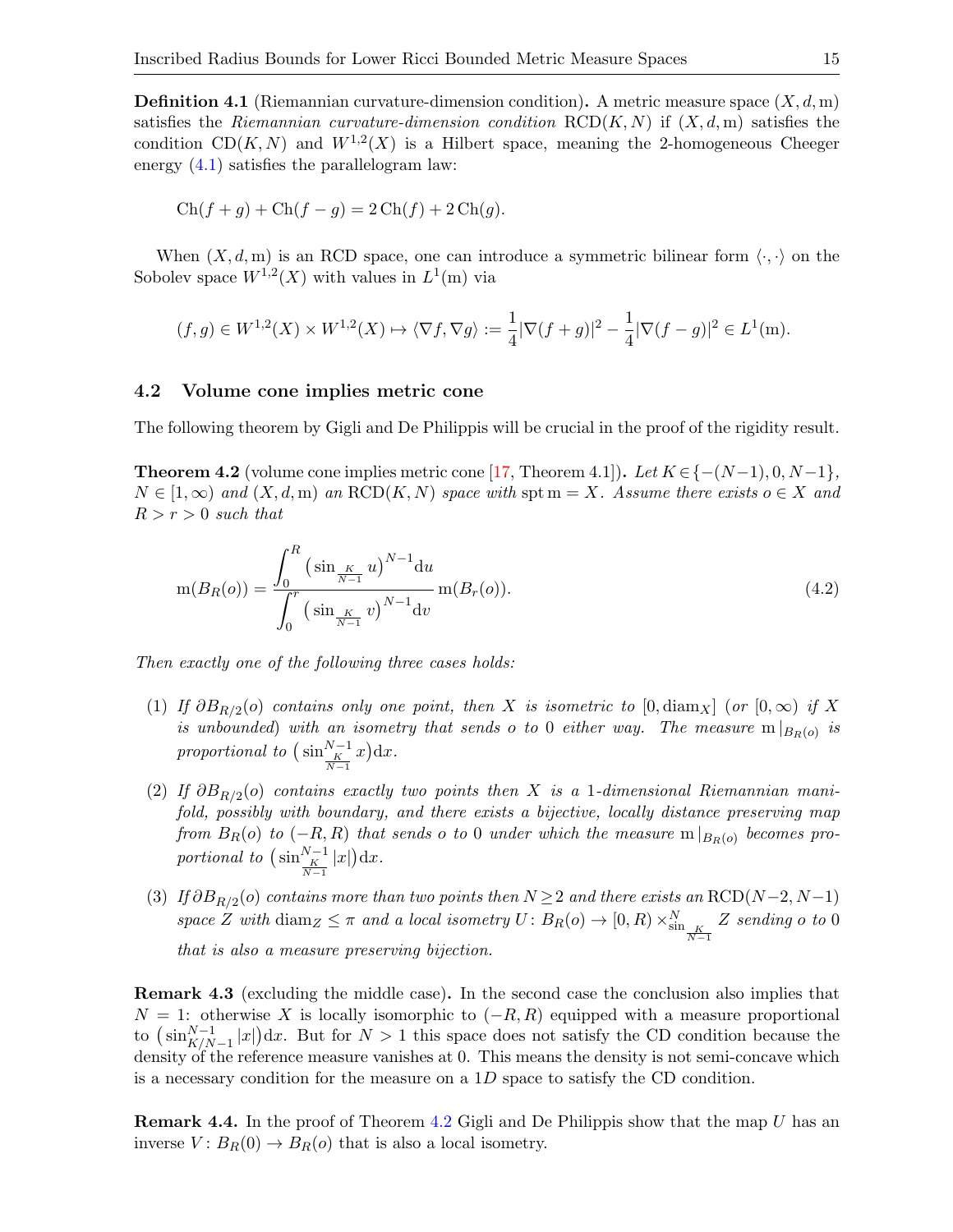**Definition 4.1** (Riemannian curvature-dimension condition)**.** A metric measure space $(X, d, \mathrm{m})$ satisfies the *Riemannian curvature-dimension condition* $\mathrm{RCD}(K, N)$ if $(X, d, \mathrm{m})$ satisfies the condition $\mathrm{CD}(K, N)$ and $W^{1,2}(X)$ is a Hilbert space, meaning the 2-homogeneous Cheeger energy (4.1) satisfies the parallelogram law:

$$\mathrm{Ch}(f + g) + \mathrm{Ch}(f - g) = 2\,\mathrm{Ch}(f) + 2\,\mathrm{Ch}(g).$$

When $(X, d, \mathrm{m})$ is an RCD space, one can introduce a symmetric bilinear form $\langle \cdot, \cdot \rangle$ on the Sobolev space $W^{1,2}(X)$ with values in $L^1(\mathrm{m})$ via

$$(f, g) \in W^{1,2}(X) \times W^{1,2}(X) \mapsto \langle \nabla f, \nabla g \rangle := \frac{1}{4}|\nabla(f + g)|^2 - \frac{1}{4}|\nabla(f - g)|^2 \in L^1(\mathrm{m}).$$

## 4.2 Volume cone implies metric cone

The following theorem by Gigli and De Philippis will be crucial in the proof of the rigidity result.

**Theorem 4.2** (volume cone implies metric cone [17, Theorem 4.1])**.** *Let $K \in \{-(N-1), 0, N-1\}$, $N \in [1, \infty)$ and $(X, d, \mathrm{m})$ an $\mathrm{RCD}(K, N)$ space with $\operatorname{spt} \mathrm{m} = X$. Assume there exists $o \in X$ and $R > r > 0$ such that*

$$\mathrm{m}(B_R(o)) = \frac{\displaystyle\int_0^R \big(\sin_{\frac{K}{N-1}} u\big)^{N-1} \mathrm{d}u}{\displaystyle\int_0^r \big(\sin_{\frac{K}{N-1}} v\big)^{N-1} \mathrm{d}v}\, \mathrm{m}(B_r(o)). \tag{4.2}$$

*Then exactly one of the following three cases holds:*

1. *If $\partial B_{R/2}(o)$ contains only one point, then $X$ is isometric to $[0, \operatorname{diam}_X]$ (or $[0, \infty)$ if $X$ is unbounded) with an isometry that sends $o$ to $0$ either way. The measure $\mathrm{m}|_{B_R(o)}$ is proportional to $\big(\sin^{N-1}_{\frac{K}{N-1}} x\big)\mathrm{d}x$.*
2. *If $\partial B_{R/2}(o)$ contains exactly two points then $X$ is a 1-dimensional Riemannian manifold, possibly with boundary, and there exists a bijective, locally distance preserving map from $B_R(o)$ to $(-R, R)$ that sends $o$ to $0$ under which the measure $\mathrm{m}|_{B_R(o)}$ becomes proportional to $\big(\sin^{N-1}_{\frac{K}{N-1}} |x|\big)\mathrm{d}x$.*
3. *If $\partial B_{R/2}(o)$ contains more than two points then $N \geq 2$ and there exists an $\mathrm{RCD}(N-2, N-1)$ space $Z$ with $\operatorname{diam}_Z \leq \pi$ and a local isometry $U\colon B_R(o) \to [0, R) \times^N_{\sin_{\frac{K}{N-1}}} Z$ sending $o$ to $0$ that is also a measure preserving bijection.*

**Remark 4.3** (excluding the middle case)**.** In the second case the conclusion also implies that $N = 1$: otherwise $X$ is locally isomorphic to $(-R, R)$ equipped with a measure proportional to $\big(\sin^{N-1}_{K/N-1} |x|\big)\mathrm{d}x$. But for $N > 1$ this space does not satisfy the CD condition because the density of the reference measure vanishes at 0. This means the density is not semi-concave which is a necessary condition for the measure on a $1D$ space to satisfy the CD condition.

**Remark 4.4.** In the proof of Theorem 4.2 Gigli and De Philippis show that the map $U$ has an inverse $V\colon B_R(0) \to B_R(o)$ that is also a local isometry.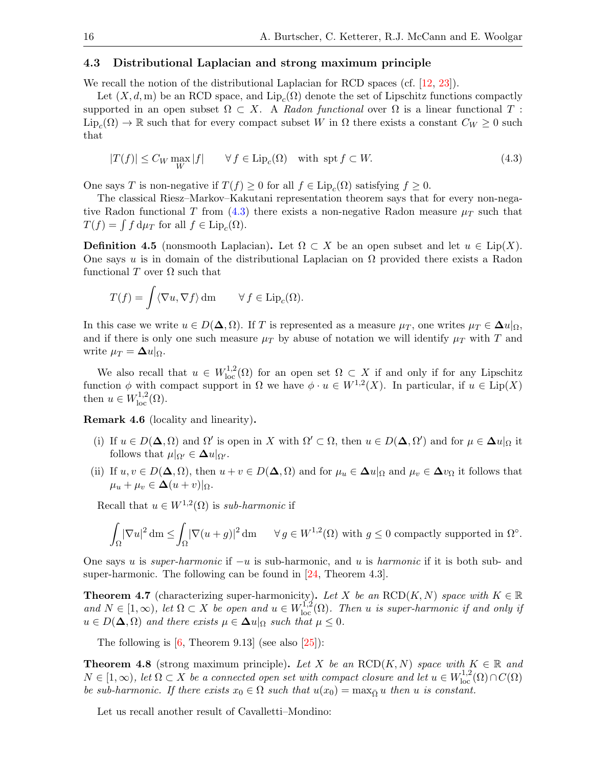### 4.3 Distributional Laplacian and strong maximum principle

We recall the notion of the distributional Laplacian for RCD spaces (cf. [12, 23]).

Let $(X, d, \mathrm{m})$ be an RCD space, and $\mathrm{Lip}_c(\Omega)$ denote the set of Lipschitz functions compactly supported in an open subset $\Omega \subset X$. A *Radon functional* over $\Omega$ is a linear functional $T : \mathrm{Lip}_c(\Omega) \to \mathbb{R}$ such that for every compact subset $W$ in $\Omega$ there exists a constant $C_W \geq 0$ such that

$$|T(f)| \leq C_W \max_W |f| \qquad \forall\, f \in \mathrm{Lip}_c(\Omega) \quad \text{with } \operatorname{spt} f \subset W. \tag{4.3}$$

One says $T$ is non-negative if $T(f) \geq 0$ for all $f \in \mathrm{Lip}_c(\Omega)$ satisfying $f \geq 0$.

The classical Riesz–Markov–Kakutani representation theorem says that for every non-negative Radon functional $T$ from (4.3) there exists a non-negative Radon measure $\mu_T$ such that $T(f) = \int f \, d\mu_T$ for all $f \in \mathrm{Lip}_c(\Omega)$.

**Definition 4.5** (nonsmooth Laplacian)**.** Let $\Omega \subset X$ be an open subset and let $u \in \mathrm{Lip}(X)$. One says $u$ is in domain of the distributional Laplacian on $\Omega$ provided there exists a Radon functional $T$ over $\Omega$ such that

$$T(f) = \int \langle \nabla u, \nabla f \rangle \, d\mathrm{m} \qquad \forall\, f \in \mathrm{Lip}_c(\Omega).$$

In this case we write $u \in D(\boldsymbol{\Delta}, \Omega)$. If $T$ is represented as a measure $\mu_T$, one writes $\mu_T \in \boldsymbol{\Delta} u|_\Omega$, and if there is only one such measure $\mu_T$ by abuse of notation we will identify $\mu_T$ with $T$ and write $\mu_T = \boldsymbol{\Delta} u|_\Omega$.

We also recall that $u \in W^{1,2}_{\mathrm{loc}}(\Omega)$ for an open set $\Omega \subset X$ if and only if for any Lipschitz function $\phi$ with compact support in $\Omega$ we have $\phi \cdot u \in W^{1,2}(X)$. In particular, if $u \in \mathrm{Lip}(X)$ then $u \in W^{1,2}_{\mathrm{loc}}(\Omega)$.

**Remark 4.6** (locality and linearity)**.**

(i) If $u \in D(\boldsymbol{\Delta}, \Omega)$ and $\Omega'$ is open in $X$ with $\Omega' \subset \Omega$, then $u \in D(\boldsymbol{\Delta}, \Omega')$ and for $\mu \in \boldsymbol{\Delta} u|_\Omega$ it follows that $\mu|_{\Omega'} \in \boldsymbol{\Delta} u|_{\Omega'}$.

(ii) If $u, v \in D(\boldsymbol{\Delta}, \Omega)$, then $u + v \in D(\boldsymbol{\Delta}, \Omega)$ and for $\mu_u \in \boldsymbol{\Delta} u|_\Omega$ and $\mu_v \in \boldsymbol{\Delta} v_\Omega$ it follows that $\mu_u + \mu_v \in \boldsymbol{\Delta}(u + v)|_\Omega$.

Recall that $u \in W^{1,2}(\Omega)$ is *sub-harmonic* if

$$\int_\Omega |\nabla u|^2 \, d\mathrm{m} \leq \int_\Omega |\nabla (u + g)|^2 \, d\mathrm{m} \qquad \forall\, g \in W^{1,2}(\Omega) \text{ with } g \leq 0 \text{ compactly supported in } \Omega^\circ.$$

One says $u$ is *super-harmonic* if $-u$ is sub-harmonic, and $u$ is *harmonic* if it is both sub- and super-harmonic. The following can be found in [24, Theorem 4.3].

**Theorem 4.7** (characterizing super-harmonicity)**.** *Let $X$ be an $\mathrm{RCD}(K, N)$ space with $K \in \mathbb{R}$ and $N \in [1, \infty)$, let $\Omega \subset X$ be open and $u \in W^{1,2}_{\mathrm{loc}}(\Omega)$. Then $u$ is super-harmonic if and only if $u \in D(\boldsymbol{\Delta}, \Omega)$ and there exists $\mu \in \boldsymbol{\Delta} u|_\Omega$ such that $\mu \leq 0$.*

The following is [6, Theorem 9.13] (see also [25]):

**Theorem 4.8** (strong maximum principle)**.** *Let $X$ be an $\mathrm{RCD}(K, N)$ space with $K \in \mathbb{R}$ and $N \in [1, \infty)$, let $\Omega \subset X$ be a connected open set with compact closure and let $u \in W^{1,2}_{\mathrm{loc}}(\Omega) \cap C(\Omega)$ be sub-harmonic. If there exists $x_0 \in \Omega$ such that $u(x_0) = \max_{\bar{\Omega}} u$ then $u$ is constant.*

Let us recall another result of Cavalletti–Mondino: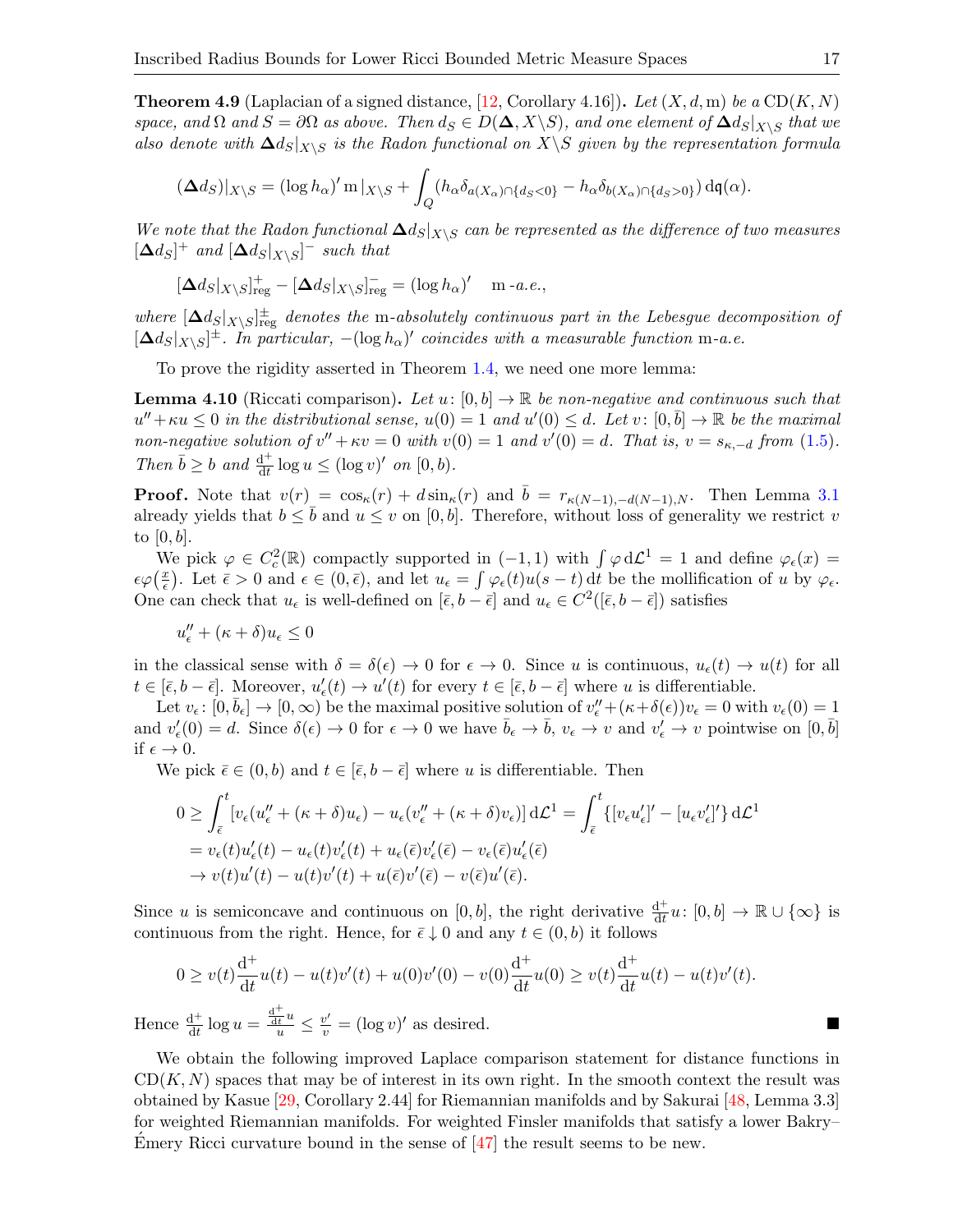**Theorem 4.9** (Laplacian of a signed distance, [12, Corollary 4.16])**.** *Let $(X, d, \mathrm{m})$ be a $\mathrm{CD}(K, N)$ space, and $\Omega$ and $S = \partial\Omega$ as above. Then $d_S \in D(\mathbf{\Delta}, X\backslash S)$, and one element of $\mathbf{\Delta} d_S|_{X\backslash S}$ that we also denote with $\mathbf{\Delta} d_S|_{X\backslash S}$ is the Radon functional on $X\backslash S$ given by the representation formula*

$$(\mathbf{\Delta} d_S)|_{X\backslash S} = (\log h_\alpha)' \, \mathrm{m}\,|_{X\backslash S} + \int_Q (h_\alpha \delta_{a(X_\alpha)\cap\{d_S<0\}} - h_\alpha \delta_{b(X_\alpha)\cap\{d_S>0\}}) \, \mathrm{d}\mathfrak{q}(\alpha).$$

*We note that the Radon functional $\mathbf{\Delta} d_S|_{X\backslash S}$ can be represented as the difference of two measures $[\mathbf{\Delta} d_S]^+$ and $[\mathbf{\Delta} d_S|_{X\backslash S}]^-$ such that*

$$[\mathbf{\Delta} d_S|_{X\backslash S}]^+_{\mathrm{reg}} - [\mathbf{\Delta} d_S|_{X\backslash S}]^-_{\mathrm{reg}} = (\log h_\alpha)' \quad \mathrm{m}\text{-}a.e.,$$

*where $[\mathbf{\Delta} d_S|_{X\backslash S}]^\pm_{\mathrm{reg}}$ denotes the $\mathrm{m}$-absolutely continuous part in the Lebesgue decomposition of $[\mathbf{\Delta} d_S|_{X\backslash S}]^\pm$. In particular, $-(\log h_\alpha)'$ coincides with a measurable function $\mathrm{m}$-a.e.*

To prove the rigidity asserted in Theorem 1.4, we need one more lemma:

**Lemma 4.10** (Riccati comparison)**.** *Let $u\colon [0, b] \to \mathbb{R}$ be non-negative and continuous such that $u'' + \kappa u \le 0$ in the distributional sense, $u(0) = 1$ and $u'(0) \le d$. Let $v\colon [0, \bar{b}] \to \mathbb{R}$ be the maximal non-negative solution of $v'' + \kappa v = 0$ with $v(0) = 1$ and $v'(0) = d$. That is, $v = s_{\kappa,-d}$ from (1.5). Then $\bar{b} \ge b$ and $\frac{\mathrm{d}^+}{\mathrm{d}t} \log u \le (\log v)'$ on $[0, b)$.*

**Proof.** Note that $v(r) = \cos_\kappa(r) + d \sin_\kappa(r)$ and $\bar{b} = r_{\kappa(N-1), -d(N-1), N}$. Then Lemma 3.1 already yields that $b \le \bar{b}$ and $u \le v$ on $[0, b]$. Therefore, without loss of generality we restrict $v$ to $[0, b]$.

We pick $\varphi \in C^2_c(\mathbb{R})$ compactly supported in $(-1, 1)$ with $\int \varphi \, \mathrm{d}\mathcal{L}^1 = 1$ and define $\varphi_\epsilon(x) = \epsilon\varphi\big(\frac{x}{\epsilon}\big)$. Let $\bar{\epsilon} > 0$ and $\epsilon \in (0, \bar{\epsilon})$, and let $u_\epsilon = \int \varphi_\epsilon(t) u(s - t) \, \mathrm{d}t$ be the mollification of $u$ by $\varphi_\epsilon$. One can check that $u_\epsilon$ is well-defined on $[\bar{\epsilon}, b - \bar{\epsilon}]$ and $u_\epsilon \in C^2([\bar{\epsilon}, b - \bar{\epsilon}])$ satisfies

$$u''_\epsilon + (\kappa + \delta) u_\epsilon \le 0$$

in the classical sense with $\delta = \delta(\epsilon) \to 0$ for $\epsilon \to 0$. Since $u$ is continuous, $u_\epsilon(t) \to u(t)$ for all $t \in [\bar{\epsilon}, b - \bar{\epsilon}]$. Moreover, $u'_\epsilon(t) \to u'(t)$ for every $t \in [\bar{\epsilon}, b - \bar{\epsilon}]$ where $u$ is differentiable.

Let $v_\epsilon\colon [0, \bar{b}_\epsilon] \to [0, \infty)$ be the maximal positive solution of $v''_\epsilon + (\kappa + \delta(\epsilon)) v_\epsilon = 0$ with $v_\epsilon(0) = 1$ and $v'_\epsilon(0) = d$. Since $\delta(\epsilon) \to 0$ for $\epsilon \to 0$ we have $\bar{b}_\epsilon \to \bar{b}$, $v_\epsilon \to v$ and $v'_\epsilon \to v$ pointwise on $[0, \bar{b}]$ if $\epsilon \to 0$.

We pick $\bar{\epsilon} \in (0, b)$ and $t \in [\bar{\epsilon}, b - \bar{\epsilon}]$ where $u$ is differentiable. Then

$$\begin{aligned}
0 &\ge \int_{\bar{\epsilon}}^t [v_\epsilon(u''_\epsilon + (\kappa + \delta) u_\epsilon) - u_\epsilon(v''_\epsilon + (\kappa + \delta) v_\epsilon)] \, \mathrm{d}\mathcal{L}^1 = \int_{\bar{\epsilon}}^t \{[v_\epsilon u'_\epsilon]' - [u_\epsilon v'_\epsilon]'\} \, \mathrm{d}\mathcal{L}^1 \\
&= v_\epsilon(t) u'_\epsilon(t) - u_\epsilon(t) v'_\epsilon(t) + u_\epsilon(\bar{\epsilon}) v'_\epsilon(\bar{\epsilon}) - v_\epsilon(\bar{\epsilon}) u'_\epsilon(\bar{\epsilon}) \\
&\to v(t) u'(t) - u(t) v'(t) + u(\bar{\epsilon}) v'(\bar{\epsilon}) - v(\bar{\epsilon}) u'(\bar{\epsilon}).
\end{aligned}$$

Since $u$ is semiconcave and continuous on $[0, b]$, the right derivative $\frac{\mathrm{d}^+}{\mathrm{d}t} u\colon [0, b] \to \mathbb{R} \cup \{\infty\}$ is continuous from the right. Hence, for $\bar{\epsilon} \downarrow 0$ and any $t \in (0, b)$ it follows

$$0 \ge v(t) \frac{\mathrm{d}^+}{\mathrm{d}t} u(t) - u(t) v'(t) + u(0) v'(0) - v(0) \frac{\mathrm{d}^+}{\mathrm{d}t} u(0) \ge v(t) \frac{\mathrm{d}^+}{\mathrm{d}t} u(t) - u(t) v'(t).$$

Hence $\frac{\mathrm{d}^+}{\mathrm{d}t} \log u = \frac{\frac{\mathrm{d}^+}{\mathrm{d}t} u}{u} \le \frac{v'}{v} = (\log v)'$ as desired. ∎

We obtain the following improved Laplace comparison statement for distance functions in $\mathrm{CD}(K, N)$ spaces that may be of interest in its own right. In the smooth context the result was obtained by Kasue [29, Corollary 2.44] for Riemannian manifolds and by Sakurai [48, Lemma 3.3] for weighted Riemannian manifolds. For weighted Finsler manifolds that satisfy a lower Bakry–Émery Ricci curvature bound in the sense of [47] the result seems to be new.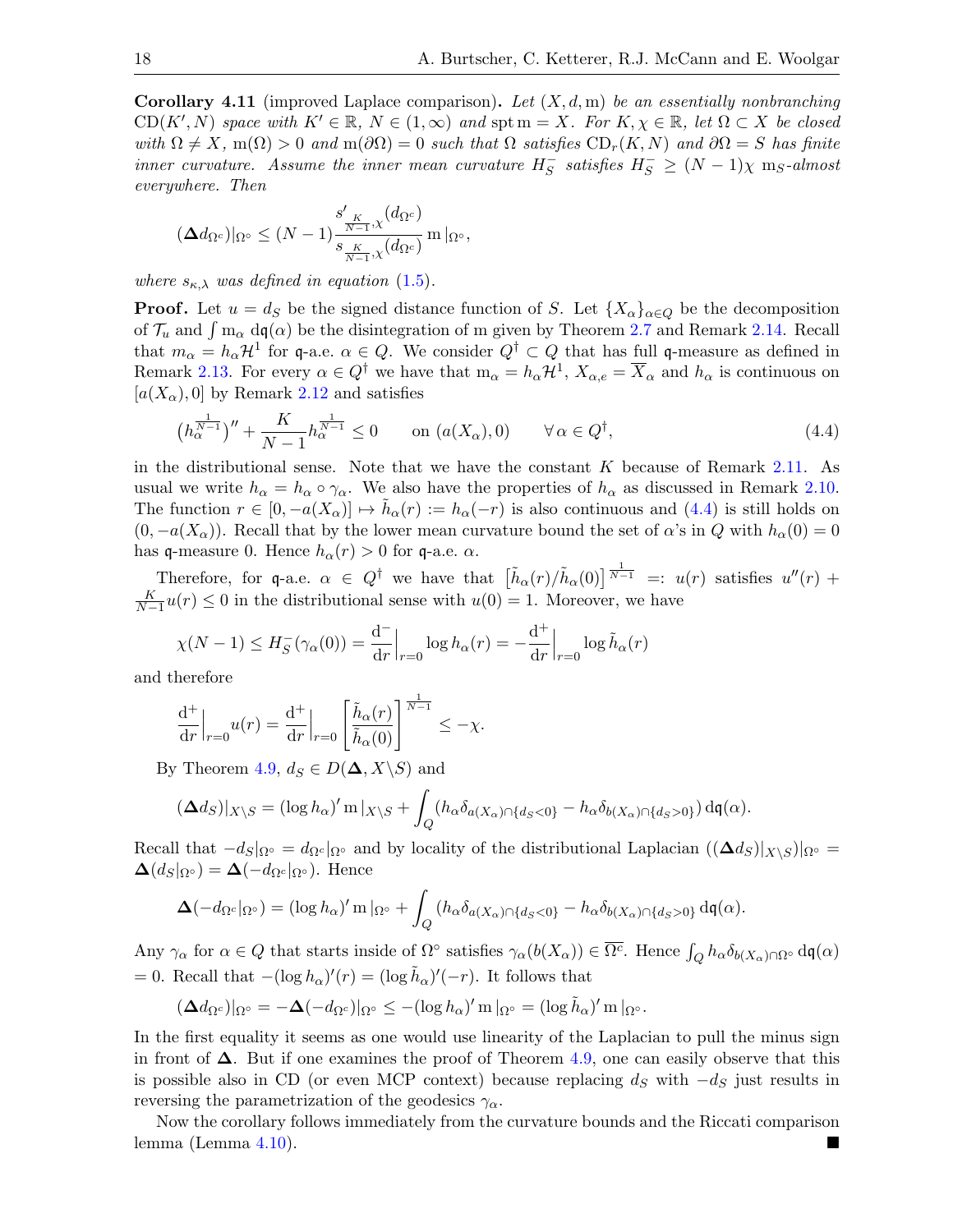**Corollary 4.11** (improved Laplace comparison)**.** *Let $(X,d,\mathrm{m})$ be an essentially nonbranching $\mathrm{CD}(K',N)$ space with $K'\in\mathbb{R}$, $N\in(1,\infty)$ and $\operatorname{spt}\mathrm{m}=X$. For $K,\chi\in\mathbb{R}$, let $\Omega\subset X$ be closed with $\Omega\neq X$, $\mathrm{m}(\Omega)>0$ and $\mathrm{m}(\partial\Omega)=0$ such that $\Omega$ satisfies $\mathrm{CD}_r(K,N)$ and $\partial\Omega=S$ has finite inner curvature. Assume the inner mean curvature $H_S^-$ satisfies $H_S^-\geq(N-1)\chi$ $\mathrm{m}_S$-almost everywhere. Then*

$$(\boldsymbol{\Delta} d_{\Omega^c})|_{\Omega^\circ}\leq(N-1)\frac{s'_{\frac{K}{N-1},\chi}(d_{\Omega^c})}{s_{\frac{K}{N-1},\chi}(d_{\Omega^c})}\,\mathrm{m}\,|_{\Omega^\circ},$$

*where $s_{\kappa,\lambda}$ was defined in equation (1.5).*

**Proof.** Let $u=d_S$ be the signed distance function of $S$. Let $\{X_\alpha\}_{\alpha\in Q}$ be the decomposition of $\mathcal{T}_u$ and $\int \mathrm{m}_\alpha\,\mathrm{d}\mathfrak{q}(\alpha)$ be the disintegration of $\mathrm{m}$ given by Theorem 2.7 and Remark 2.14. Recall that $m_\alpha=h_\alpha\mathcal{H}^1$ for $\mathfrak{q}$-a.e. $\alpha\in Q$. We consider $Q^\dagger\subset Q$ that has full $\mathfrak{q}$-measure as defined in Remark 2.13. For every $\alpha\in Q^\dagger$ we have that $\mathrm{m}_\alpha=h_\alpha\mathcal{H}^1$, $X_{\alpha,e}=\overline{X}_\alpha$ and $h_\alpha$ is continuous on $[a(X_\alpha),0]$ by Remark 2.12 and satisfies

$$\big(h_\alpha^{\frac{1}{N-1}}\big)''+\frac{K}{N-1}h_\alpha^{\frac{1}{N-1}}\leq 0\qquad\text{on }(a(X_\alpha),0)\qquad\forall\,\alpha\in Q^\dagger,\tag{4.4}$$

in the distributional sense. Note that we have the constant $K$ because of Remark 2.11. As usual we write $h_\alpha=h_\alpha\circ\gamma_\alpha$. We also have the properties of $h_\alpha$ as discussed in Remark 2.10. The function $r\in[0,-a(X_\alpha)]\mapsto\tilde{h}_\alpha(r):=h_\alpha(-r)$ is also continuous and (4.4) is still holds on $(0,-a(X_\alpha))$. Recall that by the lower mean curvature bound the set of $\alpha$'s in $Q$ with $h_\alpha(0)=0$ has $\mathfrak{q}$-measure 0. Hence $h_\alpha(r)>0$ for $\mathfrak{q}$-a.e. $\alpha$.

Therefore, for $\mathfrak{q}$-a.e. $\alpha\in Q^\dagger$ we have that $\big[\tilde{h}_\alpha(r)/\tilde{h}_\alpha(0)\big]^{\frac{1}{N-1}}=:u(r)$ satisfies $u''(r)+\frac{K}{N-1}u(r)\leq 0$ in the distributional sense with $u(0)=1$. Moreover, we have

$$\chi(N-1)\leq H_S^-(\gamma_\alpha(0))=\frac{\mathrm{d}^-}{\mathrm{d}r}\Big|_{r=0}\log h_\alpha(r)=-\frac{\mathrm{d}^+}{\mathrm{d}r}\Big|_{r=0}\log\tilde{h}_\alpha(r)$$

and therefore

$$\frac{\mathrm{d}^+}{\mathrm{d}r}\Big|_{r=0}u(r)=\frac{\mathrm{d}^+}{\mathrm{d}r}\Big|_{r=0}\left[\frac{\tilde{h}_\alpha(r)}{\tilde{h}_\alpha(0)}\right]^{\frac{1}{N-1}}\leq-\chi.$$

By Theorem 4.9, $d_S\in D(\boldsymbol{\Delta},X\backslash S)$ and

$$(\boldsymbol{\Delta} d_S)|_{X\backslash S}=(\log h_\alpha)'\,\mathrm{m}\,|_{X\backslash S}+\int_Q\big(h_\alpha\delta_{a(X_\alpha)\cap\{d_S<0\}}-h_\alpha\delta_{b(X_\alpha)\cap\{d_S>0\}}\big)\,\mathrm{d}\mathfrak{q}(\alpha).$$

Recall that $-d_S|_{\Omega^\circ}=d_{\Omega^c}|_{\Omega^\circ}$ and by locality of the distributional Laplacian ($(\boldsymbol{\Delta} d_S)|_{X\backslash S})|_{\Omega^\circ}=\boldsymbol{\Delta}(d_S|_{\Omega^\circ})=\boldsymbol{\Delta}(-d_{\Omega^c}|_{\Omega^\circ})$. Hence

$$\boldsymbol{\Delta}(-d_{\Omega^c}|_{\Omega^\circ})=(\log h_\alpha)'\,\mathrm{m}\,|_{\Omega^\circ}+\int_Q\big(h_\alpha\delta_{a(X_\alpha)\cap\{d_S<0\}}-h_\alpha\delta_{b(X_\alpha)\cap\{d_S>0\}}\,\mathrm{d}\mathfrak{q}(\alpha).$$

Any $\gamma_\alpha$ for $\alpha\in Q$ that starts inside of $\Omega^\circ$ satisfies $\gamma_\alpha(b(X_\alpha))\in\overline{\Omega^c}$. Hence $\int_Q h_\alpha\delta_{b(X_\alpha)\cap\Omega^\circ}\,\mathrm{d}\mathfrak{q}(\alpha)=0$. Recall that $-(\log h_\alpha)'(r)=(\log\tilde{h}_\alpha)'(-r)$. It follows that

$$(\boldsymbol{\Delta} d_{\Omega^c})|_{\Omega^\circ}=-\boldsymbol{\Delta}(-d_{\Omega^c})|_{\Omega^\circ}\leq-(\log h_\alpha)'\,\mathrm{m}\,|_{\Omega^\circ}=(\log\tilde{h}_\alpha)'\,\mathrm{m}\,|_{\Omega^\circ}.$$

In the first equality it seems as one would use linearity of the Laplacian to pull the minus sign in front of $\boldsymbol{\Delta}$. But if one examines the proof of Theorem 4.9, one can easily observe that this is possible also in CD (or even MCP context) because replacing $d_S$ with $-d_S$ just results in reversing the parametrization of the geodesics $\gamma_\alpha$.

Now the corollary follows immediately from the curvature bounds and the Riccati comparison lemma (Lemma 4.10). ■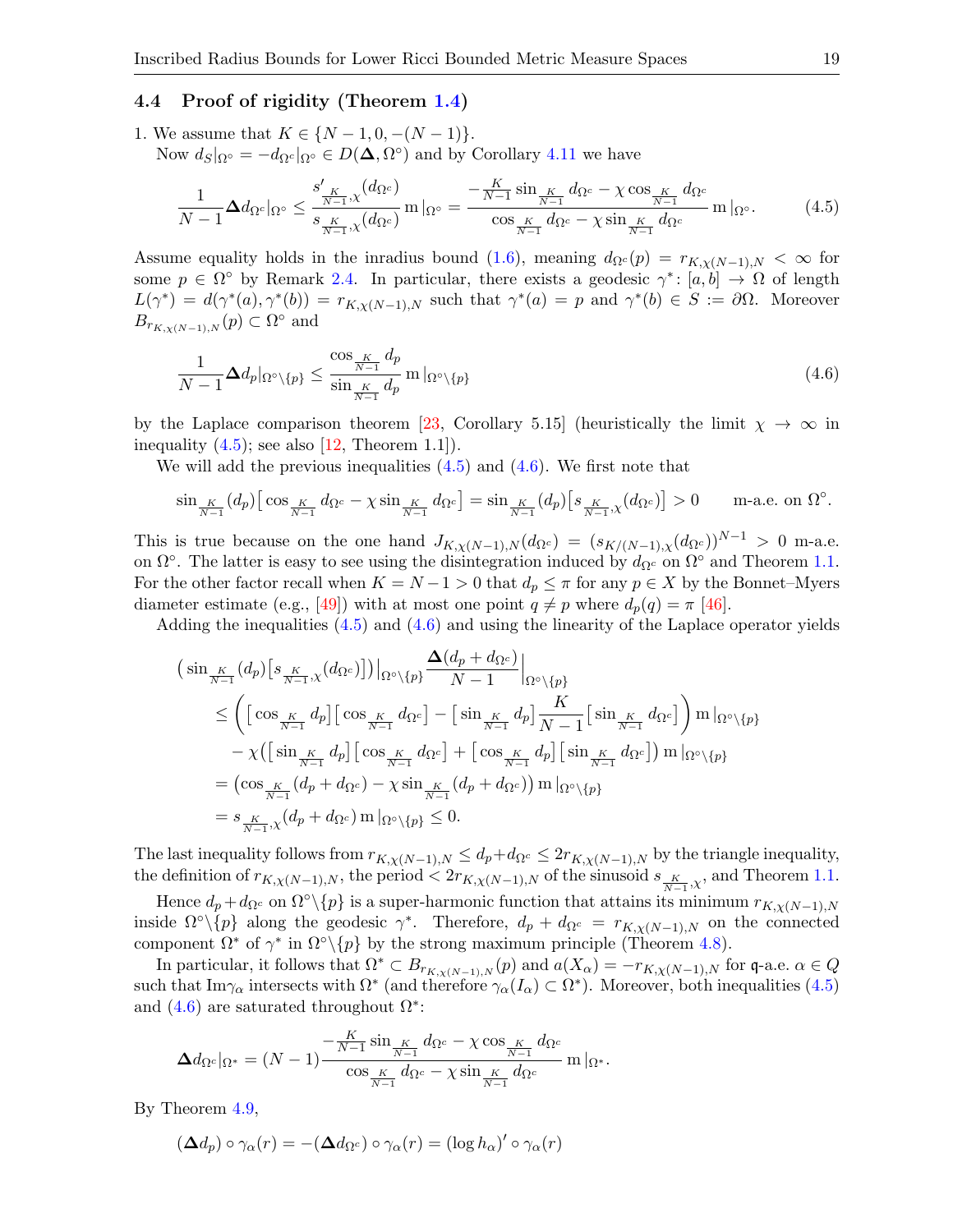### 4.4 Proof of rigidity (Theorem 1.4)

1. We assume that $K \in \{N-1, 0, -(N-1)\}$.

Now $d_S|_{\Omega^\circ} = -d_{\Omega^c}|_{\Omega^\circ} \in D(\mathbf{\Delta}, \Omega^\circ)$ and by Corollary 4.11 we have

$$\frac{1}{N-1}\mathbf{\Delta} d_{\Omega^c}|_{\Omega^\circ} \leq \frac{s'_{\frac{K}{N-1},\chi}(d_{\Omega^c})}{s_{\frac{K}{N-1},\chi}(d_{\Omega^c})}\,\mathrm{m}|_{\Omega^\circ} = \frac{-\frac{K}{N-1}\sin_{\frac{K}{N-1}} d_{\Omega^c} - \chi\cos_{\frac{K}{N-1}} d_{\Omega^c}}{\cos_{\frac{K}{N-1}} d_{\Omega^c} - \chi \sin_{\frac{K}{N-1}} d_{\Omega^c}}\,\mathrm{m}|_{\Omega^\circ}. \tag{4.5}$$

Assume equality holds in the inradius bound (1.6), meaning $d_{\Omega^c}(p) = r_{K,\chi(N-1),N} < \infty$ for some $p \in \Omega^\circ$ by Remark 2.4. In particular, there exists a geodesic $\gamma^*\colon [a,b] \to \Omega$ of length $L(\gamma^*) = d(\gamma^*(a), \gamma^*(b)) = r_{K,\chi(N-1),N}$ such that $\gamma^*(a) = p$ and $\gamma^*(b) \in S := \partial\Omega$. Moreover $B_{r_{K,\chi(N-1),N}}(p) \subset \Omega^\circ$ and

$$\frac{1}{N-1}\mathbf{\Delta} d_p|_{\Omega^\circ\setminus\{p\}} \leq \frac{\cos_{\frac{K}{N-1}} d_p}{\sin_{\frac{K}{N-1}} d_p}\,\mathrm{m}|_{\Omega^\circ\setminus\{p\}} \tag{4.6}$$

by the Laplace comparison theorem [23, Corollary 5.15] (heuristically the limit $\chi \to \infty$ in inequality (4.5); see also [12, Theorem 1.1]).

We will add the previous inequalities (4.5) and (4.6). We first note that

$$\sin_{\frac{K}{N-1}}(d_p)\big[\cos_{\frac{K}{N-1}} d_{\Omega^c} - \chi\sin_{\frac{K}{N-1}} d_{\Omega^c}\big] = \sin_{\frac{K}{N-1}}(d_p)\big[s_{\frac{K}{N-1},\chi}(d_{\Omega^c})\big] > 0 \qquad \text{m-a.e. on } \Omega^\circ.$$

This is true because on the one hand $J_{K,\chi(N-1),N}(d_{\Omega^c}) = (s_{K/(N-1),\chi}(d_{\Omega^c}))^{N-1} > 0$ m-a.e. on $\Omega^\circ$. The latter is easy to see using the disintegration induced by $d_{\Omega^c}$ on $\Omega^\circ$ and Theorem 1.1. For the other factor recall when $K = N-1 > 0$ that $d_p \leq \pi$ for any $p \in X$ by the Bonnet–Myers diameter estimate (e.g., [49]) with at most one point $q \neq p$ where $d_p(q) = \pi$ [46].

Adding the inequalities (4.5) and (4.6) and using the linearity of the Laplace operator yields

$$\begin{aligned}
&\big(\sin_{\frac{K}{N-1}}(d_p)\big[s_{\frac{K}{N-1},\chi}(d_{\Omega^c})\big]\big)\big|_{\Omega^\circ\setminus\{p\}}\frac{\mathbf{\Delta}(d_p + d_{\Omega^c})}{N-1}\Big|_{\Omega^\circ\setminus\{p\}}\\
&\quad\leq \bigg(\big[\cos_{\frac{K}{N-1}} d_p\big]\big[\cos_{\frac{K}{N-1}} d_{\Omega^c}\big] - \big[\sin_{\frac{K}{N-1}} d_p\big]\frac{K}{N-1}\big[\sin_{\frac{K}{N-1}} d_{\Omega^c}\big]\bigg)\,\mathrm{m}|_{\Omega^\circ\setminus\{p\}}\\
&\quad\quad - \chi\big(\big[\sin_{\frac{K}{N-1}} d_p\big]\big[\cos_{\frac{K}{N-1}} d_{\Omega^c}\big] + \big[\cos_{\frac{K}{N-1}} d_p\big]\big[\sin_{\frac{K}{N-1}} d_{\Omega^c}\big]\big)\,\mathrm{m}|_{\Omega^\circ\setminus\{p\}}\\
&\quad= \big(\cos_{\frac{K}{N-1}}(d_p + d_{\Omega^c}) - \chi\sin_{\frac{K}{N-1}}(d_p + d_{\Omega^c})\big)\,\mathrm{m}|_{\Omega^\circ\setminus\{p\}}\\
&\quad= s_{\frac{K}{N-1},\chi}(d_p + d_{\Omega^c})\,\mathrm{m}|_{\Omega^\circ\setminus\{p\}} \leq 0.
\end{aligned}$$

The last inequality follows from $r_{K,\chi(N-1),N} \leq d_p + d_{\Omega^c} \leq 2r_{K,\chi(N-1),N}$ by the triangle inequality, the definition of $r_{K,\chi(N-1),N}$, the period $< 2r_{K,\chi(N-1),N}$ of the sinusoid $s_{\frac{K}{N-1},\chi}$, and Theorem 1.1.

Hence $d_p + d_{\Omega^c}$ on $\Omega^\circ\setminus\{p\}$ is a super-harmonic function that attains its minimum $r_{K,\chi(N-1),N}$ inside $\Omega^\circ\setminus\{p\}$ along the geodesic $\gamma^*$. Therefore, $d_p + d_{\Omega^c} = r_{K,\chi(N-1),N}$ on the connected component $\Omega^*$ of $\gamma^*$ in $\Omega^\circ\setminus\{p\}$ by the strong maximum principle (Theorem 4.8).

In particular, it follows that $\Omega^* \subset B_{r_{K,\chi(N-1),N}}(p)$ and $a(X_\alpha) = -r_{K,\chi(N-1),N}$ for $\mathfrak{q}$-a.e. $\alpha \in Q$ such that $\mathrm{Im}\gamma_\alpha$ intersects with $\Omega^*$ (and therefore $\gamma_\alpha(I_\alpha) \subset \Omega^*$). Moreover, both inequalities (4.5) and (4.6) are saturated throughout $\Omega^*$:

$$\mathbf{\Delta} d_{\Omega^c}|_{\Omega^*} = (N-1)\frac{-\frac{K}{N-1}\sin_{\frac{K}{N-1}} d_{\Omega^c} - \chi\cos_{\frac{K}{N-1}} d_{\Omega^c}}{\cos_{\frac{K}{N-1}} d_{\Omega^c} - \chi\sin_{\frac{K}{N-1}} d_{\Omega^c}}\,\mathrm{m}|_{\Omega^*}.$$

By Theorem 4.9,

$$(\mathbf{\Delta} d_p)\circ\gamma_\alpha(r) = -(\mathbf{\Delta} d_{\Omega^c})\circ\gamma_\alpha(r) = (\log h_\alpha)'\circ\gamma_\alpha(r)$$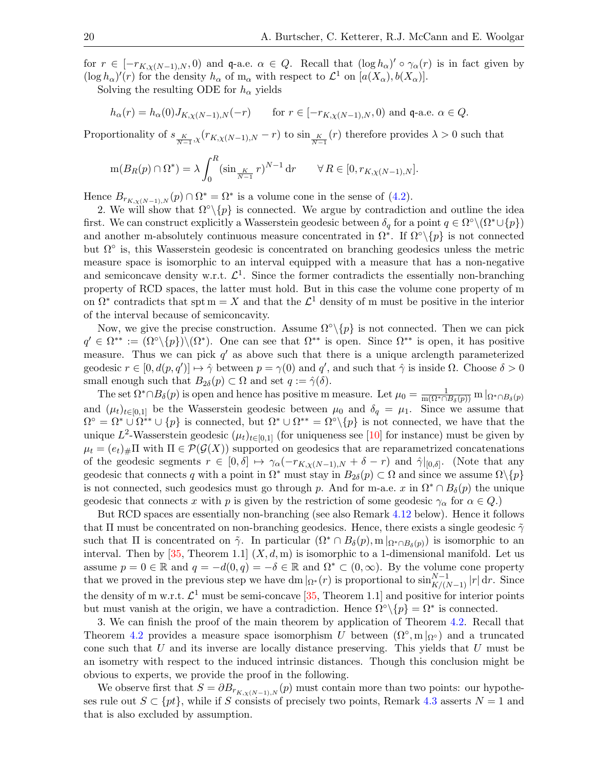for $r \in [-r_{K,\chi(N-1),N}, 0)$ and $\mathfrak{q}$-a.e. $\alpha \in Q$. Recall that $(\log h_\alpha)' \circ \gamma_\alpha(r)$ is in fact given by $(\log h_\alpha)'(r)$ for the density $h_\alpha$ of $\mathrm{m}_\alpha$ with respect to $\mathcal{L}^1$ on $[a(X_\alpha), b(X_\alpha)]$.

Solving the resulting ODE for $h_\alpha$ yields

$$h_\alpha(r) = h_\alpha(0) J_{K,\chi(N-1),N}(-r) \qquad \text{for } r \in [-r_{K,\chi(N-1),N}, 0) \text{ and } \mathfrak{q}\text{-a.e. } \alpha \in Q.$$

Proportionality of $s_{\frac{K}{N-1},\chi}(r_{K,\chi(N-1),N} - r)$ to $\sin_{\frac{K}{N-1}}(r)$ therefore provides $\lambda > 0$ such that

$$\mathrm{m}(B_R(p) \cap \Omega^*) = \lambda \int_0^R (\sin_{\frac{K}{N-1}} r)^{N-1} \, \mathrm{d}r \qquad \forall\, R \in [0, r_{K,\chi(N-1),N}].$$

Hence $B_{r_{K,\chi(N-1),N}}(p) \cap \Omega^* = \Omega^*$ is a volume cone in the sense of (4.2).

2. We will show that $\Omega^\circ \backslash \{p\}$ is connected. We argue by contradiction and outline the idea first. We can construct explicitly a Wasserstein geodesic between $\delta_q$ for a point $q \in \Omega^\circ \backslash (\Omega^* \cup \{p\})$ and another m-absolutely continuous measure concentrated in $\Omega^*$. If $\Omega^\circ \backslash \{p\}$ is not connected but $\Omega^\circ$ is, this Wasserstein geodesic is concentrated on branching geodesics unless the metric measure space is isomorphic to an interval equipped with a measure that has a non-negative and semiconcave density w.r.t. $\mathcal{L}^1$. Since the former contradicts the essentially non-branching property of RCD spaces, the latter must hold. But in this case the volume cone property of m on $\Omega^*$ contradicts that $\operatorname{spt} \mathrm{m} = X$ and that the $\mathcal{L}^1$ density of m must be positive in the interior of the interval because of semiconcavity.

Now, we give the precise construction. Assume $\Omega^\circ \backslash \{p\}$ is not connected. Then we can pick $q' \in \Omega^{**} := (\Omega^\circ \backslash \{p\}) \backslash (\Omega^*)$. One can see that $\Omega^{**}$ is open. Since $\Omega^{**}$ is open, it has positive measure. Thus we can pick $q'$ as above such that there is a unique arclength parameterized geodesic $r \in [0, d(p, q')] \mapsto \hat{\gamma}$ between $p = \gamma(0)$ and $q'$, and such that $\hat{\gamma}$ is inside $\Omega$. Choose $\delta > 0$ small enough such that $B_{2\delta}(p) \subset \Omega$ and set $q := \hat{\gamma}(\delta)$.

The set $\Omega^* \cap B_\delta(p)$ is open and hence has positive m measure. Let $\mu_0 = \frac{1}{\mathrm{m}(\Omega^* \cap B_\delta(p))} \mathrm{m}|_{\Omega^* \cap B_\delta(p)}$ and $(\mu_t)_{t \in [0,1]}$ be the Wasserstein geodesic between $\mu_0$ and $\delta_q = \mu_1$. Since we assume that $\Omega^\circ = \Omega^* \cup \Omega^{**} \cup \{p\}$ is connected, but $\Omega^* \cup \Omega^{**} = \Omega^\circ \backslash \{p\}$ is not connected, we have that the unique $L^2$-Wasserstein geodesic $(\mu_t)_{t \in [0,1]}$ (for uniqueness see [10] for instance) must be given by $\mu_t = (e_t)_\# \Pi$ with $\Pi \in \mathcal{P}(\mathcal{G}(X))$ supported on geodesics that are reparametrized concatenations of the geodesic segments $r \in [0, \delta] \mapsto \gamma_\alpha(-r_{K,\chi(N-1),N} + \delta - r)$ and $\hat{\gamma}|_{[0,\delta]}$. (Note that any geodesic that connects $q$ with a point in $\Omega^*$ must stay in $B_{2\delta}(p) \subset \Omega$ and since we assume $\Omega \backslash \{p\}$ is not connected, such geodesics must go through $p$. And for m-a.e. $x$ in $\Omega^* \cap B_\delta(p)$ the unique geodesic that connects $x$ with $p$ is given by the restriction of some geodesic $\gamma_\alpha$ for $\alpha \in Q$.)

But RCD spaces are essentially non-branching (see also Remark 4.12 below). Hence it follows that $\Pi$ must be concentrated on non-branching geodesics. Hence, there exists a single geodesic $\tilde{\gamma}$ such that $\Pi$ is concentrated on $\tilde{\gamma}$. In particular $(\Omega^* \cap B_\delta(p), \mathrm{m}|_{\Omega^* \cap B_\delta(p)})$ is isomorphic to an interval. Then by [35, Theorem 1.1] $(X, d, \mathrm{m})$ is isomorphic to a 1-dimensional manifold. Let us assume $p = 0 \in \mathbb{R}$ and $q = -d(0, q) = -\delta \in \mathbb{R}$ and $\Omega^* \subset (0, \infty)$. By the volume cone property that we proved in the previous step we have $\mathrm{d}\mathrm{m}|_{\Omega^*}(r)$ is proportional to $\sin_{K/(N-1)}^{N-1} |r| \, \mathrm{d}r$. Since the density of m w.r.t. $\mathcal{L}^1$ must be semi-concave [35, Theorem 1.1] and positive for interior points but must vanish at the origin, we have a contradiction. Hence $\Omega^\circ \backslash \{p\} = \Omega^*$ is connected.

3. We can finish the proof of the main theorem by application of Theorem 4.2. Recall that Theorem 4.2 provides a measure space isomorphism $U$ between $(\Omega^\circ, \mathrm{m}|_{\Omega^\circ})$ and a truncated cone such that $U$ and its inverse are locally distance preserving. This yields that $U$ must be an isometry with respect to the induced intrinsic distances. Though this conclusion might be obvious to experts, we provide the proof in the following.

We observe first that $S = \partial B_{r_{K,\chi(N-1),N}}(p)$ must contain more than two points: our hypotheses rule out $S \subset \{pt\}$, while if $S$ consists of precisely two points, Remark 4.3 asserts $N = 1$ and that is also excluded by assumption.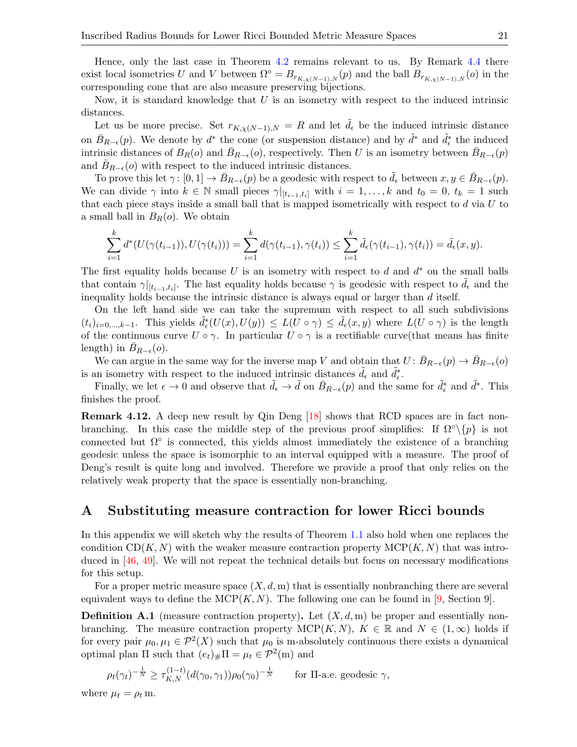Hence, only the last case in Theorem 4.2 remains relevant to us. By Remark 4.4 there exist local isometries $U$ and $V$ between $\Omega^\circ = B_{r_{K,\chi(N-1),N}}(p)$ and the ball $B_{r_{K,\chi(N-1),N}}(o)$ in the corresponding cone that are also measure preserving bijections.

Now, it is standard knowledge that $U$ is an isometry with respect to the induced intrinsic distances.

Let us be more precise. Set $r_{K,\chi(N-1),N} = R$ and let $\tilde{d}_\epsilon$ be the induced intrinsic distance on $\bar{B}_{R-\epsilon}(p)$. We denote by $d^*$ the cone (or suspension distance) and by $\tilde{d}^*$ and $\tilde{d}^*_\epsilon$ the induced intrinsic distances of $B_R(o)$ and $\bar{B}_{R-\epsilon}(o)$, respectively. Then $U$ is an isometry between $\bar{B}_{R-\epsilon}(p)$ and $\bar{B}_{R-\epsilon}(o)$ with respect to the induced intrinsic distances.

To prove this let $\gamma\colon [0,1] \to \bar{B}_{R-\epsilon}(p)$ be a geodesic with respect to $\tilde{d}_\epsilon$ between $x, y \in \bar{B}_{R-\epsilon}(p)$. We can divide $\gamma$ into $k \in \mathbb{N}$ small pieces $\gamma|_{[t_{i-1},t_i]}$ with $i = 1, \dots, k$ and $t_0 = 0$, $t_k = 1$ such that each piece stays inside a small ball that is mapped isometrically with respect to $d$ via $U$ to a small ball in $B_R(o)$. We obtain

$$\sum_{i=1}^k d^*(U(\gamma(t_{i-1})), U(\gamma(t_i))) = \sum_{i=1}^k d(\gamma(t_{i-1}), \gamma(t_i)) \leq \sum_{i=1}^k \tilde{d}_\epsilon(\gamma(t_{i-1}), \gamma(t_i)) = \tilde{d}_\epsilon(x, y).$$

The first equality holds because $U$ is an isometry with respect to $d$ and $d^*$ on the small balls that contain $\gamma|_{[t_{i-1},t_i]}$. The last equality holds because $\gamma$ is geodesic with respect to $\tilde{d}_\epsilon$ and the inequality holds because the intrinsic distance is always equal or larger than $d$ itself.

On the left hand side we can take the supremum with respect to all such subdivisions $(t_i)_{i=0,\dots,k-1}$. This yields $\tilde{d}^*_\epsilon(U(x), U(y)) \leq L(U \circ \gamma) \leq \tilde{d}_\epsilon(x, y)$ where $L(U \circ \gamma)$ is the length of the continuous curve $U \circ \gamma$. In particular $U \circ \gamma$ is a rectifiable curve(that means has finite length) in $\bar{B}_{R-\epsilon}(o)$.

We can argue in the same way for the inverse map $V$ and obtain that $U\colon \bar{B}_{R-\epsilon}(p) \to \bar{B}_{R-\epsilon}(o)$ is an isometry with respect to the induced intrinsic distances $\tilde{d}_\epsilon$ and $\tilde{d}^*_\epsilon$.

Finally, we let $\epsilon \to 0$ and observe that $\tilde{d}_\epsilon \to \tilde{d}$ on $\bar{B}_{R-\epsilon}(p)$ and the same for $\tilde{d}^*_\epsilon$ and $\tilde{d}^*$. This finishes the proof.

**Remark 4.12.** A deep new result by Qin Deng [18] shows that RCD spaces are in fact non-branching. In this case the middle step of the previous proof simplifies: If $\Omega^\circ \backslash \{p\}$ is not connected but $\Omega^\circ$ is connected, this yields almost immediately the existence of a branching geodesic unless the space is isomorphic to an interval equipped with a measure. The proof of Deng's result is quite long and involved. Therefore we provide a proof that only relies on the relatively weak property that the space is essentially non-branching.

## A Substituting measure contraction for lower Ricci bounds

In this appendix we will sketch why the results of Theorem 1.1 also hold when one replaces the condition $\mathrm{CD}(K, N)$ with the weaker measure contraction property $\mathrm{MCP}(K, N)$ that was introduced in [46, 49]. We will not repeat the technical details but focus on necessary modifications for this setup.

For a proper metric measure space $(X, d, \mathrm{m})$ that is essentially nonbranching there are several equivalent ways to define the $\mathrm{MCP}(K, N)$. The following one can be found in [9, Section 9].

**Definition A.1** (measure contraction property)**.** Let $(X, d, \mathrm{m})$ be proper and essentially non-branching. The measure contraction property $\mathrm{MCP}(K, N)$, $K \in \mathbb{R}$ and $N \in (1, \infty)$ holds if for every pair $\mu_0, \mu_1 \in \mathcal{P}^2(X)$ such that $\mu_0$ is m-absolutely continuous there exists a dynamical optimal plan $\Pi$ such that $(e_t)_\# \Pi = \mu_t \in \mathcal{P}^2(\mathrm{m})$ and

$$\rho_t(\gamma_t)^{-\frac{1}{N}} \geq \tau^{(1-t)}_{K,N}(d(\gamma_0, \gamma_1))\rho_0(\gamma_0)^{-\frac{1}{N}} \qquad \text{for } \Pi\text{-a.e. geodesic } \gamma,$$

where $\mu_t = \rho_t \, \mathrm{m}$.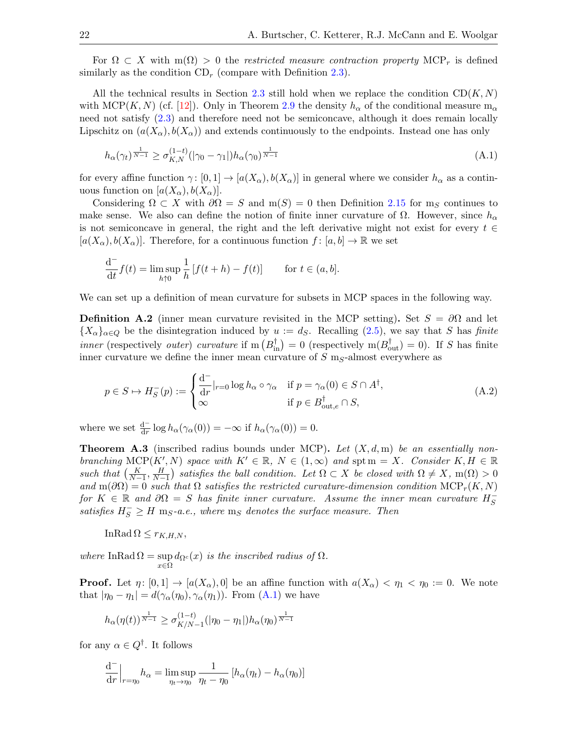For $\Omega \subset X$ with $\mathrm{m}(\Omega) > 0$ the *restricted measure contraction property* $\mathrm{MCP}_r$ is defined similarly as the condition $\mathrm{CD}_r$ (compare with Definition 2.3).

All the technical results in Section 2.3 still hold when we replace the condition $\mathrm{CD}(K,N)$ with $\mathrm{MCP}(K,N)$ (cf. [12]). Only in Theorem 2.9 the density $h_\alpha$ of the conditional measure $\mathrm{m}_\alpha$ need not satisfy (2.3) and therefore need not be semiconcave, although it does remain locally Lipschitz on $(a(X_\alpha), b(X_\alpha))$ and extends continuously to the endpoints. Instead one has only

$$h_\alpha(\gamma_t)^{\frac{1}{N-1}} \geq \sigma_{K,N}^{(1-t)}(|\gamma_0 - \gamma_1|) h_\alpha(\gamma_0)^{\frac{1}{N-1}} \tag{A.1}$$

for every affine function $\gamma\colon [0,1] \to [a(X_\alpha), b(X_\alpha)]$ in general where we consider $h_\alpha$ as a continuous function on $[a(X_\alpha), b(X_\alpha)]$.

Considering $\Omega \subset X$ with $\partial\Omega = S$ and $\mathrm{m}(S) = 0$ then Definition 2.15 for $\mathrm{m}_S$ continues to make sense. We also can define the notion of finite inner curvature of $\Omega$. However, since $h_\alpha$ is not semiconcave in general, the right and the left derivative might not exist for every $t \in [a(X_\alpha), b(X_\alpha)]$. Therefore, for a continuous function $f\colon [a,b] \to \mathbb{R}$ we set

$$\frac{\mathrm{d}^-}{\mathrm{d}t} f(t) = \limsup_{h \uparrow 0} \frac{1}{h}\left[f(t+h) - f(t)\right] \qquad \text{for } t \in (a,b].$$

We can set up a definition of mean curvature for subsets in MCP spaces in the following way.

**Definition A.2** (inner mean curvature revisited in the MCP setting)**.** Set $S = \partial\Omega$ and let $\{X_\alpha\}_{\alpha \in Q}$ be the disintegration induced by $u := d_S$. Recalling (2.5), we say that $S$ has *finite inner* (respectively *outer*) *curvature* if $\mathrm{m}\left(B^\dagger_{\mathrm{in}}\right) = 0$ (respectively $\mathrm{m}(B^\dagger_{\mathrm{out}}) = 0$). If $S$ has finite inner curvature we define the inner mean curvature of $S$ $\mathrm{m}_S$-almost everywhere as

$$p \in S \mapsto H_S^-(p) := \begin{cases} \frac{\mathrm{d}^-}{\mathrm{d}r}|_{r=0} \log h_\alpha \circ \gamma_\alpha & \text{if } p = \gamma_\alpha(0) \in S \cap A^\dagger, \\ \infty & \text{if } p \in B^\dagger_{\mathrm{out},e} \cap S, \end{cases} \tag{A.2}$$

where we set $\frac{\mathrm{d}^-}{\mathrm{d}r} \log h_\alpha(\gamma_\alpha(0)) = -\infty$ if $h_\alpha(\gamma_\alpha(0)) = 0$.

**Theorem A.3** (inscribed radius bounds under MCP)**.** *Let $(X,d,\mathrm{m})$ be an essentially non-branching $\mathrm{MCP}(K',N)$ space with $K' \in \mathbb{R}$, $N \in (1,\infty)$ and $\operatorname{spt}\mathrm{m} = X$. Consider $K, H \in \mathbb{R}$ such that $\left(\frac{K}{N-1}, \frac{H}{N-1}\right)$ satisfies the ball condition. Let $\Omega \subset X$ be closed with $\Omega \neq X$, $\mathrm{m}(\Omega) > 0$ and $\mathrm{m}(\partial\Omega) = 0$ such that $\Omega$ satisfies the restricted curvature-dimension condition $\mathrm{MCP}_r(K,N)$ for $K \in \mathbb{R}$ and $\partial\Omega = S$ has finite inner curvature. Assume the inner mean curvature $H_S^-$ satisfies $H_S^- \geq H$ $\mathrm{m}_S$-a.e., where $\mathrm{m}_S$ denotes the surface measure. Then*

$$\operatorname{InRad}\Omega \leq r_{K,H,N},$$

*where* $\operatorname{InRad}\Omega = \sup_{x \in \Omega} d_{\Omega^c}(x)$ *is the inscribed radius of* $\Omega$.

**Proof.** Let $\eta\colon [0,1] \to [a(X_\alpha), 0]$ be an affine function with $a(X_\alpha) < \eta_1 < \eta_0 := 0$. We note that $|\eta_0 - \eta_1| = d(\gamma_\alpha(\eta_0), \gamma_\alpha(\eta_1))$. From (A.1) we have

$$h_\alpha(\eta(t))^{\frac{1}{N-1}} \geq \sigma^{(1-t)}_{K/N-1}(|\eta_0 - \eta_1|) h_\alpha(\eta_0)^{\frac{1}{N-1}}$$

for any $\alpha \in Q^\dagger$. It follows

$$\frac{\mathrm{d}^-}{\mathrm{d}r}\Big|_{r=\eta_0} h_\alpha = \limsup_{\eta_t \to \eta_0} \frac{1}{\eta_t - \eta_0}\left[h_\alpha(\eta_t) - h_\alpha(\eta_0)\right]$$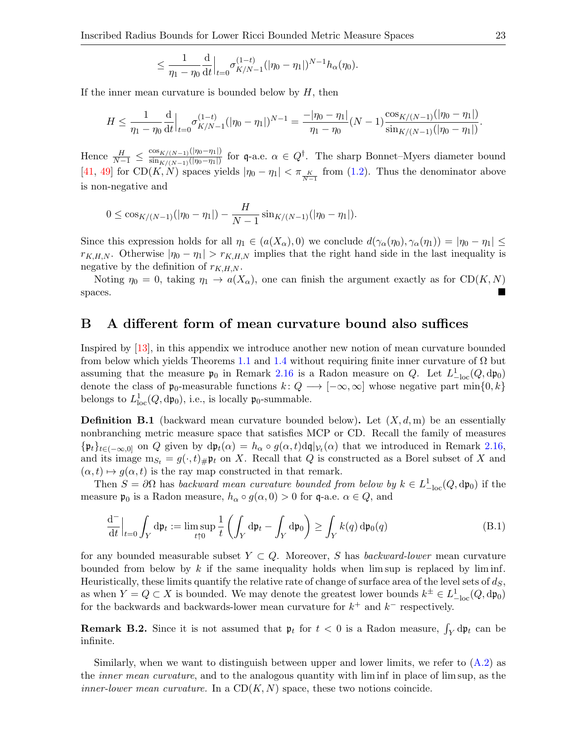$$\leq \frac{1}{\eta_1 - \eta_0} \frac{\mathrm{d}}{\mathrm{d}t}\Big|_{t=0} \sigma^{(1-t)}_{K/N-1}(|\eta_0 - \eta_1|)^{N-1} h_\alpha(\eta_0).$$

If the inner mean curvature is bounded below by $H$, then

$$H \leq \frac{1}{\eta_1 - \eta_0} \frac{\mathrm{d}}{\mathrm{d}t}\Big|_{t=0} \sigma^{(1-t)}_{K/N-1}(|\eta_0 - \eta_1|)^{N-1} = \frac{-|\eta_0 - \eta_1|}{\eta_1 - \eta_0}(N-1)\frac{\cos_{K/(N-1)}(|\eta_0 - \eta_1|)}{\sin_{K/(N-1)}(|\eta_0 - \eta_1|)}.$$

Hence $\frac{H}{N-1} \leq \frac{\cos_{K/(N-1)}(|\eta_0-\eta_1|)}{\sin_{K/(N-1)}(|\eta_0-\eta_1|)}$ for $\mathfrak{q}$-a.e. $\alpha \in Q^\dagger$. The sharp Bonnet–Myers diameter bound [41, 49] for $\mathrm{CD}(K,N)$ spaces yields $|\eta_0 - \eta_1| < \pi_{\frac{K}{N-1}}$ from (1.2). Thus the denominator above is non-negative and

$$0 \leq \cos_{K/(N-1)}(|\eta_0 - \eta_1|) - \frac{H}{N-1}\sin_{K/(N-1)}(|\eta_0 - \eta_1|).$$

Since this expression holds for all $\eta_1 \in (a(X_\alpha), 0)$ we conclude $d(\gamma_\alpha(\eta_0), \gamma_\alpha(\eta_1)) = |\eta_0 - \eta_1| \leq r_{K,H,N}$. Otherwise $|\eta_0 - \eta_1| > r_{K,H,N}$ implies that the right hand side in the last inequality is negative by the definition of $r_{K,H,N}$.

Noting $\eta_0 = 0$, taking $\eta_1 \to a(X_\alpha)$, one can finish the argument exactly as for $\mathrm{CD}(K,N)$ spaces. ∎

# B A different form of mean curvature bound also suffices

Inspired by [13], in this appendix we introduce another new notion of mean curvature bounded from below which yields Theorems 1.1 and 1.4 without requiring finite inner curvature of $\Omega$ but assuming that the measure $\mathfrak{p}_0$ in Remark 2.16 is a Radon measure on $Q$. Let $L^1_{-\mathrm{loc}}(Q, \mathrm{d}\mathfrak{p}_0)$ denote the class of $\mathfrak{p}_0$-measurable functions $k \colon Q \longrightarrow [-\infty, \infty]$ whose negative part $\min\{0, k\}$ belongs to $L^1_{\mathrm{loc}}(Q, \mathrm{d}\mathfrak{p}_0)$, i.e., is locally $\mathfrak{p}_0$-summable.

**Definition B.1** (backward mean curvature bounded below)**.** Let $(X, d, \mathrm{m})$ be an essentially nonbranching metric measure space that satisfies MCP or CD. Recall the family of measures $\{\mathfrak{p}_t\}_{t\in(-\infty,0]}$ on $Q$ given by $\mathrm{d}\mathfrak{p}_t(\alpha) = h_\alpha \circ g(\alpha, t)\mathrm{d}\mathfrak{q}|_{\mathcal{V}_t}(\alpha)$ that we introduced in Remark 2.16, and its image $\mathrm{m}_{S_t} = g(\cdot, t)_\# \mathfrak{p}_t$ on $X$. Recall that $Q$ is constructed as a Borel subset of $X$ and $(\alpha, t) \mapsto g(\alpha, t)$ is the ray map constructed in that remark.

Then $S = \partial\Omega$ has *backward mean curvature bounded from below by* $k \in L^1_{-\mathrm{loc}}(Q, \mathrm{d}\mathfrak{p}_0)$ if the measure $\mathfrak{p}_0$ is a Radon measure, $h_\alpha \circ g(\alpha, 0) > 0$ for $\mathfrak{q}$-a.e. $\alpha \in Q$, and

$$\frac{\mathrm{d}^-}{\mathrm{d}t}\Big|_{t=0} \int_Y \mathrm{d}\mathfrak{p}_t := \limsup_{t\uparrow 0} \frac{1}{t}\left(\int_Y \mathrm{d}\mathfrak{p}_t - \int_Y \mathrm{d}\mathfrak{p}_0\right) \geq \int_Y k(q)\,\mathrm{d}\mathfrak{p}_0(q) \tag{B.1}$$

for any bounded measurable subset $Y \subset Q$. Moreover, $S$ has *backward-lower* mean curvature bounded from below by $k$ if the same inequality holds when lim sup is replaced by lim inf. Heuristically, these limits quantify the relative rate of change of surface area of the level sets of $d_S$, as when $Y = Q \subset X$ is bounded. We may denote the greatest lower bounds $k^\pm \in L^1_{-\mathrm{loc}}(Q, \mathrm{d}\mathfrak{p}_0)$ for the backwards and backwards-lower mean curvature for $k^+$ and $k^-$ respectively.

**Remark B.2.** Since it is not assumed that $\mathfrak{p}_t$ for $t < 0$ is a Radon measure, $\int_Y \mathrm{d}\mathfrak{p}_t$ can be infinite.

Similarly, when we want to distinguish between upper and lower limits, we refer to (A.2) as the *inner mean curvature*, and to the analogous quantity with lim inf in place of lim sup, as the *inner-lower mean curvature.* In a $\mathrm{CD}(K,N)$ space, these two notions coincide.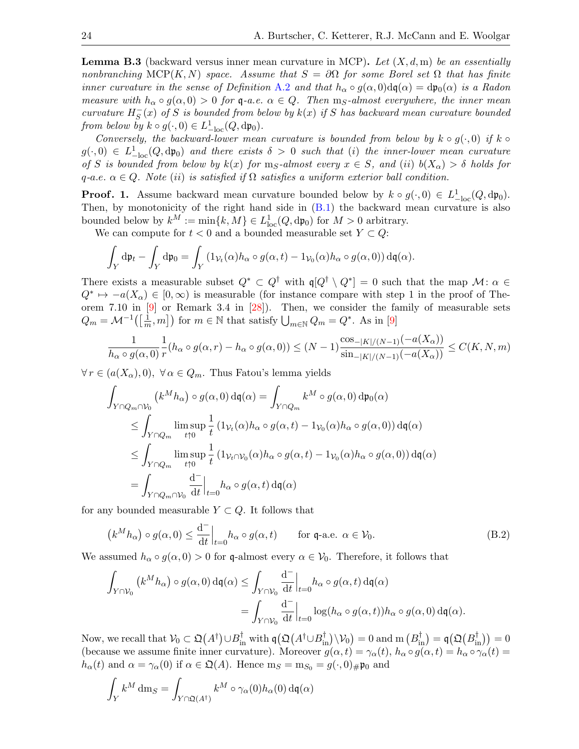**Lemma B.3** (backward versus inner mean curvature in MCP)**.** *Let $(X, d, \mathrm{m})$ be an essentially nonbranching $\mathrm{MCP}(K, N)$ space. Assume that $S = \partial\Omega$ for some Borel set $\Omega$ that has finite inner curvature in the sense of Definition A.2 and that $h_\alpha \circ g(\alpha, 0)\mathrm{d}\mathfrak{q}(\alpha) = \mathrm{d}\mathfrak{p}_0(\alpha)$ is a Radon measure with $h_\alpha \circ g(\alpha, 0) > 0$ for $\mathfrak{q}$-a.e. $\alpha \in Q$. Then $\mathrm{m}_S$-almost everywhere, the inner mean curvature $H_S^-(x)$ of $S$ is bounded from below by $k(x)$ if $S$ has backward mean curvature bounded from below by $k \circ g(\cdot, 0) \in L^1_{-\mathrm{loc}}(Q, \mathrm{d}\mathfrak{p}_0)$.*

*Conversely, the backward-lower mean curvature is bounded from below by $k \circ g(\cdot, 0)$ if $k \circ g(\cdot, 0) \in L^1_{-\mathrm{loc}}(Q, \mathrm{d}\mathfrak{p}_0)$ and there exists $\delta > 0$ such that (i) the inner-lower mean curvature of $S$ is bounded from below by $k(x)$ for $\mathrm{m}_S$-almost every $x \in S$, and (ii) $b(X_\alpha) > \delta$ holds for $q$-a.e. $\alpha \in Q$. Note (ii) is satisfied if $\Omega$ satisfies a uniform exterior ball condition.*

**Proof. 1.** Assume backward mean curvature bounded below by $k \circ g(\cdot, 0) \in L^1_{-\mathrm{loc}}(Q, \mathrm{d}\mathfrak{p}_0)$. Then, by monotonicity of the right hand side in (B.1) the backward mean curvature is also bounded below by $k^M := \min\{k, M\} \in L^1_{\mathrm{loc}}(Q, \mathrm{d}\mathfrak{p}_0)$ for $M > 0$ arbitrary.

We can compute for $t < 0$ and a bounded measurable set $Y \subset Q$:

$$\int_Y \mathrm{d}\mathfrak{p}_t - \int_Y \mathrm{d}\mathfrak{p}_0 = \int_Y \left(1_{\mathcal{V}_t}(\alpha) h_\alpha \circ g(\alpha, t) - 1_{\mathcal{V}_0}(\alpha) h_\alpha \circ g(\alpha, 0)\right) \mathrm{d}\mathfrak{q}(\alpha).$$

There exists a measurable subset $Q^* \subset Q^\dagger$ with $\mathfrak{q}[Q^\dagger \setminus Q^*] = 0$ such that the map $\mathcal{M} \colon \alpha \in Q^* \mapsto -a(X_\alpha) \in [0, \infty)$ is measurable (for instance compare with step 1 in the proof of Theorem 7.10 in [9] or Remark 3.4 in [28]). Then, we consider the family of measurable sets $Q_m = \mathcal{M}^{-1}\left(\left[\frac{1}{m}, m\right]\right)$ for $m \in \mathbb{N}$ that satisfy $\bigcup_{m \in \mathbb{N}} Q_m = Q^*$. As in [9]

$$\frac{1}{h_\alpha \circ g(\alpha, 0)} \frac{1}{r} \left(h_\alpha \circ g(\alpha, r) - h_\alpha \circ g(\alpha, 0)\right) \le (N-1) \frac{\cos_{-|K|/(N-1)}(-a(X_\alpha))}{\sin_{-|K|/(N-1)}(-a(X_\alpha))} \le C(K, N, m)$$

$\forall\, r \in (a(X_\alpha), 0)$, $\forall\, \alpha \in Q_m$. Thus Fatou's lemma yields

$$\begin{aligned}
\int_{Y \cap Q_m \cap \mathcal{V}_0} \left(k^M h_\alpha\right) \circ g(\alpha, 0)\, \mathrm{d}\mathfrak{q}(\alpha) &= \int_{Y \cap Q_m} k^M \circ g(\alpha, 0)\, \mathrm{d}\mathfrak{p}_0(\alpha) \\
&\le \int_{Y \cap Q_m} \limsup_{t \uparrow 0} \frac{1}{t} \left(1_{\mathcal{V}_t}(\alpha) h_\alpha \circ g(\alpha, t) - 1_{\mathcal{V}_0}(\alpha) h_\alpha \circ g(\alpha, 0)\right) \mathrm{d}\mathfrak{q}(\alpha) \\
&\le \int_{Y \cap Q_m} \limsup_{t \uparrow 0} \frac{1}{t} \left(1_{\mathcal{V}_t \cap \mathcal{V}_0}(\alpha) h_\alpha \circ g(\alpha, t) - 1_{\mathcal{V}_0}(\alpha) h_\alpha \circ g(\alpha, 0)\right) \mathrm{d}\mathfrak{q}(\alpha) \\
&= \int_{Y \cap Q_m \cap \mathcal{V}_0} \frac{\mathrm{d}^-}{\mathrm{d}t}\Big|_{t=0} h_\alpha \circ g(\alpha, t)\, \mathrm{d}\mathfrak{q}(\alpha)
\end{aligned}$$

for any bounded measurable $Y \subset Q$. It follows that

$$\left(k^M h_\alpha\right) \circ g(\alpha, 0) \le \frac{\mathrm{d}^-}{\mathrm{d}t}\Big|_{t=0} h_\alpha \circ g(\alpha, t) \qquad \text{for } \mathfrak{q}\text{-a.e. } \alpha \in \mathcal{V}_0. \tag{B.2}$$

We assumed $h_\alpha \circ g(\alpha, 0) > 0$ for $\mathfrak{q}$-almost every $\alpha \in \mathcal{V}_0$. Therefore, it follows that

$$\begin{aligned}
\int_{Y \cap \mathcal{V}_0} \left(k^M h_\alpha\right) \circ g(\alpha, 0)\, \mathrm{d}\mathfrak{q}(\alpha) &\le \int_{Y \cap \mathcal{V}_0} \frac{\mathrm{d}^-}{\mathrm{d}t}\Big|_{t=0} h_\alpha \circ g(\alpha, t)\, \mathrm{d}\mathfrak{q}(\alpha) \\
&= \int_{Y \cap \mathcal{V}_0} \frac{\mathrm{d}^-}{\mathrm{d}t}\Big|_{t=0} \log(h_\alpha \circ g(\alpha, t)) h_\alpha \circ g(\alpha, 0)\, \mathrm{d}\mathfrak{q}(\alpha).
\end{aligned}$$

Now, we recall that $\mathcal{V}_0 \subset \mathfrak{Q}(A^\dagger) \cup B^\dagger_{\mathrm{in}}$ with $\mathfrak{q}\left(\mathfrak{Q}(A^\dagger \cup B^\dagger_{\mathrm{in}}) \setminus \mathcal{V}_0\right) = 0$ and $\mathrm{m}\left(B^\dagger_{\mathrm{in}}\right) = \mathfrak{q}\left(\mathfrak{Q}(B^\dagger_{\mathrm{in}})\right) = 0$ (because we assume finite inner curvature). Moreover $g(\alpha, t) = \gamma_\alpha(t)$, $h_\alpha \circ g(\alpha, t) = h_\alpha \circ \gamma_\alpha(t) = h_\alpha(t)$ and $\alpha = \gamma_\alpha(0)$ if $\alpha \in \mathfrak{Q}(A)$. Hence $\mathrm{m}_S = \mathrm{m}_{S_0} = g(\cdot, 0)_\# \mathfrak{p}_0$ and

$$\int_Y k^M \, \mathrm{d}\mathrm{m}_S = \int_{Y \cap \mathfrak{Q}(A^\dagger)} k^M \circ \gamma_\alpha(0) h_\alpha(0)\, \mathrm{d}\mathfrak{q}(\alpha)$$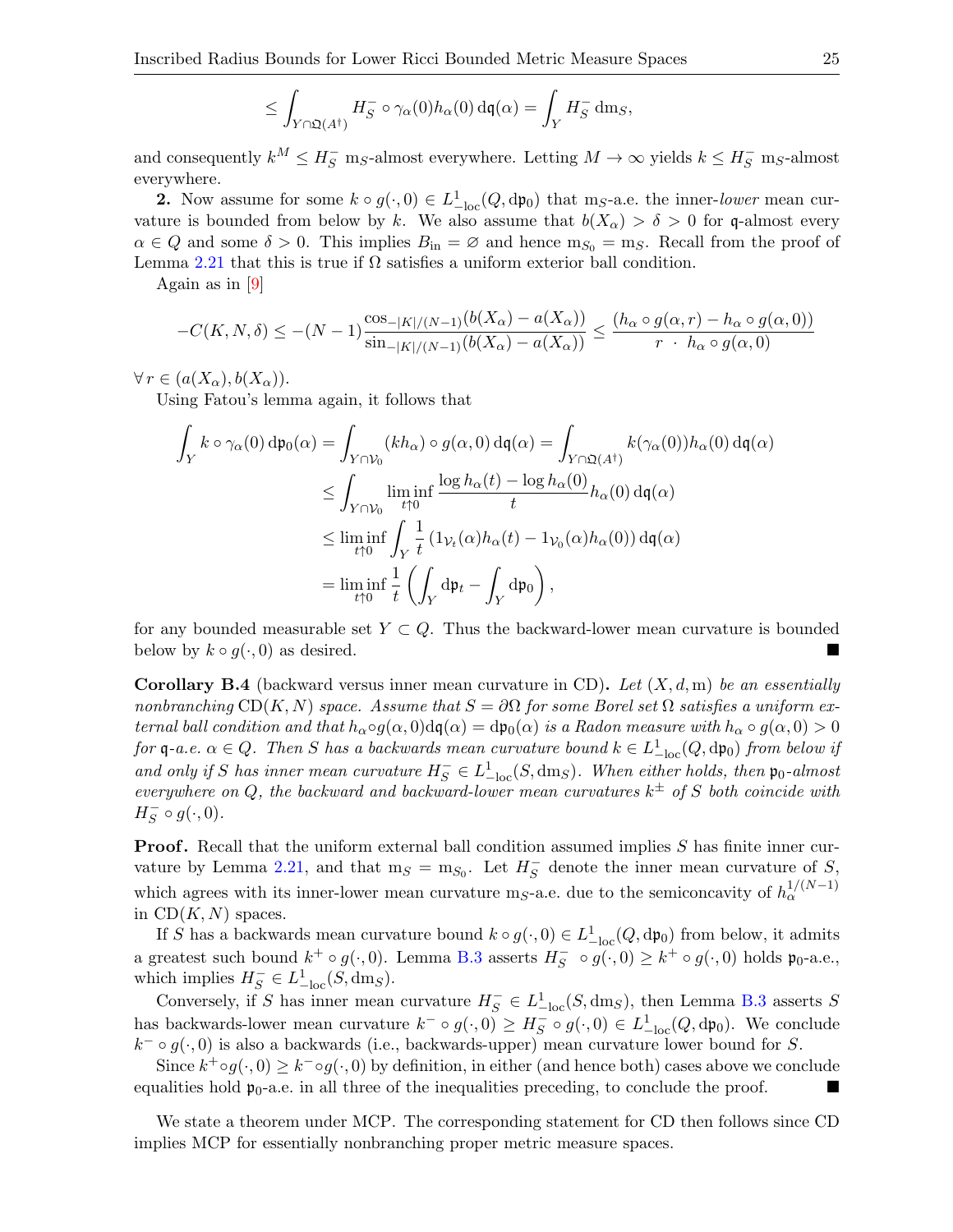$$\leq \int_{Y\cap\mathfrak{Q}(A^\dagger)} H_S^- \circ \gamma_\alpha(0) h_\alpha(0)\,\mathrm{d}\mathfrak{q}(\alpha) = \int_Y H_S^-\,\mathrm{dm}_S,$$

and consequently $k^M \leq H_S^-$ $\mathrm{m}_S$-almost everywhere. Letting $M\to\infty$ yields $k \leq H_S^-$ $\mathrm{m}_S$-almost everywhere.

**2.** Now assume for some $k\circ g(\cdot,0) \in L^1_{-\mathrm{loc}}(Q,\mathrm{d}\mathfrak{p}_0)$ that $\mathrm{m}_S$-a.e. the inner-*lower* mean curvature is bounded from below by $k$. We also assume that $b(X_\alpha) > \delta > 0$ for $\mathfrak{q}$-almost every $\alpha \in Q$ and some $\delta > 0$. This implies $B_{\mathrm{in}} = \varnothing$ and hence $\mathrm{m}_{S_0} = \mathrm{m}_S$. Recall from the proof of Lemma 2.21 that this is true if $\Omega$ satisfies a uniform exterior ball condition.

Again as in [9]

$$-C(K,N,\delta) \leq -(N-1)\frac{\cos_{-|K|/(N-1)}(b(X_\alpha)-a(X_\alpha))}{\sin_{-|K|/(N-1)}(b(X_\alpha)-a(X_\alpha))} \leq \frac{(h_\alpha\circ g(\alpha,r) - h_\alpha\circ g(\alpha,0))}{r\ \cdot\ h_\alpha\circ g(\alpha,0)}$$

$\forall\, r \in (a(X_\alpha), b(X_\alpha))$.

Using Fatou's lemma again, it follows that

$$\begin{aligned}
\int_Y k\circ\gamma_\alpha(0)\,\mathrm{d}\mathfrak{p}_0(\alpha) &= \int_{Y\cap\mathcal{V}_0} (kh_\alpha)\circ g(\alpha,0)\,\mathrm{d}\mathfrak{q}(\alpha) = \int_{Y\cap\mathfrak{Q}(A^\dagger)} k(\gamma_\alpha(0))h_\alpha(0)\,\mathrm{d}\mathfrak{q}(\alpha)\\
&\leq \int_{Y\cap\mathcal{V}_0} \liminf_{t\uparrow 0} \frac{\log h_\alpha(t) - \log h_\alpha(0)}{t} h_\alpha(0)\,\mathrm{d}\mathfrak{q}(\alpha)\\
&\leq \liminf_{t\uparrow 0} \int_Y \frac{1}{t}\left(1_{\mathcal{V}_t}(\alpha)h_\alpha(t) - 1_{\mathcal{V}_0}(\alpha)h_\alpha(0)\right)\mathrm{d}\mathfrak{q}(\alpha)\\
&= \liminf_{t\uparrow 0} \frac{1}{t}\left(\int_Y \mathrm{d}\mathfrak{p}_t - \int_Y \mathrm{d}\mathfrak{p}_0\right),
\end{aligned}$$

for any bounded measurable set $Y \subset Q$. Thus the backward-lower mean curvature is bounded below by $k\circ g(\cdot,0)$ as desired. ■

**Corollary B.4** (backward versus inner mean curvature in CD)**.** *Let $(X,d,\mathrm{m})$ be an essentially nonbranching $\mathrm{CD}(K,N)$ space. Assume that $S=\partial\Omega$ for some Borel set $\Omega$ satisfies a uniform external ball condition and that $h_\alpha\circ g(\alpha,0)\mathrm{d}\mathfrak{q}(\alpha) = \mathrm{d}\mathfrak{p}_0(\alpha)$ is a Radon measure with $h_\alpha\circ g(\alpha,0) > 0$ for $\mathfrak{q}$-a.e. $\alpha\in Q$. Then $S$ has a backwards mean curvature bound $k \in L^1_{-\mathrm{loc}}(Q,\mathrm{d}\mathfrak{p}_0)$ from below if and only if $S$ has inner mean curvature $H_S^- \in L^1_{-\mathrm{loc}}(S,\mathrm{dm}_S)$. When either holds, then $\mathfrak{p}_0$-almost everywhere on $Q$, the backward and backward-lower mean curvatures $k^\pm$ of $S$ both coincide with $H_S^-\circ g(\cdot,0)$.*

**Proof.** Recall that the uniform external ball condition assumed implies $S$ has finite inner curvature by Lemma 2.21, and that $\mathrm{m}_S = \mathrm{m}_{S_0}$. Let $H_S^-$ denote the inner mean curvature of $S$, which agrees with its inner-lower mean curvature $\mathrm{m}_S$-a.e. due to the semiconcavity of $h_\alpha^{1/(N-1)}$ in $\mathrm{CD}(K,N)$ spaces.

If $S$ has a backwards mean curvature bound $k\circ g(\cdot,0) \in L^1_{-\mathrm{loc}}(Q,\mathrm{d}\mathfrak{p}_0)$ from below, it admits a greatest such bound $k^+\circ g(\cdot,0)$. Lemma B.3 asserts $H_S^-\ \circ g(\cdot,0) \geq k^+\circ g(\cdot,0)$ holds $\mathfrak{p}_0$-a.e., which implies $H_S^- \in L^1_{-\mathrm{loc}}(S,\mathrm{dm}_S)$.

Conversely, if $S$ has inner mean curvature $H_S^- \in L^1_{-\mathrm{loc}}(S,\mathrm{dm}_S)$, then Lemma B.3 asserts $S$ has backwards-lower mean curvature $k^-\circ g(\cdot,0) \geq H_S^-\circ g(\cdot,0) \in L^1_{-\mathrm{loc}}(Q,\mathrm{d}\mathfrak{p}_0)$. We conclude $k^-\circ g(\cdot,0)$ is also a backwards (i.e., backwards-upper) mean curvature lower bound for $S$.

Since $k^+\circ g(\cdot,0) \geq k^-\circ g(\cdot,0)$ by definition, in either (and hence both) cases above we conclude equalities hold $\mathfrak{p}_0$-a.e. in all three of the inequalities preceding, to conclude the proof. ■

We state a theorem under MCP. The corresponding statement for CD then follows since CD implies MCP for essentially nonbranching proper metric measure spaces.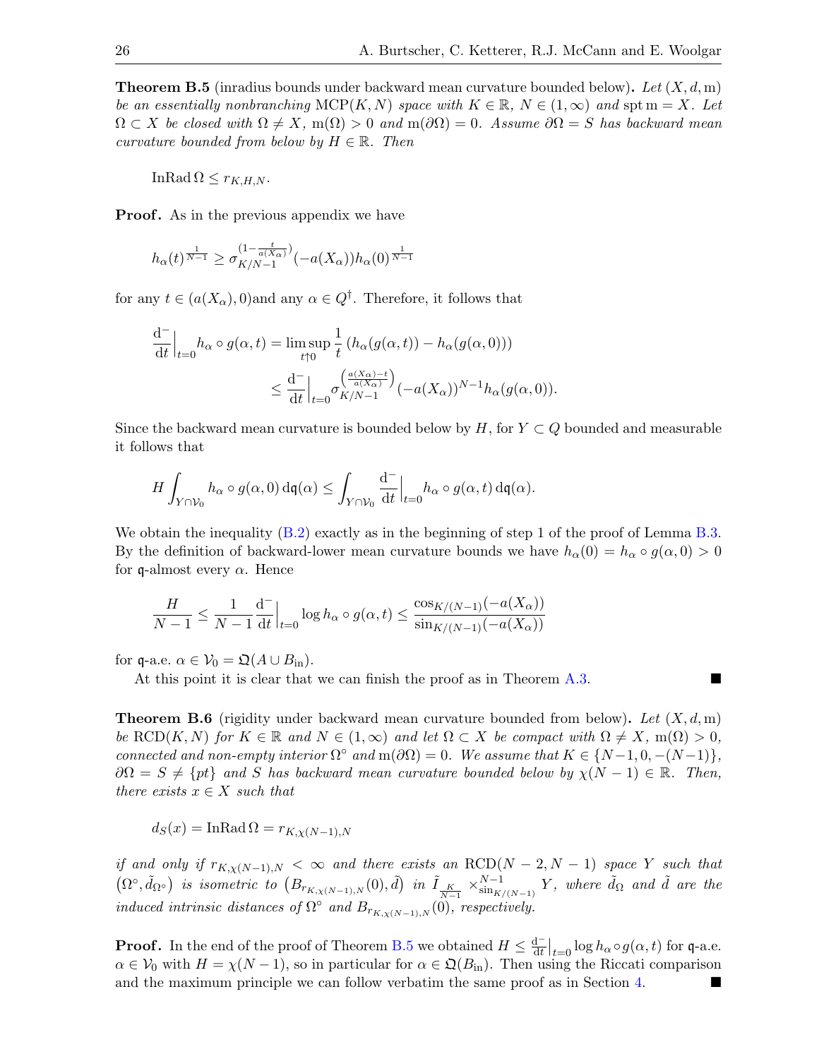**Theorem B.5** (inradius bounds under backward mean curvature bounded below)**.** *Let $(X, d, \mathrm{m})$ be an essentially nonbranching $\mathrm{MCP}(K, N)$ space with $K \in \mathbb{R}$, $N \in (1, \infty)$ and $\operatorname{spt} \mathrm{m} = X$. Let $\Omega \subset X$ be closed with $\Omega \neq X$, $\mathrm{m}(\Omega) > 0$ and $\mathrm{m}(\partial\Omega) = 0$. Assume $\partial\Omega = S$ has backward mean curvature bounded from below by $H \in \mathbb{R}$. Then*

$$\operatorname{InRad} \Omega \leq r_{K,H,N}.$$

**Proof.** As in the previous appendix we have

$$h_\alpha(t)^{\frac{1}{N-1}} \geq \sigma_{K/N-1}^{(1-\frac{t}{a(X_\alpha)})}(-a(X_\alpha)) h_\alpha(0)^{\frac{1}{N-1}}$$

for any $t \in (a(X_\alpha), 0)$and any $\alpha \in Q^\dagger$. Therefore, it follows that

$$\begin{aligned}
\frac{\mathrm{d}^-}{\mathrm{d}t}\Big|_{t=0} h_\alpha \circ g(\alpha, t) &= \limsup_{t \uparrow 0} \frac{1}{t} \left(h_\alpha(g(\alpha, t)) - h_\alpha(g(\alpha, 0))\right) \\
&\leq \frac{\mathrm{d}^-}{\mathrm{d}t}\Big|_{t=0} \sigma_{K/N-1}^{\left(\frac{a(X_\alpha)-t}{a(X_\alpha)}\right)}(-a(X_\alpha))^{N-1} h_\alpha(g(\alpha, 0)).
\end{aligned}$$

Since the backward mean curvature is bounded below by $H$, for $Y \subset Q$ bounded and measurable it follows that

$$H \int_{Y \cap \mathcal{V}_0} h_\alpha \circ g(\alpha, 0)\, \mathrm{d}\mathfrak{q}(\alpha) \leq \int_{Y \cap \mathcal{V}_0} \frac{\mathrm{d}^-}{\mathrm{d}t}\Big|_{t=0} h_\alpha \circ g(\alpha, t)\, \mathrm{d}\mathfrak{q}(\alpha).$$

We obtain the inequality (B.2) exactly as in the beginning of step 1 of the proof of Lemma B.3. By the definition of backward-lower mean curvature bounds we have $h_\alpha(0) = h_\alpha \circ g(\alpha, 0) > 0$ for $\mathfrak{q}$-almost every $\alpha$. Hence

$$\frac{H}{N-1} \leq \frac{1}{N-1} \frac{\mathrm{d}^-}{\mathrm{d}t}\Big|_{t=0} \log h_\alpha \circ g(\alpha, t) \leq \frac{\cos_{K/(N-1)}(-a(X_\alpha))}{\sin_{K/(N-1)}(-a(X_\alpha))}$$

for $\mathfrak{q}$-a.e. $\alpha \in \mathcal{V}_0 = \mathfrak{Q}(A \cup B_{\mathrm{in}})$.

At this point it is clear that we can finish the proof as in Theorem A.3. ∎

**Theorem B.6** (rigidity under backward mean curvature bounded from below)**.** *Let $(X, d, \mathrm{m})$ be $\mathrm{RCD}(K, N)$ for $K \in \mathbb{R}$ and $N \in (1, \infty)$ and let $\Omega \subset X$ be compact with $\Omega \neq X$, $\mathrm{m}(\Omega) > 0$, connected and non-empty interior $\Omega^\circ$ and $\mathrm{m}(\partial\Omega) = 0$. We assume that $K \in \{N-1, 0, -(N-1)\}$, $\partial\Omega = S \neq \{pt\}$ and $S$ has backward mean curvature bounded below by $\chi(N-1) \in \mathbb{R}$. Then, there exists $x \in X$ such that*

$$d_S(x) = \operatorname{InRad} \Omega = r_{K,\chi(N-1),N}$$

*if and only if $r_{K,\chi(N-1),N} < \infty$ and there exists an $\mathrm{RCD}(N-2, N-1)$ space $Y$ such that $(\Omega^\circ, \tilde{d}_{\Omega^\circ})$ is isometric to $(B_{r_{K,\chi(N-1),N}}(0), \tilde{d})$ in $\tilde{I}_{\frac{K}{N-1}} \times^{N-1}_{\sin_{K/(N-1)}} Y$, where $\tilde{d}_\Omega$ and $\tilde{d}$ are the induced intrinsic distances of $\Omega^\circ$ and $B_{r_{K,\chi(N-1),N}}(0)$, respectively.*

**Proof.** In the end of the proof of Theorem B.5 we obtained $H \leq \frac{\mathrm{d}^-}{\mathrm{d}t}\big|_{t=0} \log h_\alpha \circ g(\alpha, t)$ for $\mathfrak{q}$-a.e. $\alpha \in \mathcal{V}_0$ with $H = \chi(N-1)$, so in particular for $\alpha \in \mathfrak{Q}(B_{\mathrm{in}})$. Then using the Riccati comparison and the maximum principle we can follow verbatim the same proof as in Section 4. ∎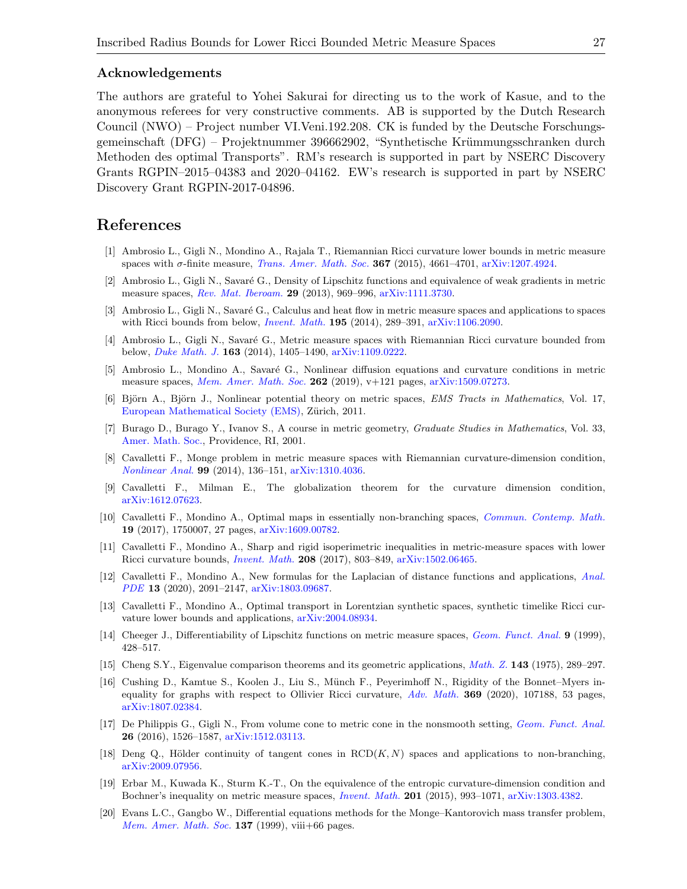## Acknowledgements

The authors are grateful to Yohei Sakurai for directing us to the work of Kasue, and to the anonymous referees for very constructive comments. AB is supported by the Dutch Research Council (NWO) – Project number VI.Veni.192.208. CK is funded by the Deutsche Forschungsgemeinschaft (DFG) – Projektnummer 396662902, "Synthetische Krümmungsschranken durch Methoden des optimal Transports". RM's research is supported in part by NSERC Discovery Grants RGPIN–2015–04383 and 2020–04162. EW's research is supported in part by NSERC Discovery Grant RGPIN-2017-04896.

# References

[1] Ambrosio L., Gigli N., Mondino A., Rajala T., Riemannian Ricci curvature lower bounds in metric measure spaces with $\sigma$-finite measure, *Trans. Amer. Math. Soc.* **367** (2015), 4661–4701, arXiv:1207.4924.

[2] Ambrosio L., Gigli N., Savaré G., Density of Lipschitz functions and equivalence of weak gradients in metric measure spaces, *Rev. Mat. Iberoam.* **29** (2013), 969–996, arXiv:1111.3730.

[3] Ambrosio L., Gigli N., Savaré G., Calculus and heat flow in metric measure spaces and applications to spaces with Ricci bounds from below, *Invent. Math.* **195** (2014), 289–391, arXiv:1106.2090.

[4] Ambrosio L., Gigli N., Savaré G., Metric measure spaces with Riemannian Ricci curvature bounded from below, *Duke Math. J.* **163** (2014), 1405–1490, arXiv:1109.0222.

[5] Ambrosio L., Mondino A., Savaré G., Nonlinear diffusion equations and curvature conditions in metric measure spaces, *Mem. Amer. Math. Soc.* **262** (2019), v+121 pages, arXiv:1509.07273.

[6] Björn A., Björn J., Nonlinear potential theory on metric spaces, *EMS Tracts in Mathematics*, Vol. 17, European Mathematical Society (EMS), Zürich, 2011.

[7] Burago D., Burago Y., Ivanov S., A course in metric geometry, *Graduate Studies in Mathematics*, Vol. 33, Amer. Math. Soc., Providence, RI, 2001.

[8] Cavalletti F., Monge problem in metric measure spaces with Riemannian curvature-dimension condition, *Nonlinear Anal.* **99** (2014), 136–151, arXiv:1310.4036.

[9] Cavalletti F., Milman E., The globalization theorem for the curvature dimension condition, arXiv:1612.07623.

[10] Cavalletti F., Mondino A., Optimal maps in essentially non-branching spaces, *Commun. Contemp. Math.* **19** (2017), 1750007, 27 pages, arXiv:1609.00782.

[11] Cavalletti F., Mondino A., Sharp and rigid isoperimetric inequalities in metric-measure spaces with lower Ricci curvature bounds, *Invent. Math.* **208** (2017), 803–849, arXiv:1502.06465.

[12] Cavalletti F., Mondino A., New formulas for the Laplacian of distance functions and applications, *Anal. PDE* **13** (2020), 2091–2147, arXiv:1803.09687.

[13] Cavalletti F., Mondino A., Optimal transport in Lorentzian synthetic spaces, synthetic timelike Ricci curvature lower bounds and applications, arXiv:2004.08934.

[14] Cheeger J., Differentiability of Lipschitz functions on metric measure spaces, *Geom. Funct. Anal.* **9** (1999), 428–517.

[15] Cheng S.Y., Eigenvalue comparison theorems and its geometric applications, *Math. Z.* **143** (1975), 289–297.

[16] Cushing D., Kamtue S., Koolen J., Liu S., Münch F., Peyerimhoff N., Rigidity of the Bonnet–Myers inequality for graphs with respect to Ollivier Ricci curvature, *Adv. Math.* **369** (2020), 107188, 53 pages, arXiv:1807.02384.

[17] De Philippis G., Gigli N., From volume cone to metric cone in the nonsmooth setting, *Geom. Funct. Anal.* **26** (2016), 1526–1587, arXiv:1512.03113.

[18] Deng Q., Hölder continuity of tangent cones in $\mathrm{RCD}(K, N)$ spaces and applications to non-branching, arXiv:2009.07956.

[19] Erbar M., Kuwada K., Sturm K.-T., On the equivalence of the entropic curvature-dimension condition and Bochner's inequality on metric measure spaces, *Invent. Math.* **201** (2015), 993–1071, arXiv:1303.4382.

[20] Evans L.C., Gangbo W., Differential equations methods for the Monge–Kantorovich mass transfer problem, *Mem. Amer. Math. Soc.* **137** (1999), viii+66 pages.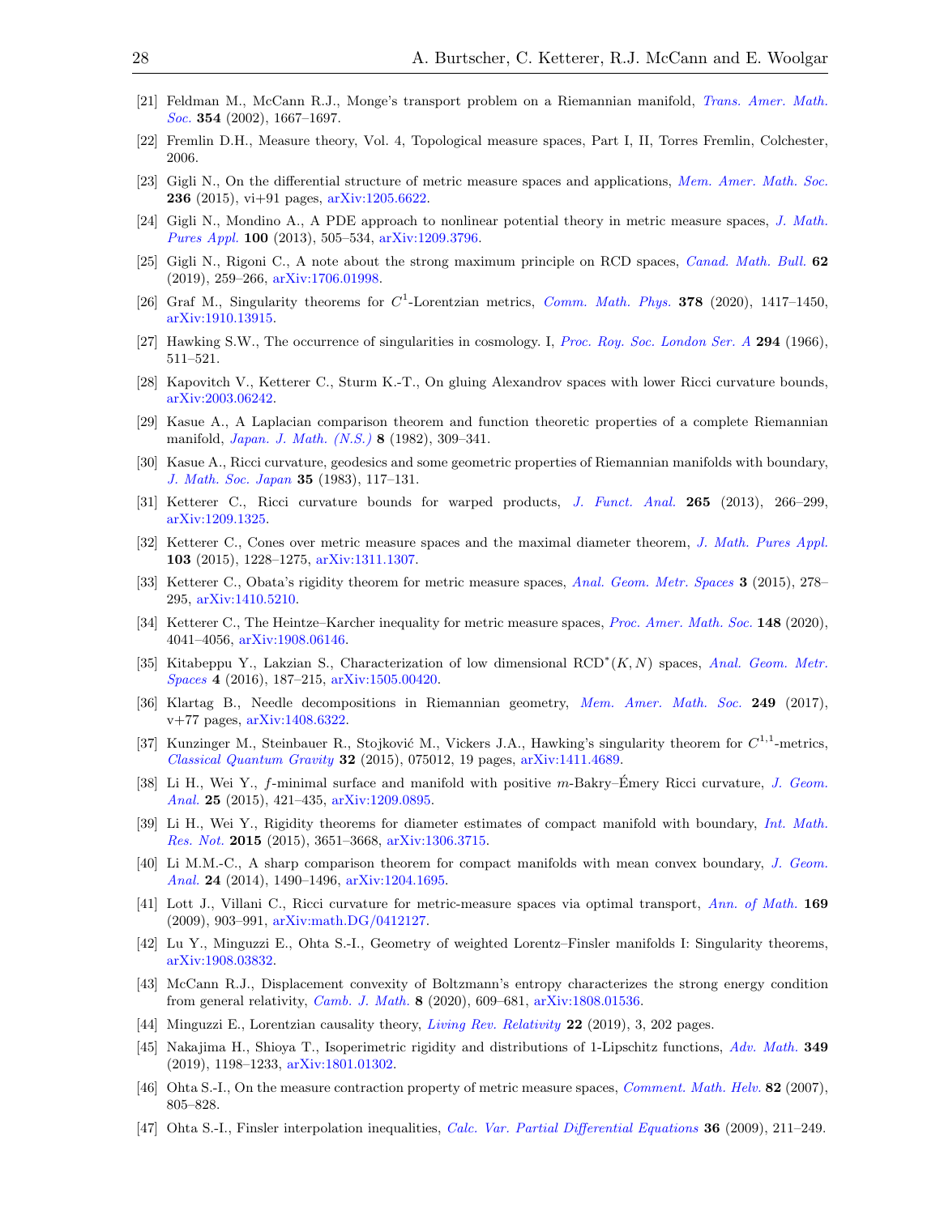[21] Feldman M., McCann R.J., Monge's transport problem on a Riemannian manifold, *Trans. Amer. Math. Soc.* **354** (2002), 1667–1697.

[22] Fremlin D.H., Measure theory, Vol. 4, Topological measure spaces, Part I, II, Torres Fremlin, Colchester, 2006.

[23] Gigli N., On the differential structure of metric measure spaces and applications, *Mem. Amer. Math. Soc.* **236** (2015), vi+91 pages, arXiv:1205.6622.

[24] Gigli N., Mondino A., A PDE approach to nonlinear potential theory in metric measure spaces, *J. Math. Pures Appl.* **100** (2013), 505–534, arXiv:1209.3796.

[25] Gigli N., Rigoni C., A note about the strong maximum principle on RCD spaces, *Canad. Math. Bull.* **62** (2019), 259–266, arXiv:1706.01998.

[26] Graf M., Singularity theorems for $C^1$-Lorentzian metrics, *Comm. Math. Phys.* **378** (2020), 1417–1450, arXiv:1910.13915.

[27] Hawking S.W., The occurrence of singularities in cosmology. I, *Proc. Roy. Soc. London Ser. A* **294** (1966), 511–521.

[28] Kapovitch V., Ketterer C., Sturm K.-T., On gluing Alexandrov spaces with lower Ricci curvature bounds, arXiv:2003.06242.

[29] Kasue A., A Laplacian comparison theorem and function theoretic properties of a complete Riemannian manifold, *Japan. J. Math. (N.S.)* **8** (1982), 309–341.

[30] Kasue A., Ricci curvature, geodesics and some geometric properties of Riemannian manifolds with boundary, *J. Math. Soc. Japan* **35** (1983), 117–131.

[31] Ketterer C., Ricci curvature bounds for warped products, *J. Funct. Anal.* **265** (2013), 266–299, arXiv:1209.1325.

[32] Ketterer C., Cones over metric measure spaces and the maximal diameter theorem, *J. Math. Pures Appl.* **103** (2015), 1228–1275, arXiv:1311.1307.

[33] Ketterer C., Obata's rigidity theorem for metric measure spaces, *Anal. Geom. Metr. Spaces* **3** (2015), 278–295, arXiv:1410.5210.

[34] Ketterer C., The Heintze–Karcher inequality for metric measure spaces, *Proc. Amer. Math. Soc.* **148** (2020), 4041–4056, arXiv:1908.06146.

[35] Kitabeppu Y., Lakzian S., Characterization of low dimensional $\mathrm{RCD}^*(K,N)$ spaces, *Anal. Geom. Metr. Spaces* **4** (2016), 187–215, arXiv:1505.00420.

[36] Klartag B., Needle decompositions in Riemannian geometry, *Mem. Amer. Math. Soc.* **249** (2017), v+77 pages, arXiv:1408.6322.

[37] Kunzinger M., Steinbauer R., Stojković M., Vickers J.A., Hawking's singularity theorem for $C^{1,1}$-metrics, *Classical Quantum Gravity* **32** (2015), 075012, 19 pages, arXiv:1411.4689.

[38] Li H., Wei Y., $f$-minimal surface and manifold with positive $m$-Bakry–Émery Ricci curvature, *J. Geom. Anal.* **25** (2015), 421–435, arXiv:1209.0895.

[39] Li H., Wei Y., Rigidity theorems for diameter estimates of compact manifold with boundary, *Int. Math. Res. Not.* **2015** (2015), 3651–3668, arXiv:1306.3715.

[40] Li M.M.-C., A sharp comparison theorem for compact manifolds with mean convex boundary, *J. Geom. Anal.* **24** (2014), 1490–1496, arXiv:1204.1695.

[41] Lott J., Villani C., Ricci curvature for metric-measure spaces via optimal transport, *Ann. of Math.* **169** (2009), 903–991, arXiv:math.DG/0412127.

[42] Lu Y., Minguzzi E., Ohta S.-I., Geometry of weighted Lorentz–Finsler manifolds I: Singularity theorems, arXiv:1908.03832.

[43] McCann R.J., Displacement convexity of Boltzmann's entropy characterizes the strong energy condition from general relativity, *Camb. J. Math.* **8** (2020), 609–681, arXiv:1808.01536.

[44] Minguzzi E., Lorentzian causality theory, *Living Rev. Relativity* **22** (2019), 3, 202 pages.

[45] Nakajima H., Shioya T., Isoperimetric rigidity and distributions of 1-Lipschitz functions, *Adv. Math.* **349** (2019), 1198–1233, arXiv:1801.01302.

[46] Ohta S.-I., On the measure contraction property of metric measure spaces, *Comment. Math. Helv.* **82** (2007), 805–828.

[47] Ohta S.-I., Finsler interpolation inequalities, *Calc. Var. Partial Differential Equations* **36** (2009), 211–249.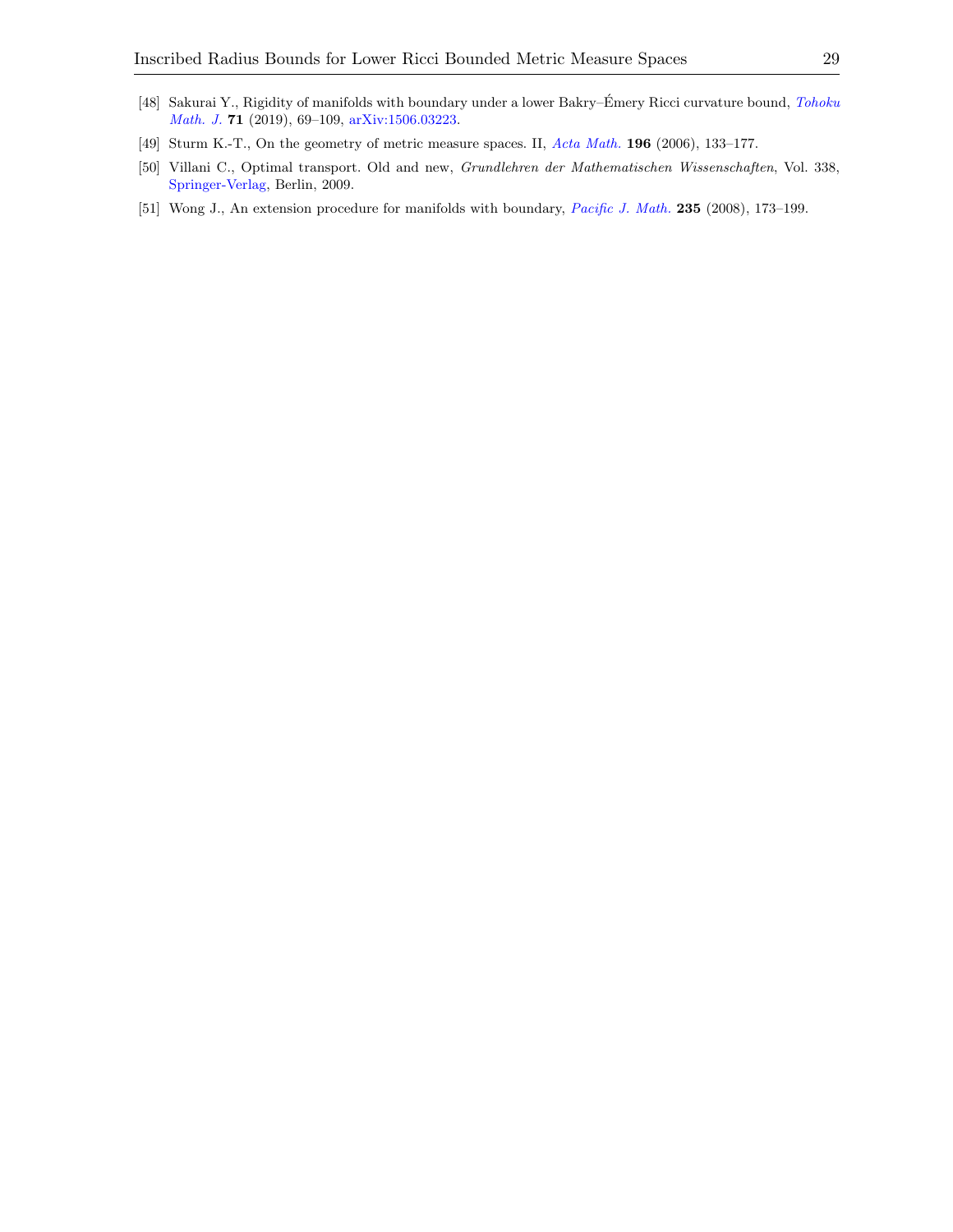[48] Sakurai Y., Rigidity of manifolds with boundary under a lower Bakry–Émery Ricci curvature bound, *Tohoku Math. J.* **71** (2019), 69–109, arXiv:1506.03223.

[49] Sturm K.-T., On the geometry of metric measure spaces. II, *Acta Math.* **196** (2006), 133–177.

[50] Villani C., Optimal transport. Old and new, *Grundlehren der Mathematischen Wissenschaften*, Vol. 338, Springer-Verlag, Berlin, 2009.

[51] Wong J., An extension procedure for manifolds with boundary, *Pacific J. Math.* **235** (2008), 173–199.